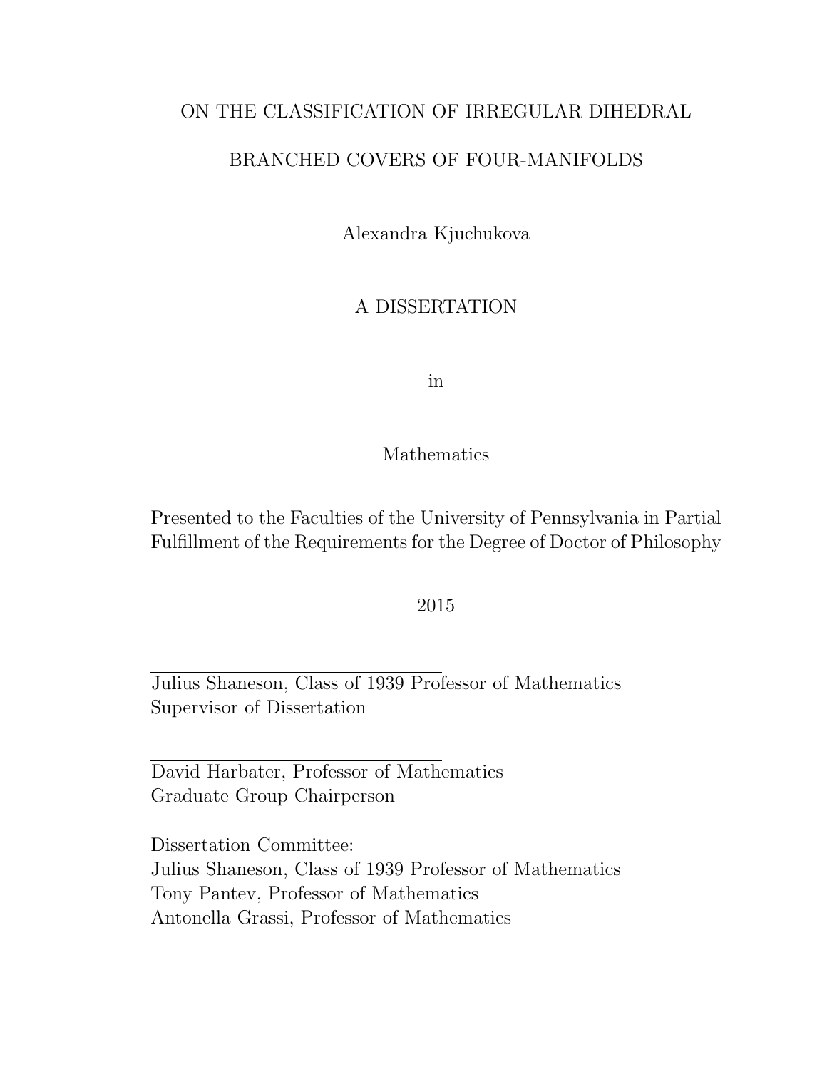# ON THE CLASSIFICATION OF IRREGULAR DIHEDRAL BRANCHED COVERS OF FOUR-MANIFOLDS

Alexandra Kjuchukova

A DISSERTATION

in

Mathematics

Presented to the Faculties of the University of Pennsylvania in Partial Fulfillment of the Requirements for the Degree of Doctor of Philosophy

2015

Julius Shaneson, Class of 1939 Professor of Mathematics
Supervisor of Dissertation

David Harbater, Professor of Mathematics
Graduate Group Chairperson

Dissertation Committee:
Julius Shaneson, Class of 1939 Professor of Mathematics
Tony Pantev, Professor of Mathematics
Antonella Grassi, Professor of Mathematics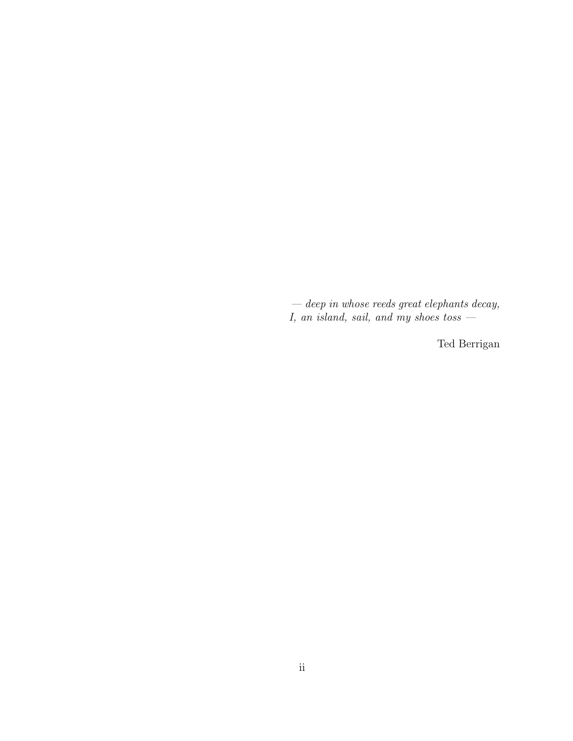*— deep in whose reeds great elephants decay,*
*I, an island, sail, and my shoes toss —*

Ted Berrigan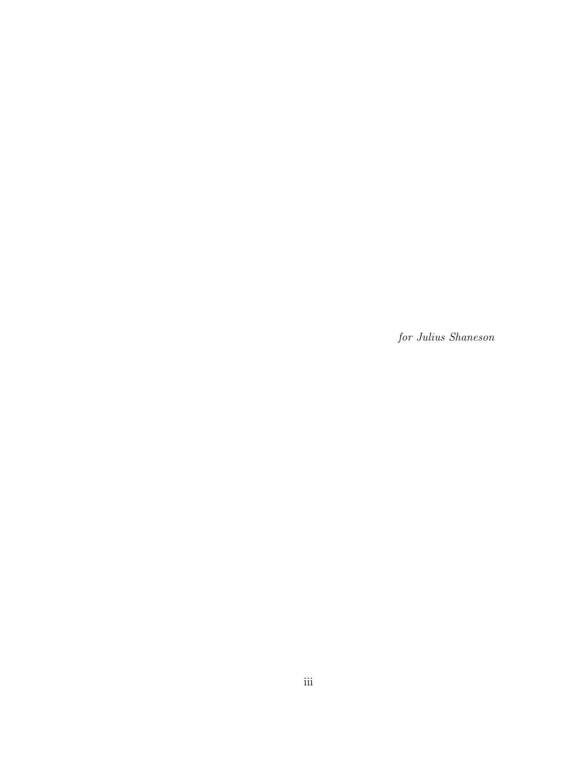*for Julius Shaneson*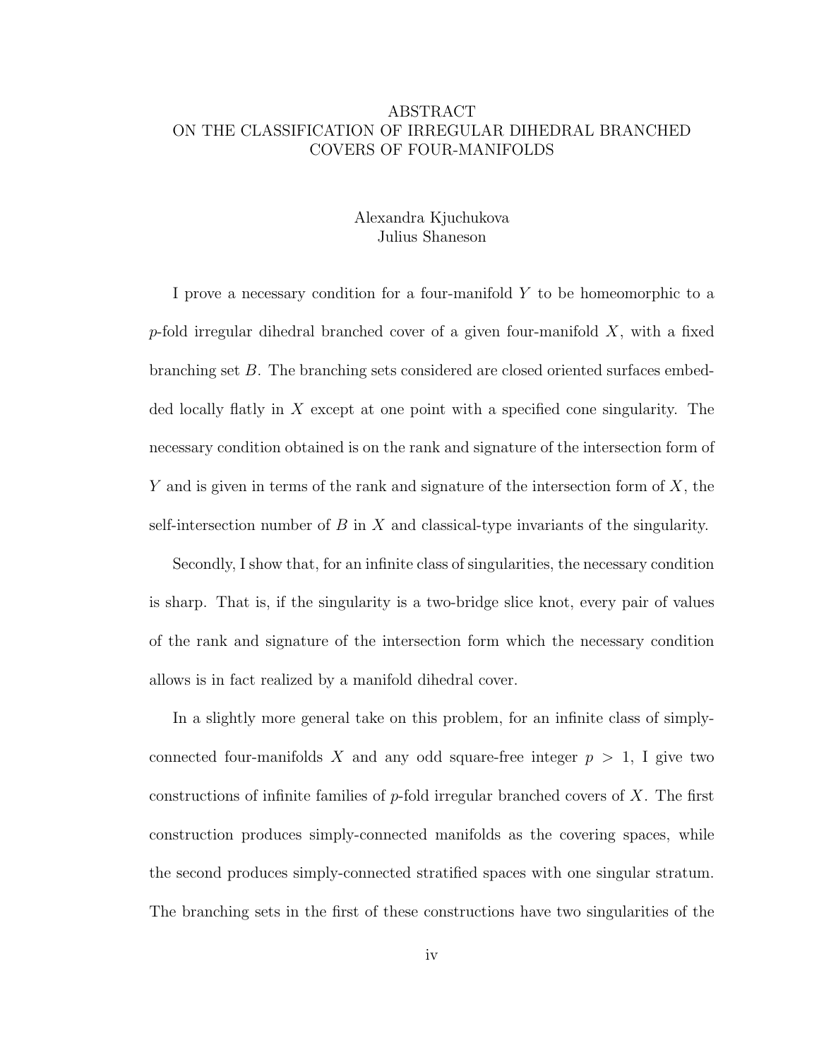# ABSTRACT

# ON THE CLASSIFICATION OF IRREGULAR DIHEDRAL BRANCHED COVERS OF FOUR-MANIFOLDS

Alexandra Kjuchukova
Julius Shaneson

I prove a necessary condition for a four-manifold $Y$ to be homeomorphic to a $p$-fold irregular dihedral branched cover of a given four-manifold $X$, with a fixed branching set $B$. The branching sets considered are closed oriented surfaces embedded locally flatly in $X$ except at one point with a specified cone singularity. The necessary condition obtained is on the rank and signature of the intersection form of $Y$ and is given in terms of the rank and signature of the intersection form of $X$, the self-intersection number of $B$ in $X$ and classical-type invariants of the singularity.

Secondly, I show that, for an infinite class of singularities, the necessary condition is sharp. That is, if the singularity is a two-bridge slice knot, every pair of values of the rank and signature of the intersection form which the necessary condition allows is in fact realized by a manifold dihedral cover.

In a slightly more general take on this problem, for an infinite class of simply-connected four-manifolds $X$ and any odd square-free integer $p > 1$, I give two constructions of infinite families of $p$-fold irregular branched covers of $X$. The first construction produces simply-connected manifolds as the covering spaces, while the second produces simply-connected stratified spaces with one singular stratum. The branching sets in the first of these constructions have two singularities of the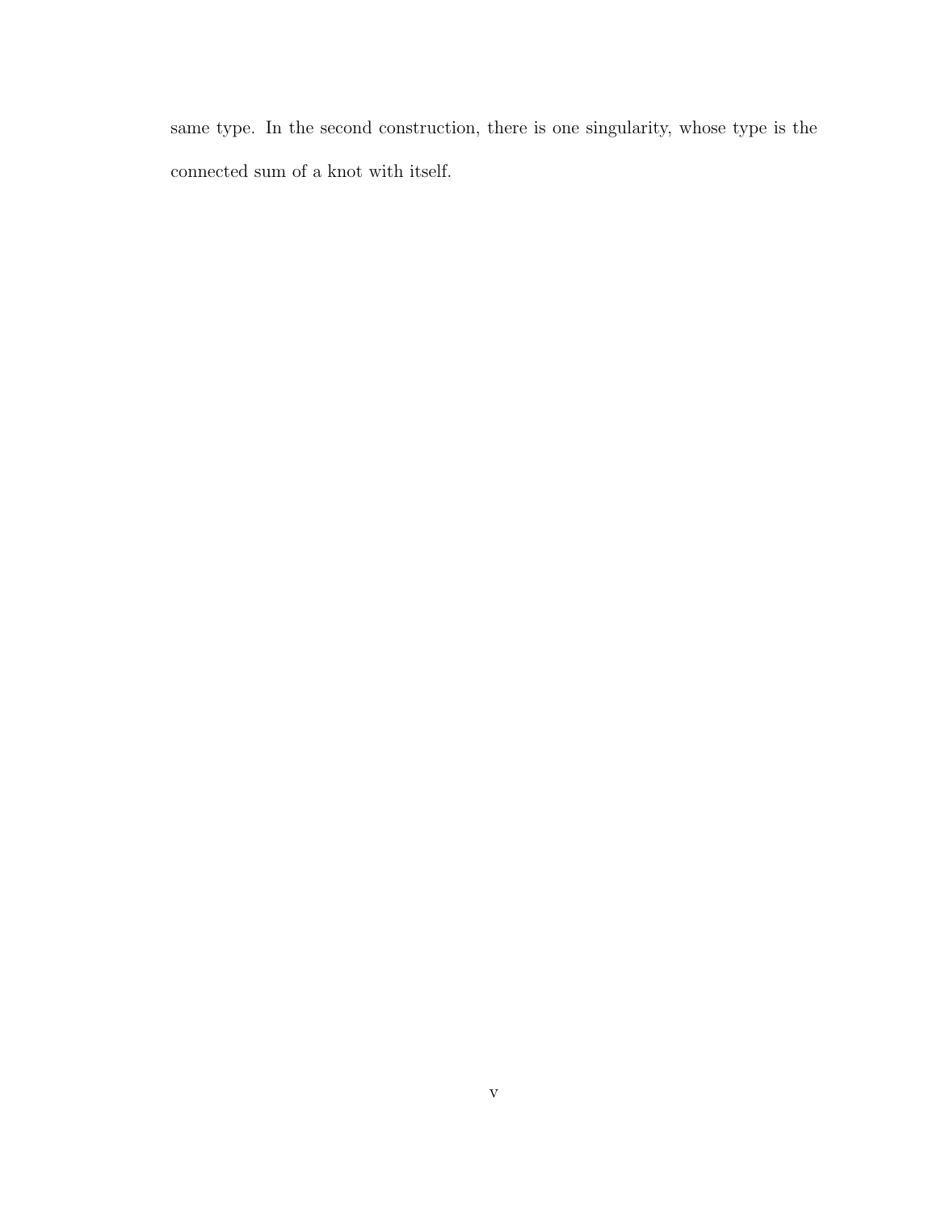same type. In the second construction, there is one singularity, whose type is the connected sum of a knot with itself.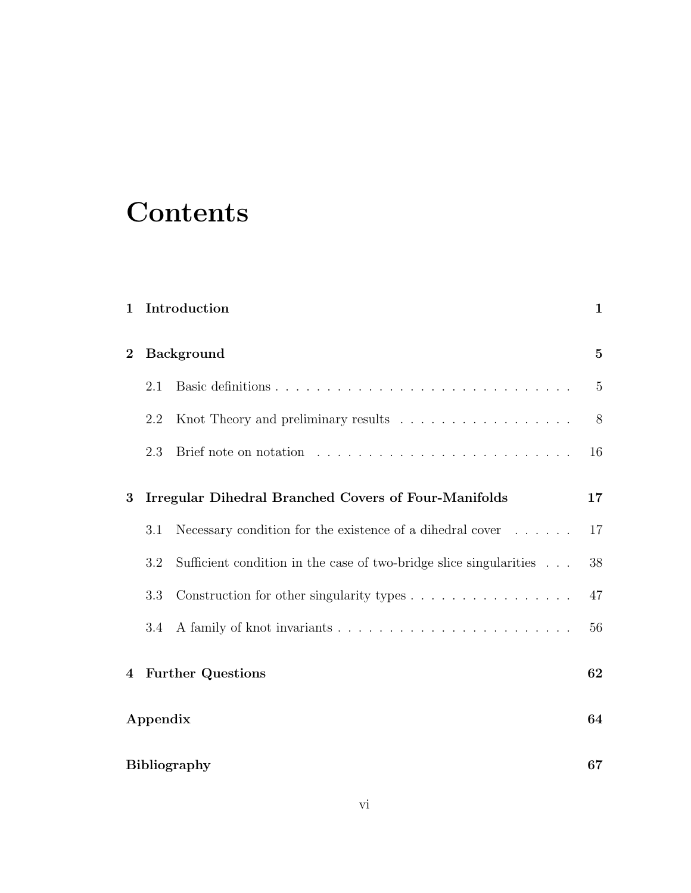# Contents

**1 Introduction** — **1**

**2 Background** — **5**

- 2.1 Basic definitions — 5
- 2.2 Knot Theory and preliminary results — 8
- 2.3 Brief note on notation — 16

**3 Irregular Dihedral Branched Covers of Four-Manifolds** — **17**

- 3.1 Necessary condition for the existence of a dihedral cover — 17
- 3.2 Sufficient condition in the case of two-bridge slice singularities — 38
- 3.3 Construction for other singularity types — 47
- 3.4 A family of knot invariants — 56

**4 Further Questions** — **62**

**Appendix** — **64**

**Bibliography** — **67**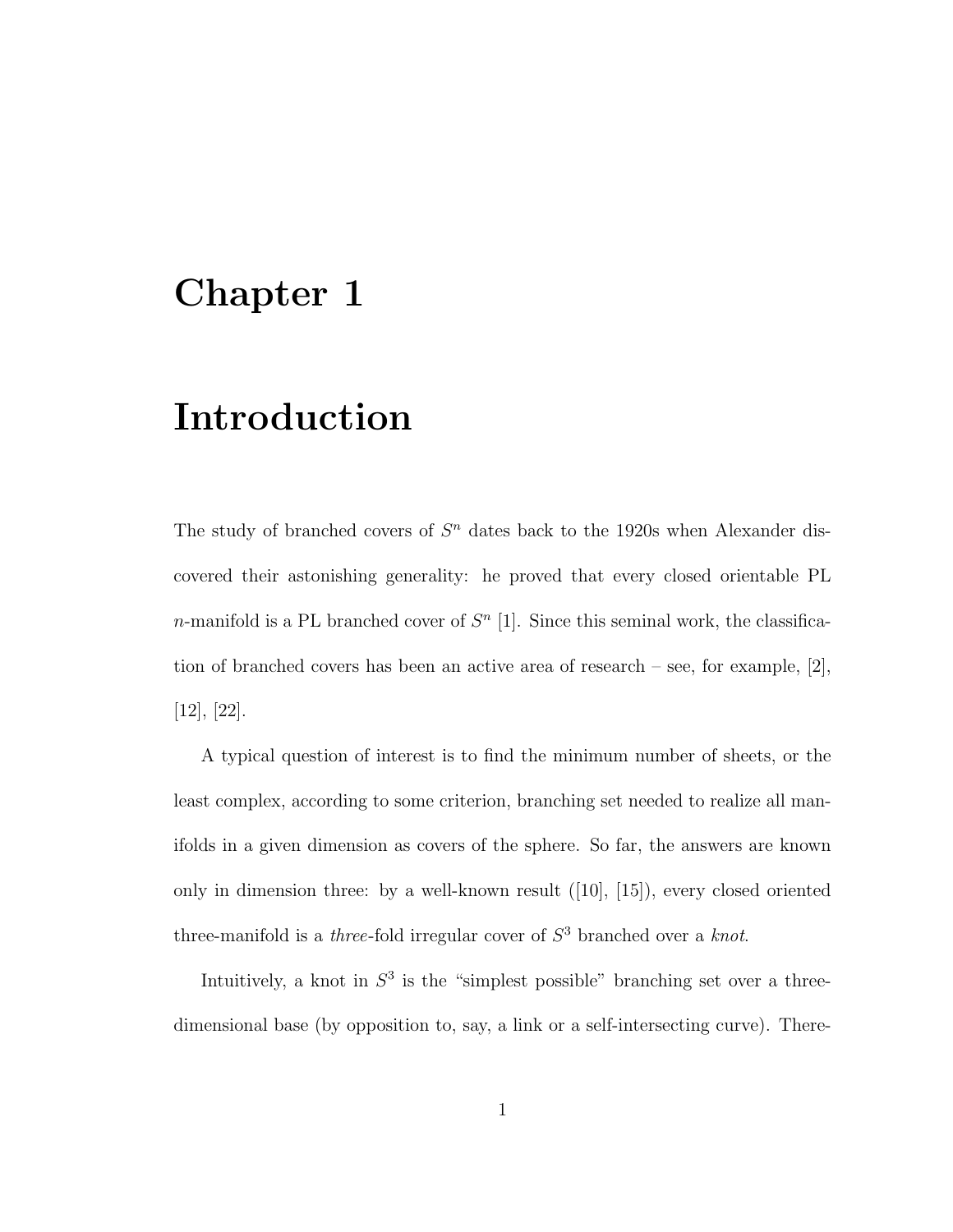# Chapter 1

# Introduction

The study of branched covers of $S^n$ dates back to the 1920s when Alexander discovered their astonishing generality: he proved that every closed orientable PL $n$-manifold is a PL branched cover of $S^n$ [1]. Since this seminal work, the classification of branched covers has been an active area of research – see, for example, [2], [12], [22].

A typical question of interest is to find the minimum number of sheets, or the least complex, according to some criterion, branching set needed to realize all manifolds in a given dimension as covers of the sphere. So far, the answers are known only in dimension three: by a well-known result ([10], [15]), every closed oriented three-manifold is a *three*-fold irregular cover of $S^3$ branched over a *knot*.

Intuitively, a knot in $S^3$ is the "simplest possible" branching set over a three-dimensional base (by opposition to, say, a link or a self-intersecting curve). There-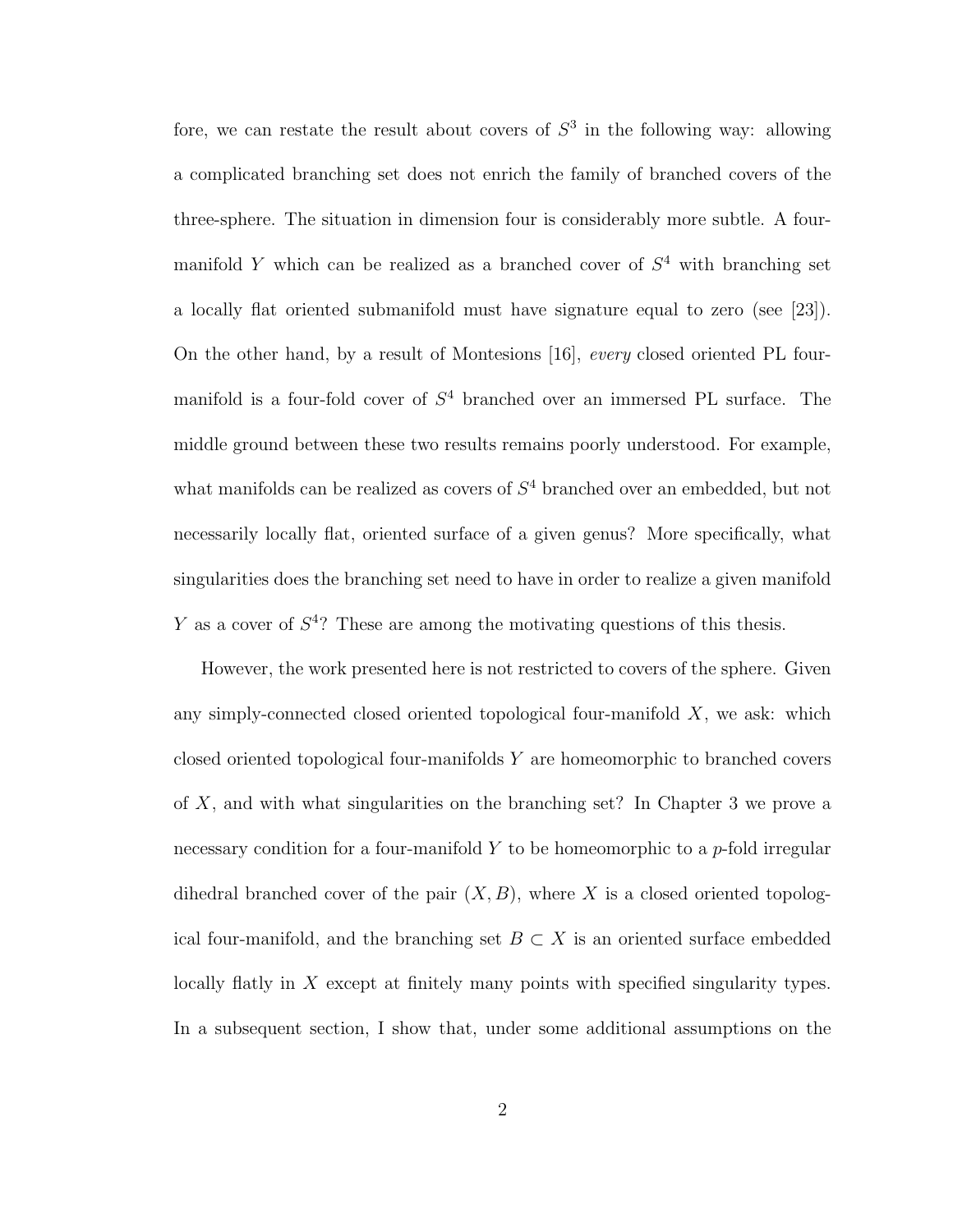fore, we can restate the result about covers of $S^3$ in the following way: allowing a complicated branching set does not enrich the family of branched covers of the three-sphere. The situation in dimension four is considerably more subtle. A four-manifold $Y$ which can be realized as a branched cover of $S^4$ with branching set a locally flat oriented submanifold must have signature equal to zero (see [23]). On the other hand, by a result of Montesions [16], *every* closed oriented PL four-manifold is a four-fold cover of $S^4$ branched over an immersed PL surface. The middle ground between these two results remains poorly understood. For example, what manifolds can be realized as covers of $S^4$ branched over an embedded, but not necessarily locally flat, oriented surface of a given genus? More specifically, what singularities does the branching set need to have in order to realize a given manifold $Y$ as a cover of $S^4$? These are among the motivating questions of this thesis.

However, the work presented here is not restricted to covers of the sphere. Given any simply-connected closed oriented topological four-manifold $X$, we ask: which closed oriented topological four-manifolds $Y$ are homeomorphic to branched covers of $X$, and with what singularities on the branching set? In Chapter 3 we prove a necessary condition for a four-manifold $Y$ to be homeomorphic to a $p$-fold irregular dihedral branched cover of the pair $(X, B)$, where $X$ is a closed oriented topological four-manifold, and the branching set $B \subset X$ is an oriented surface embedded locally flatly in $X$ except at finitely many points with specified singularity types. In a subsequent section, I show that, under some additional assumptions on the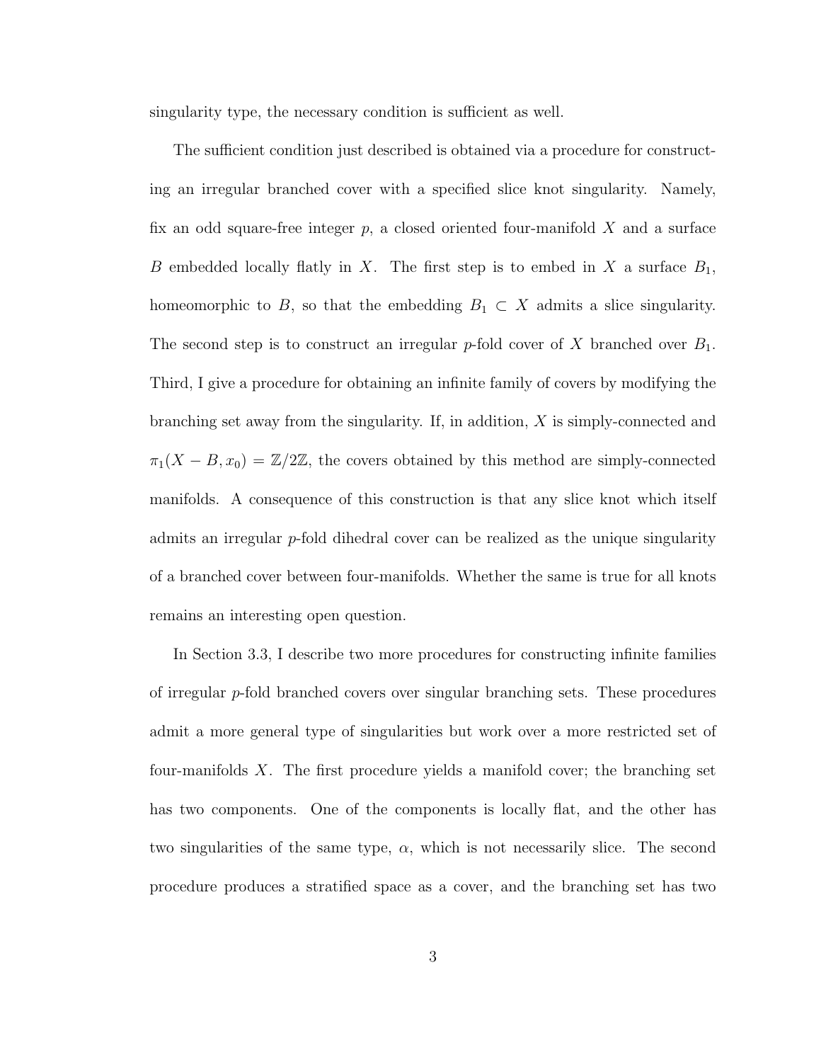singularity type, the necessary condition is sufficient as well.

The sufficient condition just described is obtained via a procedure for constructing an irregular branched cover with a specified slice knot singularity. Namely, fix an odd square-free integer $p$, a closed oriented four-manifold $X$ and a surface $B$ embedded locally flatly in $X$. The first step is to embed in $X$ a surface $B_1$, homeomorphic to $B$, so that the embedding $B_1 \subset X$ admits a slice singularity. The second step is to construct an irregular $p$-fold cover of $X$ branched over $B_1$. Third, I give a procedure for obtaining an infinite family of covers by modifying the branching set away from the singularity. If, in addition, $X$ is simply-connected and $\pi_1(X - B, x_0) = \mathbb{Z}/2\mathbb{Z}$, the covers obtained by this method are simply-connected manifolds. A consequence of this construction is that any slice knot which itself admits an irregular $p$-fold dihedral cover can be realized as the unique singularity of a branched cover between four-manifolds. Whether the same is true for all knots remains an interesting open question.

In Section 3.3, I describe two more procedures for constructing infinite families of irregular $p$-fold branched covers over singular branching sets. These procedures admit a more general type of singularities but work over a more restricted set of four-manifolds $X$. The first procedure yields a manifold cover; the branching set has two components. One of the components is locally flat, and the other has two singularities of the same type, $\alpha$, which is not necessarily slice. The second procedure produces a stratified space as a cover, and the branching set has two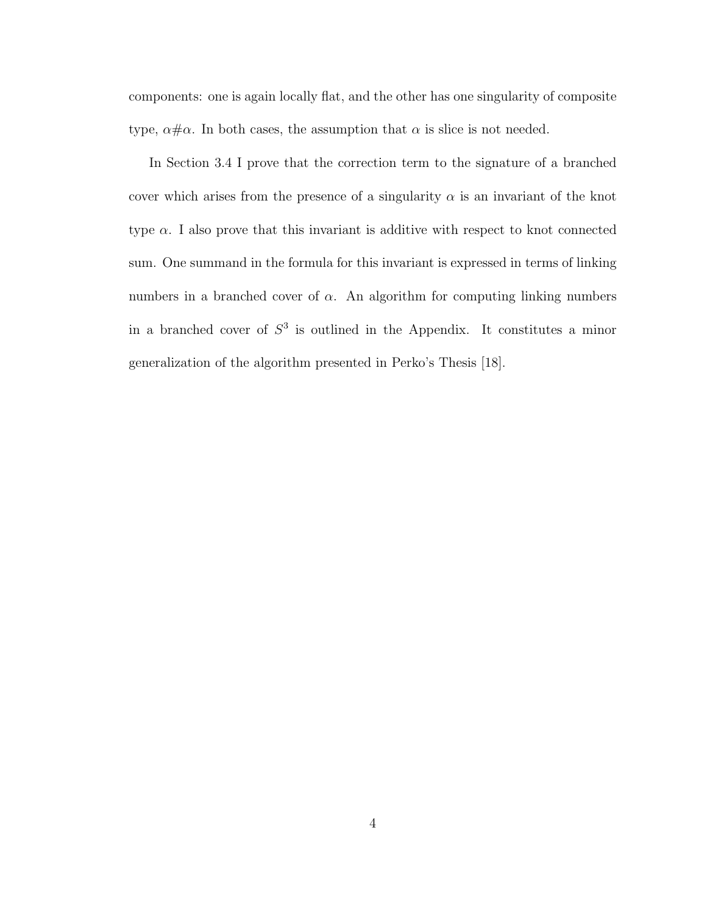components: one is again locally flat, and the other has one singularity of composite type, $\alpha \# \alpha$. In both cases, the assumption that $\alpha$ is slice is not needed.

In Section 3.4 I prove that the correction term to the signature of a branched cover which arises from the presence of a singularity $\alpha$ is an invariant of the knot type $\alpha$. I also prove that this invariant is additive with respect to knot connected sum. One summand in the formula for this invariant is expressed in terms of linking numbers in a branched cover of $\alpha$. An algorithm for computing linking numbers in a branched cover of $S^3$ is outlined in the Appendix. It constitutes a minor generalization of the algorithm presented in Perko's Thesis [18].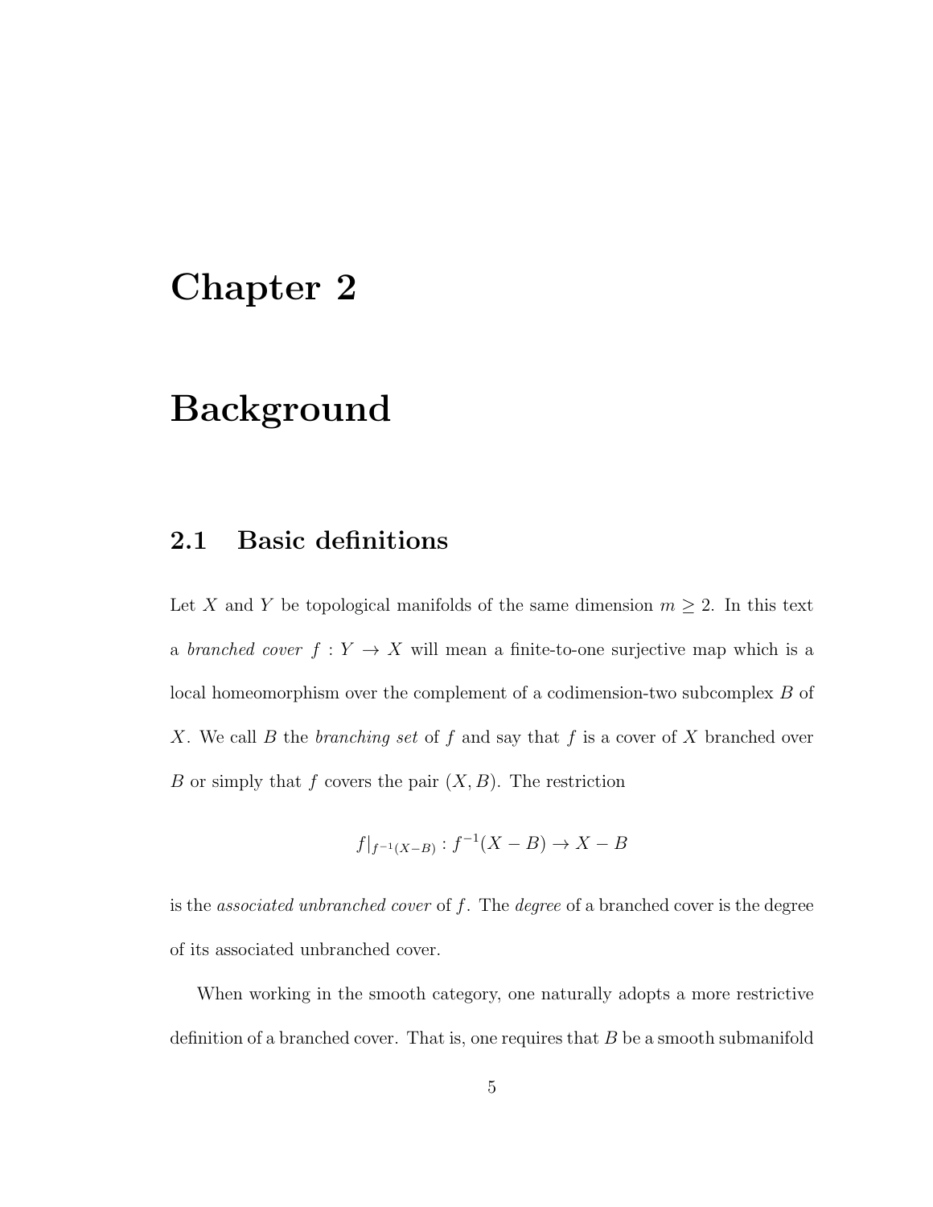# Chapter 2

# Background

## 2.1 Basic definitions

Let $X$ and $Y$ be topological manifolds of the same dimension $m \geq 2$. In this text a *branched cover* $f : Y \to X$ will mean a finite-to-one surjective map which is a local homeomorphism over the complement of a codimension-two subcomplex $B$ of $X$. We call $B$ the *branching set* of $f$ and say that $f$ is a cover of $X$ branched over $B$ or simply that $f$ covers the pair $(X, B)$. The restriction

$$f|_{f^{-1}(X-B)} : f^{-1}(X - B) \to X - B$$

is the *associated unbranched cover* of $f$. The *degree* of a branched cover is the degree of its associated unbranched cover.

When working in the smooth category, one naturally adopts a more restrictive definition of a branched cover. That is, one requires that $B$ be a smooth submanifold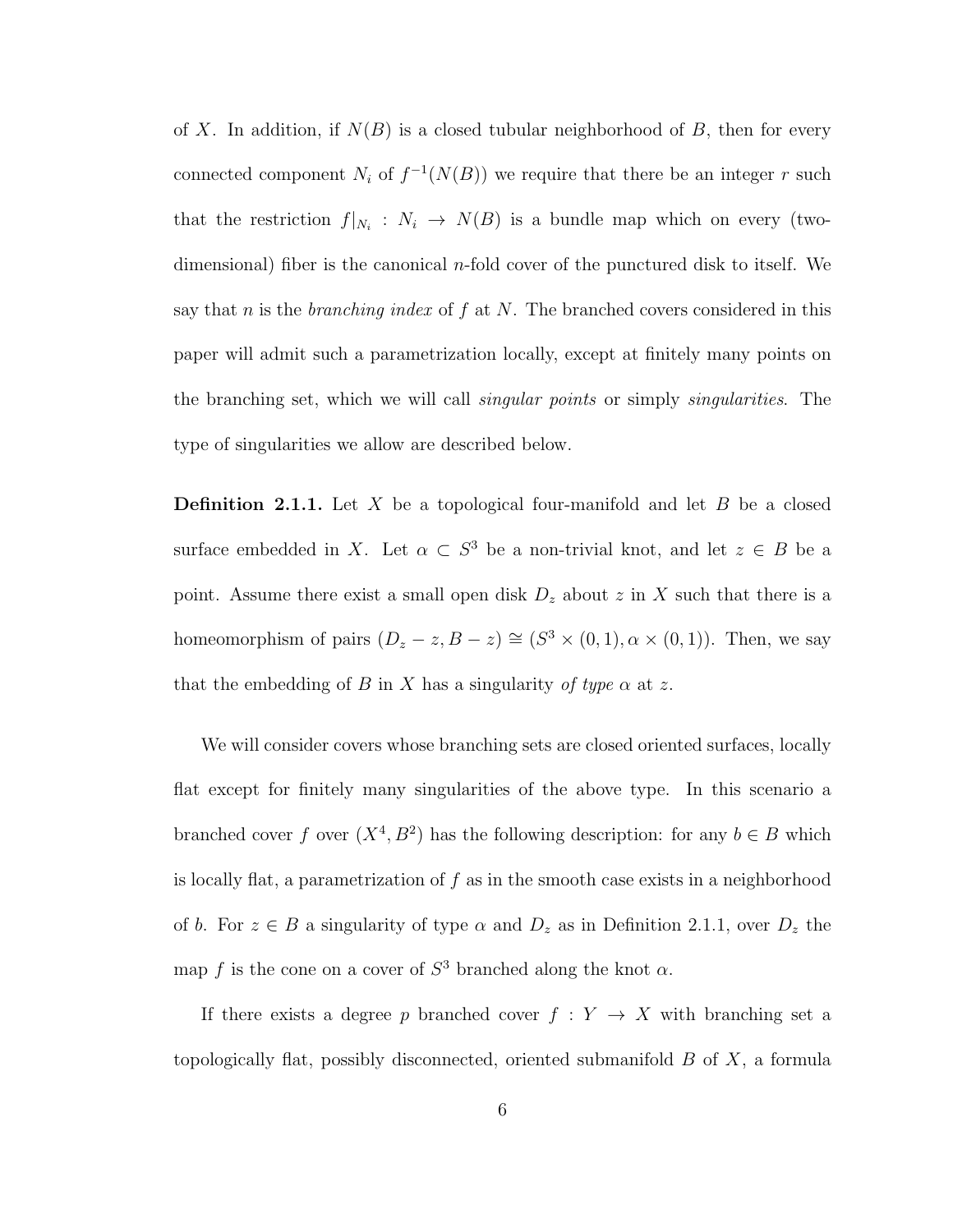of $X$. In addition, if $N(B)$ is a closed tubular neighborhood of $B$, then for every connected component $N_i$ of $f^{-1}(N(B))$ we require that there be an integer $r$ such that the restriction $f|_{N_i} : N_i \to N(B)$ is a bundle map which on every (two-dimensional) fiber is the canonical $n$-fold cover of the punctured disk to itself. We say that $n$ is the *branching index* of $f$ at $N$. The branched covers considered in this paper will admit such a parametrization locally, except at finitely many points on the branching set, which we will call *singular points* or simply *singularities*. The type of singularities we allow are described below.

**Definition 2.1.1.** Let $X$ be a topological four-manifold and let $B$ be a closed surface embedded in $X$. Let $\alpha \subset S^3$ be a non-trivial knot, and let $z \in B$ be a point. Assume there exist a small open disk $D_z$ about $z$ in $X$ such that there is a homeomorphism of pairs $(D_z - z, B - z) \cong (S^3 \times (0,1), \alpha \times (0,1))$. Then, we say that the embedding of $B$ in $X$ has a singularity *of type* $\alpha$ at $z$.

We will consider covers whose branching sets are closed oriented surfaces, locally flat except for finitely many singularities of the above type. In this scenario a branched cover $f$ over $(X^4, B^2)$ has the following description: for any $b \in B$ which is locally flat, a parametrization of $f$ as in the smooth case exists in a neighborhood of $b$. For $z \in B$ a singularity of type $\alpha$ and $D_z$ as in Definition 2.1.1, over $D_z$ the map $f$ is the cone on a cover of $S^3$ branched along the knot $\alpha$.

If there exists a degree $p$ branched cover $f : Y \to X$ with branching set a topologically flat, possibly disconnected, oriented submanifold $B$ of $X$, a formula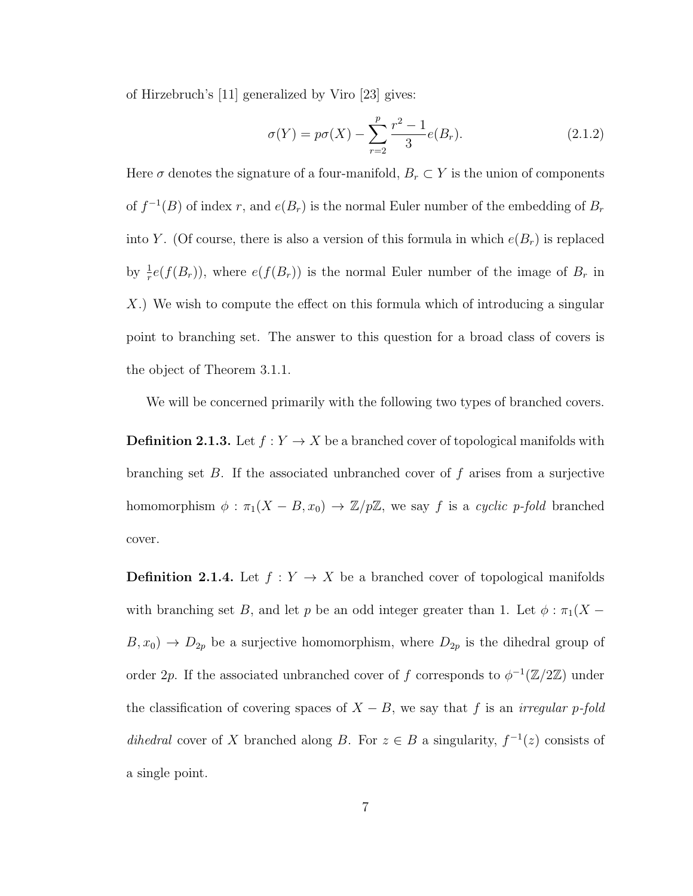of Hirzebruch's [11] generalized by Viro [23] gives:

$$\sigma(Y) = p\sigma(X) - \sum_{r=2}^{p} \frac{r^2-1}{3} e(B_r). \tag{2.1.2}$$

Here $\sigma$ denotes the signature of a four-manifold, $B_r \subset Y$ is the union of components of $f^{-1}(B)$ of index $r$, and $e(B_r)$ is the normal Euler number of the embedding of $B_r$ into $Y$. (Of course, there is also a version of this formula in which $e(B_r)$ is replaced by $\frac{1}{r}e(f(B_r))$, where $e(f(B_r))$ is the normal Euler number of the image of $B_r$ in $X$.) We wish to compute the effect on this formula which of introducing a singular point to branching set. The answer to this question for a broad class of covers is the object of Theorem 3.1.1.

We will be concerned primarily with the following two types of branched covers.

**Definition 2.1.3.** Let $f : Y \to X$ be a branched cover of topological manifolds with branching set $B$. If the associated unbranched cover of $f$ arises from a surjective homomorphism $\phi : \pi_1(X - B, x_0) \to \mathbb{Z}/p\mathbb{Z}$, we say $f$ is a *cyclic p-fold* branched cover.

**Definition 2.1.4.** Let $f : Y \to X$ be a branched cover of topological manifolds with branching set $B$, and let $p$ be an odd integer greater than 1. Let $\phi : \pi_1(X - B, x_0) \to D_{2p}$ be a surjective homomorphism, where $D_{2p}$ is the dihedral group of order $2p$. If the associated unbranched cover of $f$ corresponds to $\phi^{-1}(\mathbb{Z}/2\mathbb{Z})$ under the classification of covering spaces of $X - B$, we say that $f$ is an *irregular p-fold dihedral* cover of $X$ branched along $B$. For $z \in B$ a singularity, $f^{-1}(z)$ consists of a single point.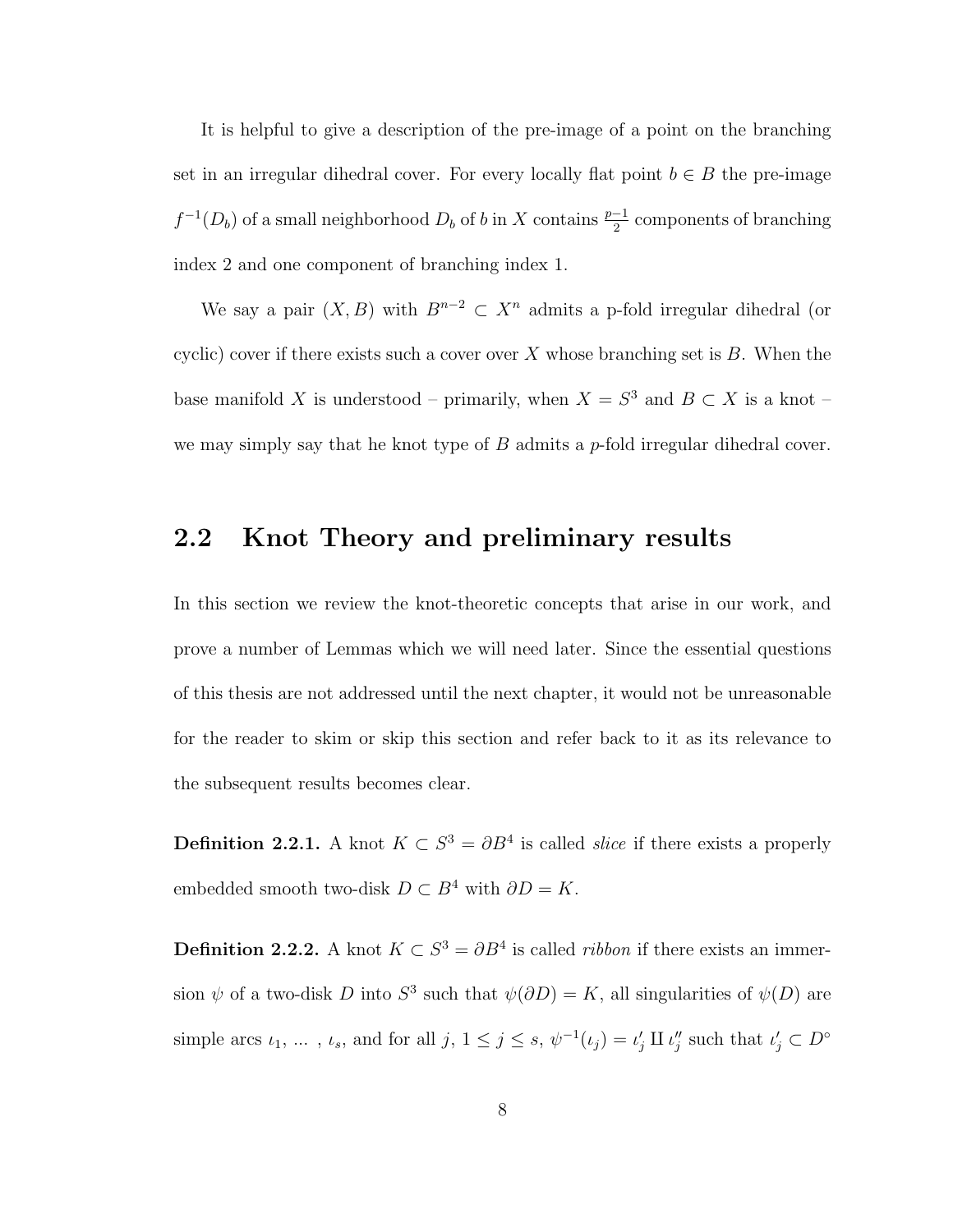It is helpful to give a description of the pre-image of a point on the branching set in an irregular dihedral cover. For every locally flat point $b \in B$ the pre-image $f^{-1}(D_b)$ of a small neighborhood $D_b$ of $b$ in $X$ contains $\frac{p-1}{2}$ components of branching index 2 and one component of branching index 1.

We say a pair $(X, B)$ with $B^{n-2} \subset X^n$ admits a p-fold irregular dihedral (or cyclic) cover if there exists such a cover over $X$ whose branching set is $B$. When the base manifold $X$ is understood – primarily, when $X = S^3$ and $B \subset X$ is a knot – we may simply say that he knot type of $B$ admits a $p$-fold irregular dihedral cover.

## 2.2 Knot Theory and preliminary results

In this section we review the knot-theoretic concepts that arise in our work, and prove a number of Lemmas which we will need later. Since the essential questions of this thesis are not addressed until the next chapter, it would not be unreasonable for the reader to skim or skip this section and refer back to it as its relevance to the subsequent results becomes clear.

**Definition 2.2.1.** A knot $K \subset S^3 = \partial B^4$ is called *slice* if there exists a properly embedded smooth two-disk $D \subset B^4$ with $\partial D = K$.

**Definition 2.2.2.** A knot $K \subset S^3 = \partial B^4$ is called *ribbon* if there exists an immersion $\psi$ of a two-disk $D$ into $S^3$ such that $\psi(\partial D) = K$, all singularities of $\psi(D)$ are simple arcs $\iota_1, \ldots, \iota_s$, and for all $j$, $1 \leq j \leq s$, $\psi^{-1}(\iota_j) = \iota'_j \amalg \iota''_j$ such that $\iota'_j \subset D^\circ$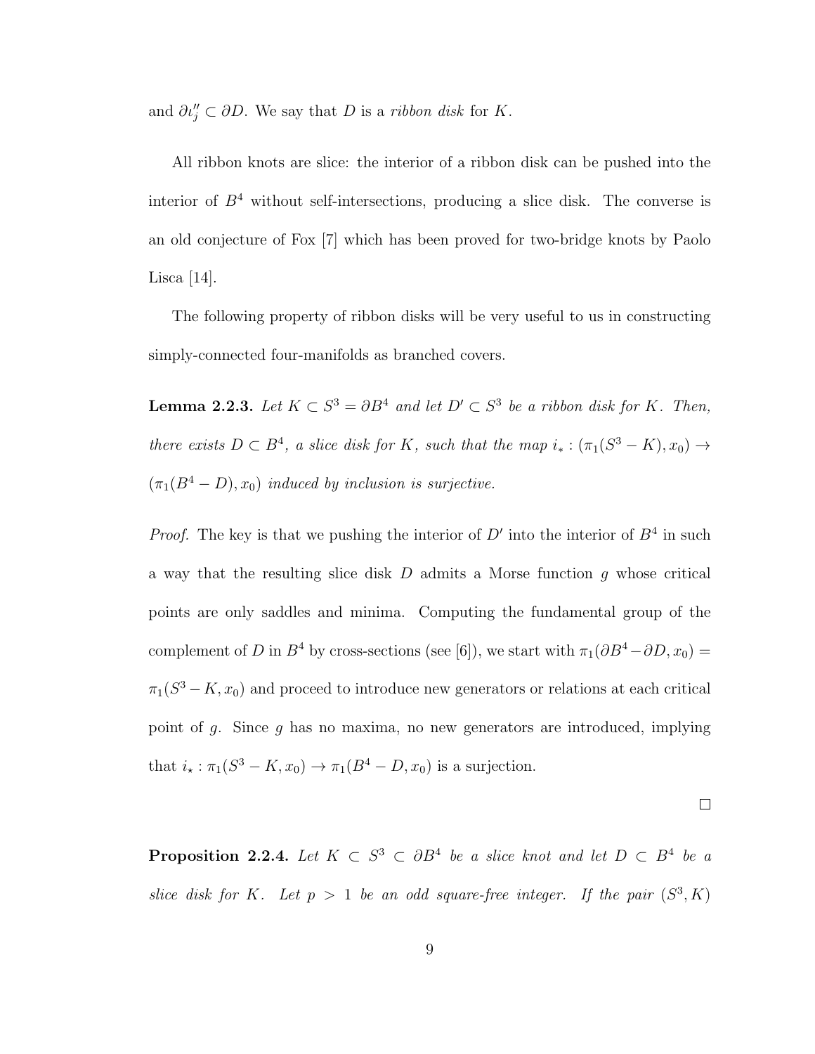and $\partial \iota_j'' \subset \partial D$. We say that $D$ is a *ribbon disk* for $K$.

All ribbon knots are slice: the interior of a ribbon disk can be pushed into the interior of $B^4$ without self-intersections, producing a slice disk. The converse is an old conjecture of Fox [7] which has been proved for two-bridge knots by Paolo Lisca [14].

The following property of ribbon disks will be very useful to us in constructing simply-connected four-manifolds as branched covers.

**Lemma 2.2.3.** *Let $K \subset S^3 = \partial B^4$ and let $D' \subset S^3$ be a ribbon disk for $K$. Then, there exists $D \subset B^4$, a slice disk for $K$, such that the map $i_* : (\pi_1(S^3 - K), x_0) \to (\pi_1(B^4 - D), x_0)$ induced by inclusion is surjective.*

*Proof.* The key is that we pushing the interior of $D'$ into the interior of $B^4$ in such a way that the resulting slice disk $D$ admits a Morse function $g$ whose critical points are only saddles and minima. Computing the fundamental group of the complement of $D$ in $B^4$ by cross-sections (see [6]), we start with $\pi_1(\partial B^4 - \partial D, x_0) = \pi_1(S^3 - K, x_0)$ and proceed to introduce new generators or relations at each critical point of $g$. Since $g$ has no maxima, no new generators are introduced, implying that $i_\star : \pi_1(S^3 - K, x_0) \to \pi_1(B^4 - D, x_0)$ is a surjection.

□

**Proposition 2.2.4.** *Let $K \subset S^3 \subset \partial B^4$ be a slice knot and let $D \subset B^4$ be a slice disk for $K$. Let $p > 1$ be an odd square-free integer. If the pair $(S^3, K)$*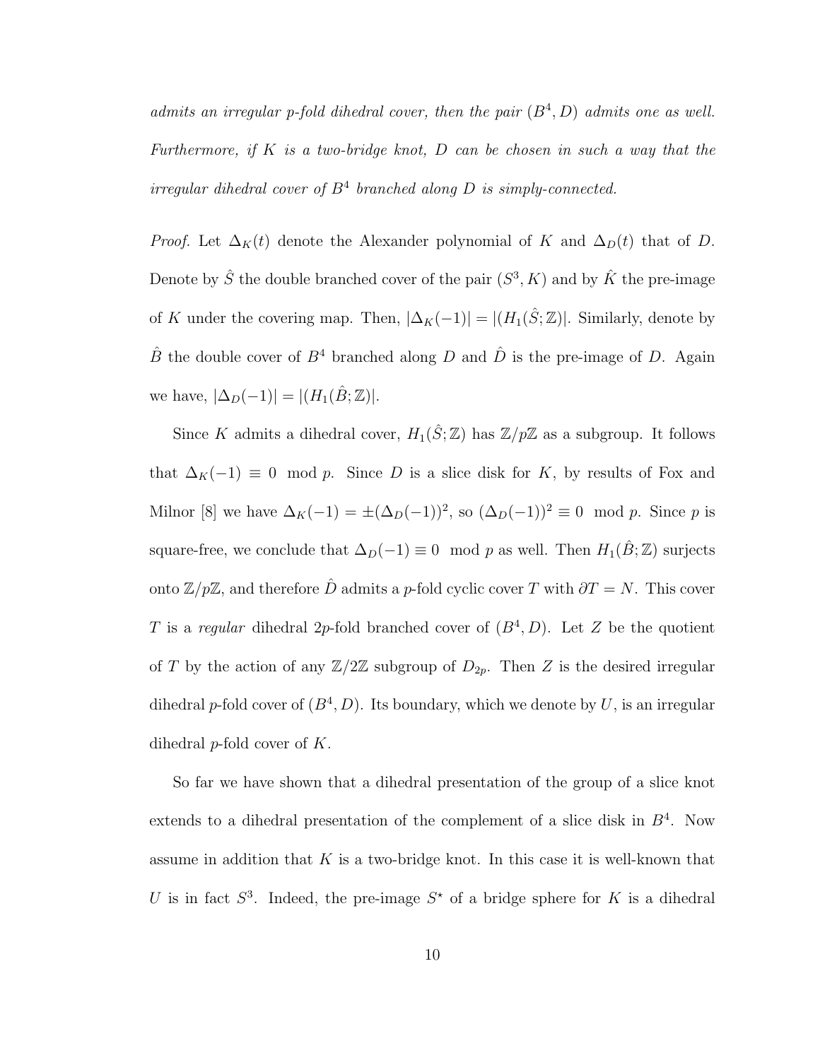*admits an irregular p-fold dihedral cover, then the pair $(B^4, D)$ admits one as well. Furthermore, if $K$ is a two-bridge knot, $D$ can be chosen in such a way that the irregular dihedral cover of $B^4$ branched along $D$ is simply-connected.*

*Proof.* Let $\Delta_K(t)$ denote the Alexander polynomial of $K$ and $\Delta_D(t)$ that of $D$. Denote by $\hat{S}$ the double branched cover of the pair $(S^3, K)$ and by $\hat{K}$ the pre-image of $K$ under the covering map. Then, $|\Delta_K(-1)| = |(H_1(\hat{S}; \mathbb{Z})|$. Similarly, denote by $\hat{B}$ the double cover of $B^4$ branched along $D$ and $\hat{D}$ is the pre-image of $D$. Again we have, $|\Delta_D(-1)| = |(H_1(\hat{B}; \mathbb{Z})|$.

Since $K$ admits a dihedral cover, $H_1(\hat{S}; \mathbb{Z})$ has $\mathbb{Z}/p\mathbb{Z}$ as a subgroup. It follows that $\Delta_K(-1) \equiv 0 \mod p$. Since $D$ is a slice disk for $K$, by results of Fox and Milnor [8] we have $\Delta_K(-1) = \pm(\Delta_D(-1))^2$, so $(\Delta_D(-1))^2 \equiv 0 \mod p$. Since $p$ is square-free, we conclude that $\Delta_D(-1) \equiv 0 \mod p$ as well. Then $H_1(\hat{B}; \mathbb{Z})$ surjects onto $\mathbb{Z}/p\mathbb{Z}$, and therefore $\hat{D}$ admits a $p$-fold cyclic cover $T$ with $\partial T = N$. This cover $T$ is a *regular* dihedral $2p$-fold branched cover of $(B^4, D)$. Let $Z$ be the quotient of $T$ by the action of any $\mathbb{Z}/2\mathbb{Z}$ subgroup of $D_{2p}$. Then $Z$ is the desired irregular dihedral $p$-fold cover of $(B^4, D)$. Its boundary, which we denote by $U$, is an irregular dihedral $p$-fold cover of $K$.

So far we have shown that a dihedral presentation of the group of a slice knot extends to a dihedral presentation of the complement of a slice disk in $B^4$. Now assume in addition that $K$ is a two-bridge knot. In this case it is well-known that $U$ is in fact $S^3$. Indeed, the pre-image $S^\star$ of a bridge sphere for $K$ is a dihedral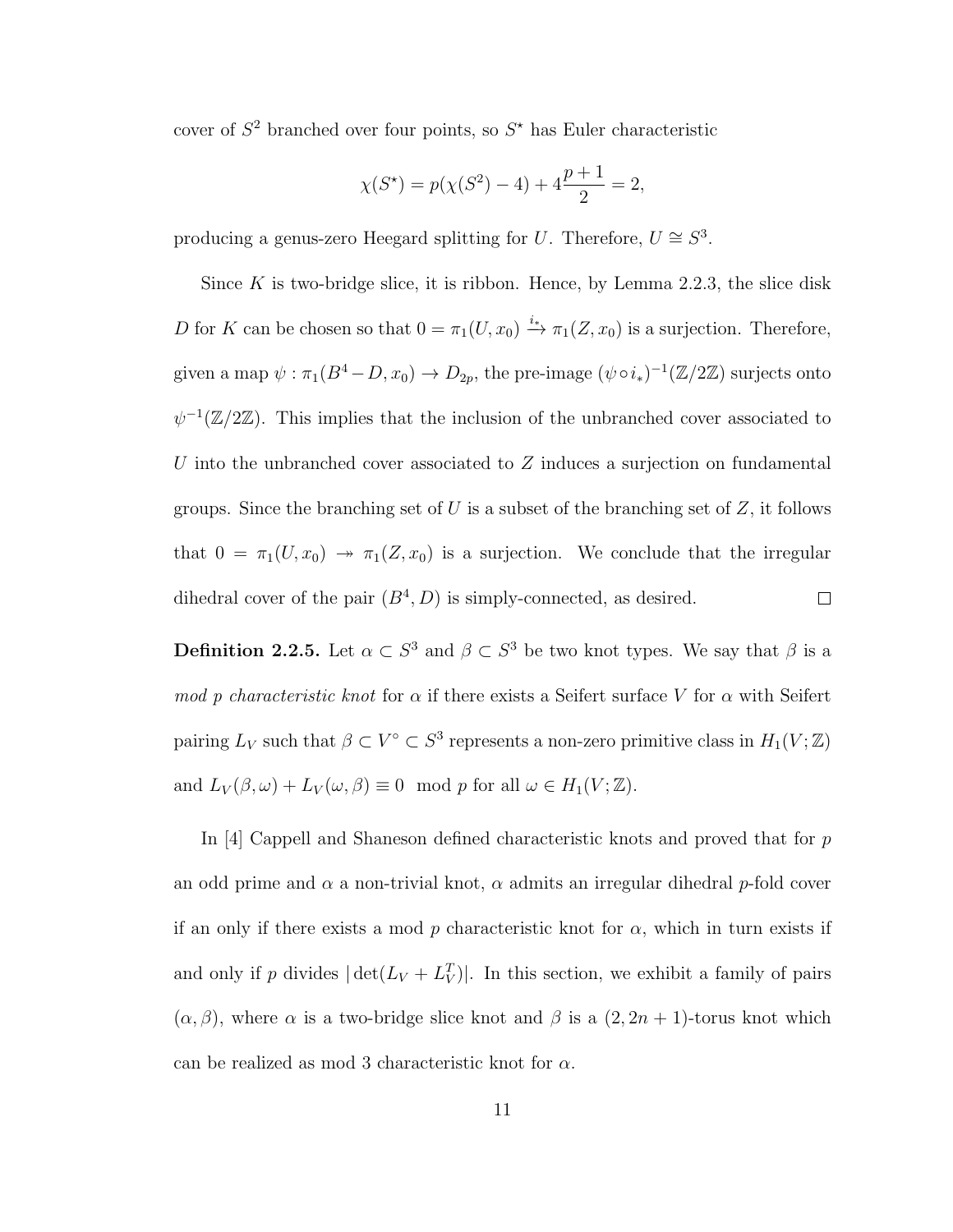cover of $S^2$ branched over four points, so $S^\star$ has Euler characteristic

$$\chi(S^\star) = p(\chi(S^2) - 4) + 4\frac{p+1}{2} = 2,$$

producing a genus-zero Heegard splitting for $U$. Therefore, $U \cong S^3$.

Since $K$ is two-bridge slice, it is ribbon. Hence, by Lemma 2.2.3, the slice disk $D$ for $K$ can be chosen so that $0 = \pi_1(U, x_0) \xrightarrow{i_*} \pi_1(Z, x_0)$ is a surjection. Therefore, given a map $\psi : \pi_1(B^4 - D, x_0) \to D_{2p}$, the pre-image $(\psi \circ i_*)^{-1}(\mathbb{Z}/2\mathbb{Z})$ surjects onto $\psi^{-1}(\mathbb{Z}/2\mathbb{Z})$. This implies that the inclusion of the unbranched cover associated to $U$ into the unbranched cover associated to $Z$ induces a surjection on fundamental groups. Since the branching set of $U$ is a subset of the branching set of $Z$, it follows that $0 = \pi_1(U, x_0) \twoheadrightarrow \pi_1(Z, x_0)$ is a surjection. We conclude that the irregular dihedral cover of the pair $(B^4, D)$ is simply-connected, as desired. □

**Definition 2.2.5.** Let $\alpha \subset S^3$ and $\beta \subset S^3$ be two knot types. We say that $\beta$ is a *mod p characteristic knot* for $\alpha$ if there exists a Seifert surface $V$ for $\alpha$ with Seifert pairing $L_V$ such that $\beta \subset V^\circ \subset S^3$ represents a non-zero primitive class in $H_1(V;\mathbb{Z})$ and $L_V(\beta, \omega) + L_V(\omega, \beta) \equiv 0 \mod p$ for all $\omega \in H_1(V;\mathbb{Z})$.

In [4] Cappell and Shaneson defined characteristic knots and proved that for $p$ an odd prime and $\alpha$ a non-trivial knot, $\alpha$ admits an irregular dihedral $p$-fold cover if an only if there exists a mod $p$ characteristic knot for $\alpha$, which in turn exists if and only if $p$ divides $|\det(L_V + L_V^T)|$. In this section, we exhibit a family of pairs $(\alpha, \beta)$, where $\alpha$ is a two-bridge slice knot and $\beta$ is a $(2, 2n+1)$-torus knot which can be realized as mod 3 characteristic knot for $\alpha$.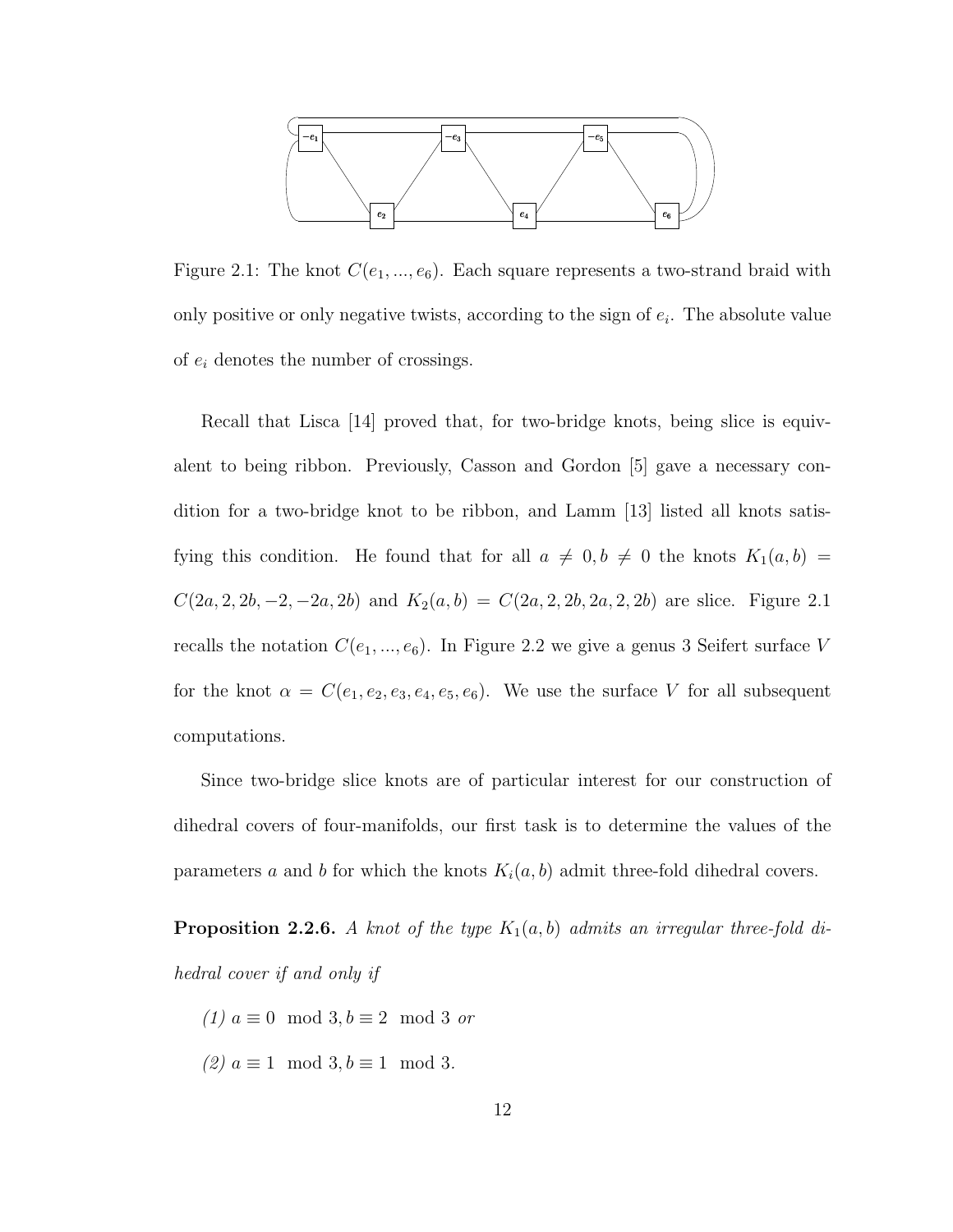Figure 2.1: The knot $C(e_1, ..., e_6)$. Each square represents a two-strand braid with only positive or only negative twists, according to the sign of $e_i$. The absolute value of $e_i$ denotes the number of crossings.

Recall that Lisca [14] proved that, for two-bridge knots, being slice is equivalent to being ribbon. Previously, Casson and Gordon [5] gave a necessary condition for a two-bridge knot to be ribbon, and Lamm [13] listed all knots satisfying this condition. He found that for all $a \neq 0, b \neq 0$ the knots $K_1(a, b) = C(2a, 2, 2b, -2, -2a, 2b)$ and $K_2(a, b) = C(2a, 2, 2b, 2a, 2, 2b)$ are slice. Figure 2.1 recalls the notation $C(e_1, ..., e_6)$. In Figure 2.2 we give a genus 3 Seifert surface $V$ for the knot $\alpha = C(e_1, e_2, e_3, e_4, e_5, e_6)$. We use the surface $V$ for all subsequent computations.

Since two-bridge slice knots are of particular interest for our construction of dihedral covers of four-manifolds, our first task is to determine the values of the parameters $a$ and $b$ for which the knots $K_i(a, b)$ admit three-fold dihedral covers.

**Proposition 2.2.6.** *A knot of the type $K_1(a, b)$ admits an irregular three-fold dihedral cover if and only if*

*(1)* $a \equiv 0 \mod 3, b \equiv 2 \mod 3$ *or*

*(2)* $a \equiv 1 \mod 3, b \equiv 1 \mod 3$.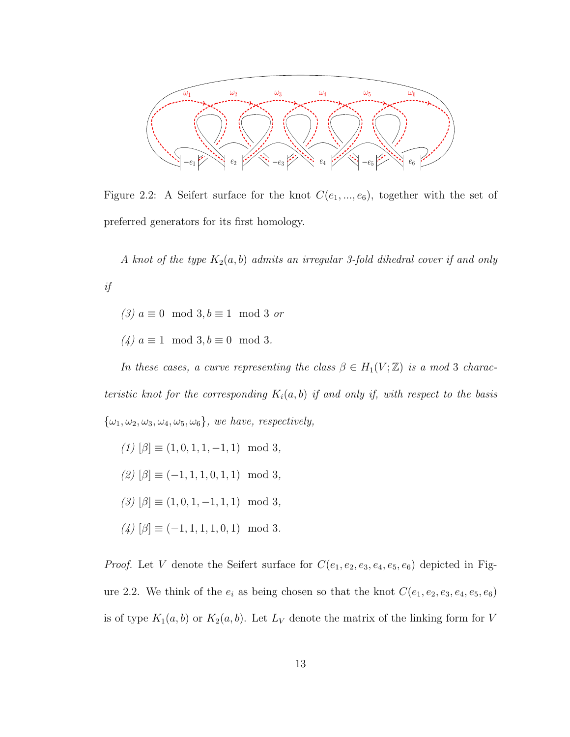Figure 2.2: A Seifert surface for the knot $C(e_1, ..., e_6)$, together with the set of preferred generators for its first homology.

*A knot of the type $K_2(a, b)$ admits an irregular 3-fold dihedral cover if and only if*

*(3)* $a \equiv 0 \mod 3, b \equiv 1 \mod 3$ *or*

*(4)* $a \equiv 1 \mod 3, b \equiv 0 \mod 3.$

*In these cases, a curve representing the class $\beta \in H_1(V; \mathbb{Z})$ is a mod 3 characteristic knot for the corresponding $K_i(a, b)$ if and only if, with respect to the basis $\{\omega_1, \omega_2, \omega_3, \omega_4, \omega_5, \omega_6\}$, we have, respectively,*

*(1)* $[\beta] \equiv (1, 0, 1, 1, -1, 1) \mod 3,$

*(2)* $[\beta] \equiv (-1, 1, 1, 0, 1, 1) \mod 3,$

*(3)* $[\beta] \equiv (1, 0, 1, -1, 1, 1) \mod 3,$

*(4)* $[\beta] \equiv (-1, 1, 1, 1, 0, 1) \mod 3.$

*Proof.* Let $V$ denote the Seifert surface for $C(e_1, e_2, e_3, e_4, e_5, e_6)$ depicted in Figure 2.2. We think of the $e_i$ as being chosen so that the knot $C(e_1, e_2, e_3, e_4, e_5, e_6)$ is of type $K_1(a, b)$ or $K_2(a, b)$. Let $L_V$ denote the matrix of the linking form for $V$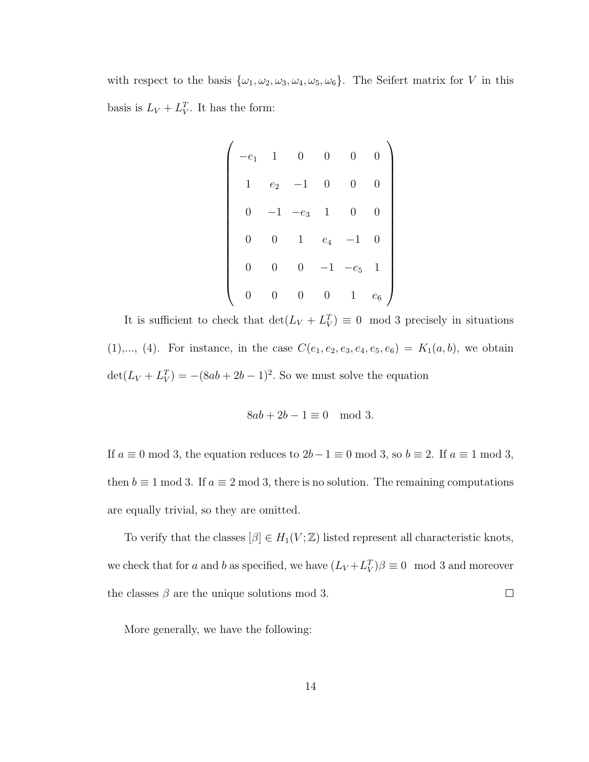with respect to the basis $\{\omega_1, \omega_2, \omega_3, \omega_4, \omega_5, \omega_6\}$. The Seifert matrix for $V$ in this basis is $L_V + L_V^T$. It has the form:

$$\begin{pmatrix} -e_1 & 1 & 0 & 0 & 0 & 0 \\ 1 & e_2 & -1 & 0 & 0 & 0 \\ 0 & -1 & -e_3 & 1 & 0 & 0 \\ 0 & 0 & 1 & e_4 & -1 & 0 \\ 0 & 0 & 0 & -1 & -e_5 & 1 \\ 0 & 0 & 0 & 0 & 1 & e_6 \end{pmatrix}$$

It is sufficient to check that $\det(L_V + L_V^T) \equiv 0 \mod 3$ precisely in situations (1),..., (4). For instance, in the case $C(e_1, e_2, e_3, e_4, e_5, e_6) = K_1(a, b)$, we obtain $\det(L_V + L_V^T) = -(8ab + 2b - 1)^2$. So we must solve the equation

$$8ab + 2b - 1 \equiv 0 \mod 3.$$

If $a \equiv 0 \mod 3$, the equation reduces to $2b - 1 \equiv 0 \mod 3$, so $b \equiv 2$. If $a \equiv 1 \mod 3$, then $b \equiv 1 \mod 3$. If $a \equiv 2 \mod 3$, there is no solution. The remaining computations are equally trivial, so they are omitted.

To verify that the classes $[\beta] \in H_1(V; \mathbb{Z})$ listed represent all characteristic knots, we check that for $a$ and $b$ as specified, we have $(L_V + L_V^T)\beta \equiv 0 \mod 3$ and moreover the classes $\beta$ are the unique solutions mod 3. $\square$

More generally, we have the following: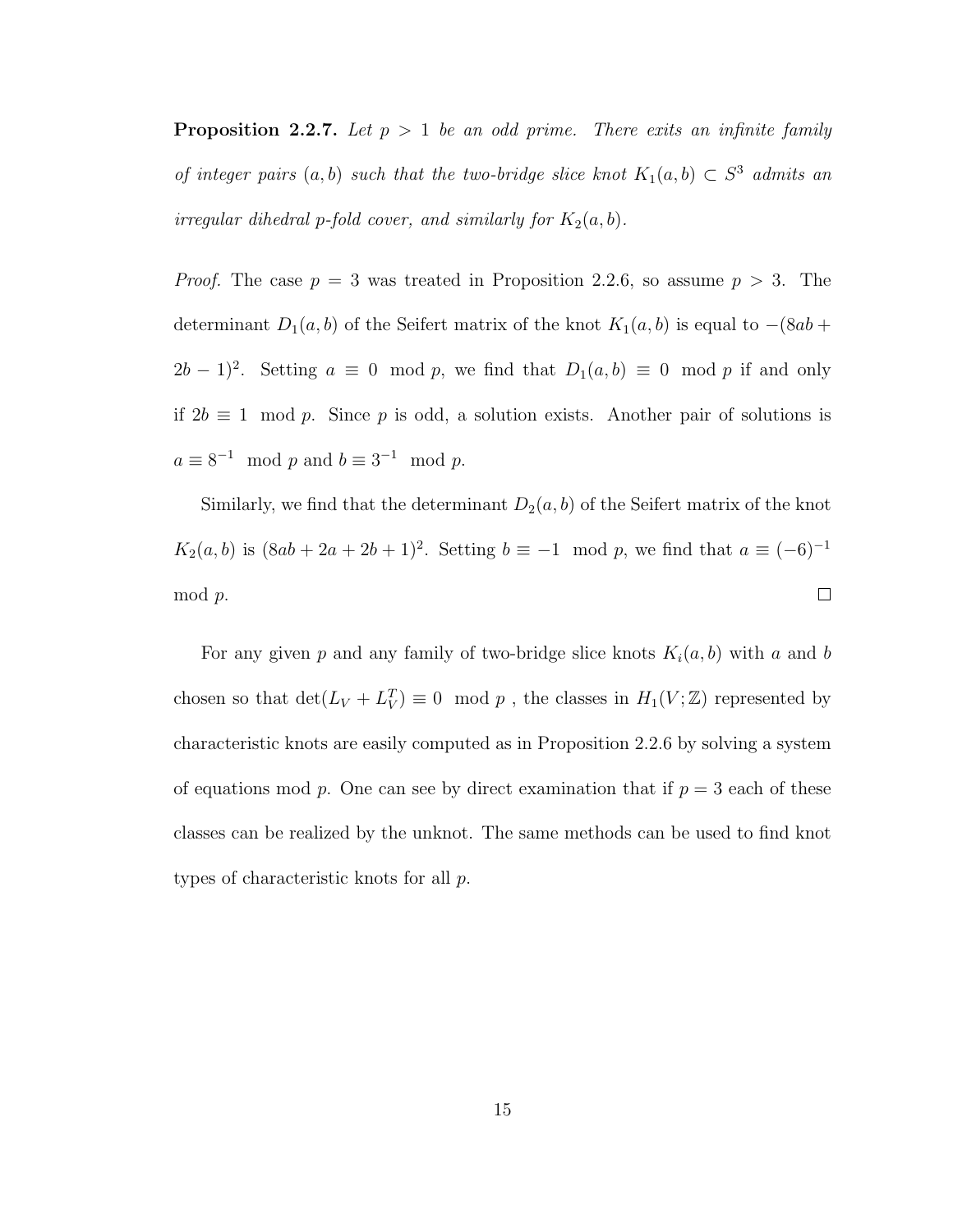**Proposition 2.2.7.** *Let $p > 1$ be an odd prime. There exits an infinite family of integer pairs $(a, b)$ such that the two-bridge slice knot $K_1(a, b) \subset S^3$ admits an irregular dihedral $p$-fold cover, and similarly for $K_2(a, b)$.*

*Proof.* The case $p = 3$ was treated in Proposition 2.2.6, so assume $p > 3$. The determinant $D_1(a, b)$ of the Seifert matrix of the knot $K_1(a, b)$ is equal to $-(8ab + 2b - 1)^2$. Setting $a \equiv 0 \mod p$, we find that $D_1(a, b) \equiv 0 \mod p$ if and only if $2b \equiv 1 \mod p$. Since $p$ is odd, a solution exists. Another pair of solutions is $a \equiv 8^{-1} \mod p$ and $b \equiv 3^{-1} \mod p$.

Similarly, we find that the determinant $D_2(a, b)$ of the Seifert matrix of the knot $K_2(a, b)$ is $(8ab + 2a + 2b + 1)^2$. Setting $b \equiv -1 \mod p$, we find that $a \equiv (-6)^{-1} \mod p$. □

For any given $p$ and any family of two-bridge slice knots $K_i(a, b)$ with $a$ and $b$ chosen so that $\det(L_V + L_V^T) \equiv 0 \mod p$ , the classes in $H_1(V; \mathbb{Z})$ represented by characteristic knots are easily computed as in Proposition 2.2.6 by solving a system of equations mod $p$. One can see by direct examination that if $p = 3$ each of these classes can be realized by the unknot. The same methods can be used to find knot types of characteristic knots for all $p$.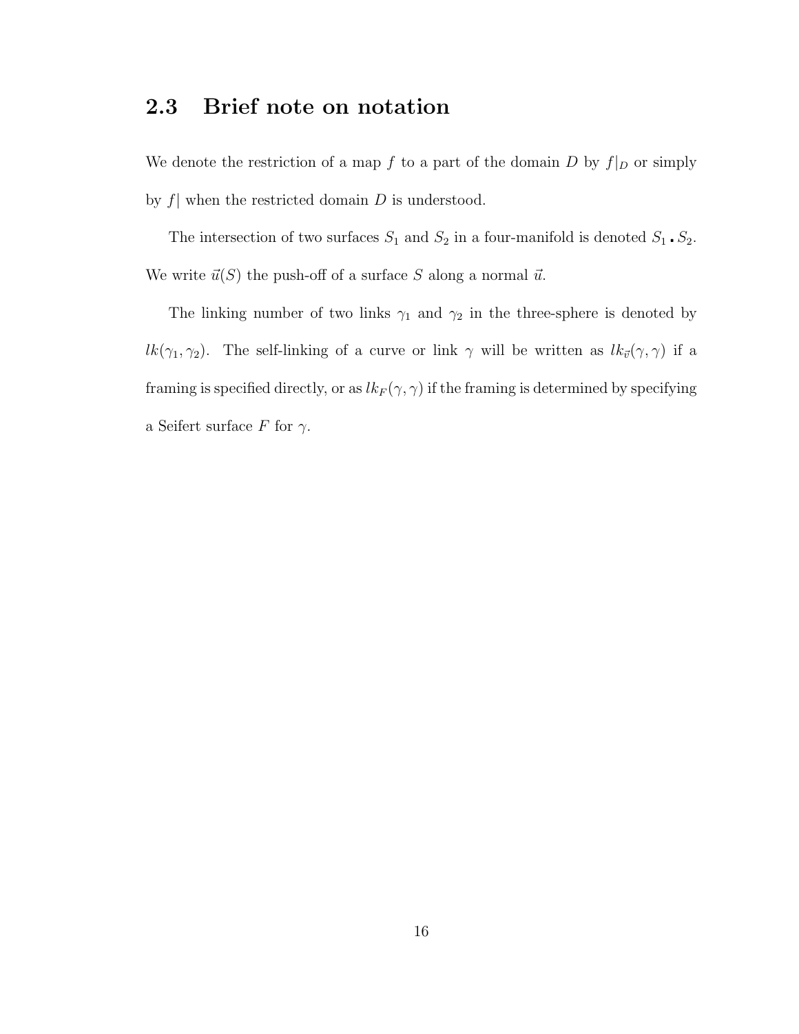## 2.3 Brief note on notation

We denote the restriction of a map $f$ to a part of the domain $D$ by $f|_D$ or simply by $f|$ when the restricted domain $D$ is understood.

The intersection of two surfaces $S_1$ and $S_2$ in a four-manifold is denoted $S_1 \cdot S_2$. We write $\vec{u}(S)$ the push-off of a surface $S$ along a normal $\vec{u}$.

The linking number of two links $\gamma_1$ and $\gamma_2$ in the three-sphere is denoted by $lk(\gamma_1, \gamma_2)$. The self-linking of a curve or link $\gamma$ will be written as $lk_{\vec{v}}(\gamma, \gamma)$ if a framing is specified directly, or as $lk_F(\gamma, \gamma)$ if the framing is determined by specifying a Seifert surface $F$ for $\gamma$.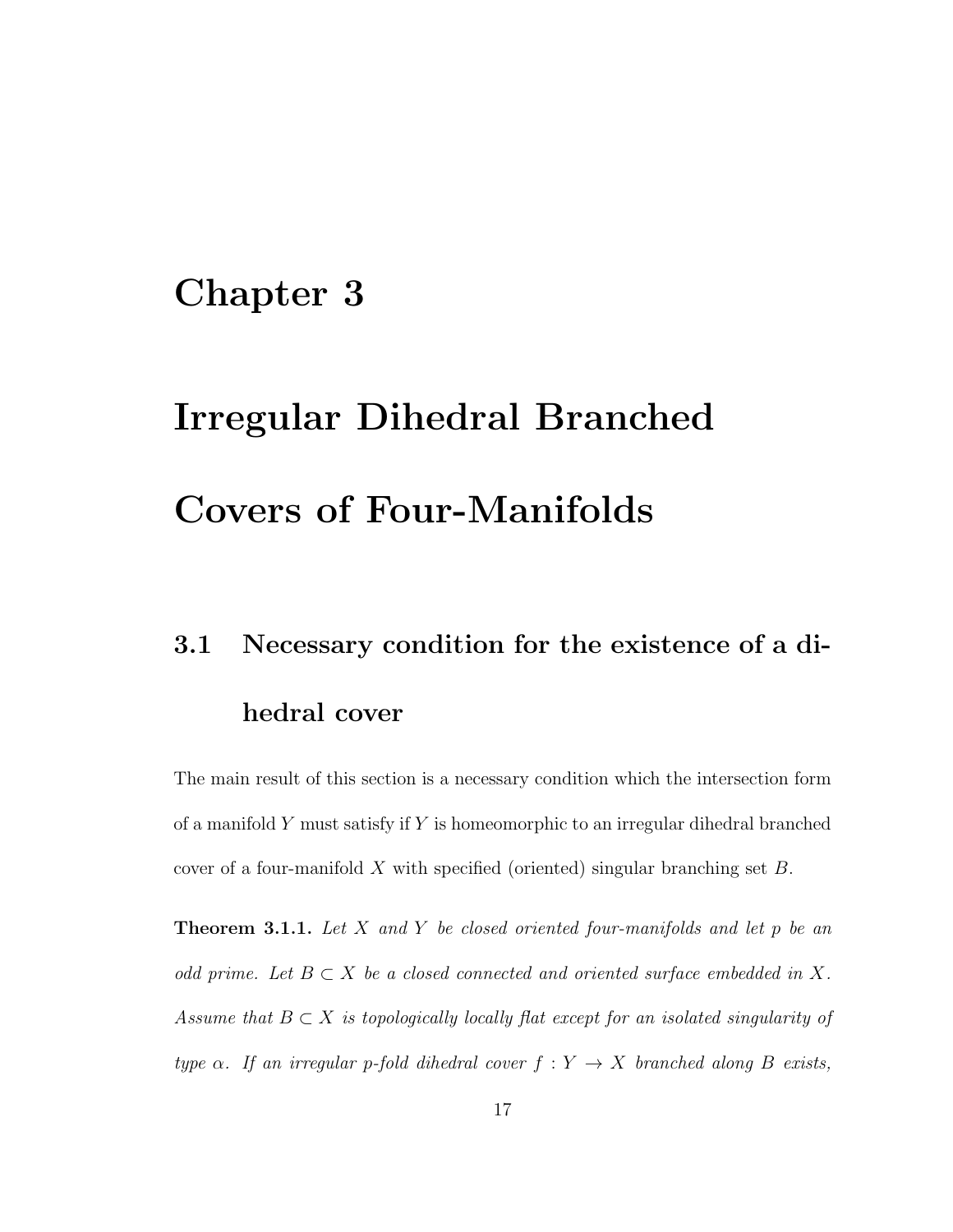# Chapter 3

# Irregular Dihedral Branched Covers of Four-Manifolds

## 3.1 Necessary condition for the existence of a dihedral cover

The main result of this section is a necessary condition which the intersection form of a manifold $Y$ must satisfy if $Y$ is homeomorphic to an irregular dihedral branched cover of a four-manifold $X$ with specified (oriented) singular branching set $B$.

**Theorem 3.1.1.** *Let $X$ and $Y$ be closed oriented four-manifolds and let $p$ be an odd prime. Let $B \subset X$ be a closed connected and oriented surface embedded in $X$. Assume that $B \subset X$ is topologically locally flat except for an isolated singularity of type $\alpha$. If an irregular $p$-fold dihedral cover $f : Y \to X$ branched along $B$ exists,*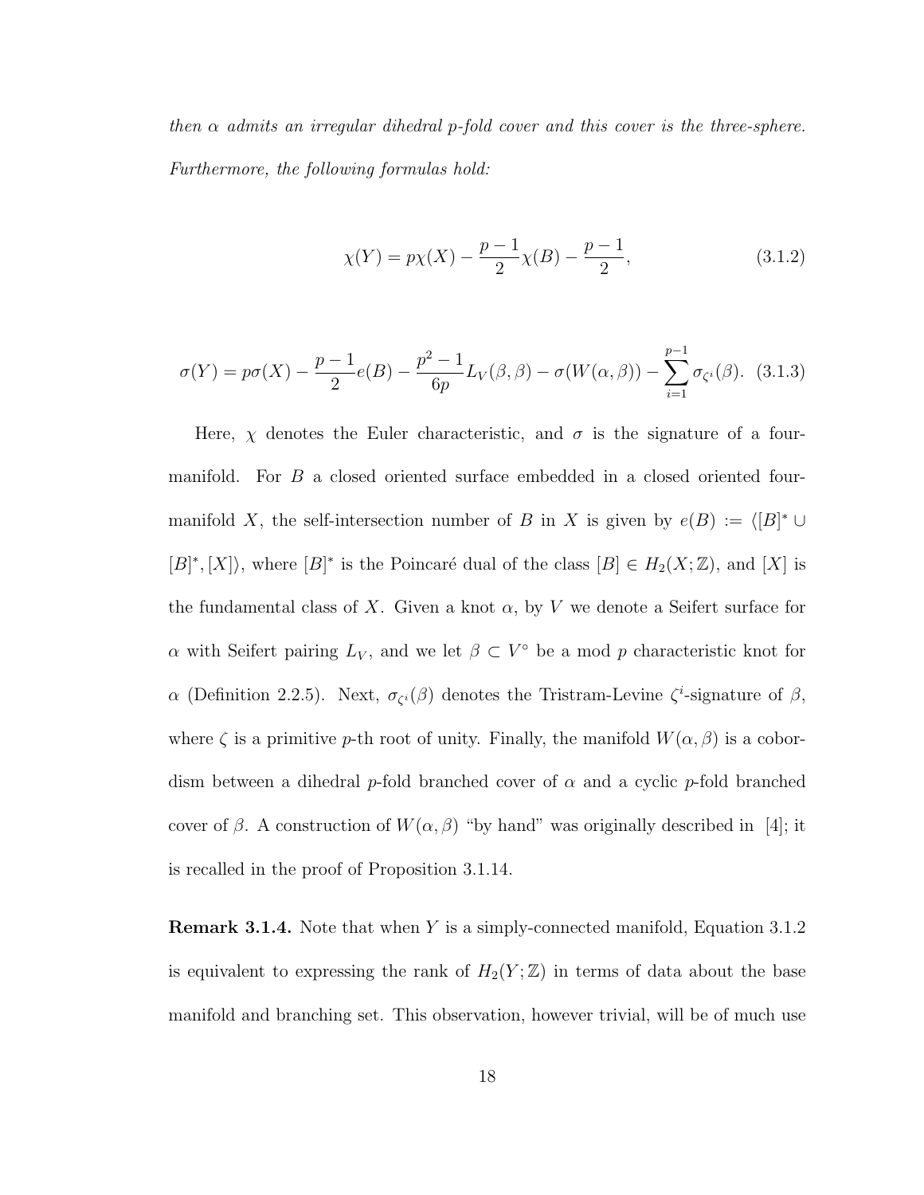*then $\alpha$ admits an irregular dihedral $p$-fold cover and this cover is the three-sphere. Furthermore, the following formulas hold:*

$$\chi(Y) = p\chi(X) - \frac{p-1}{2}\chi(B) - \frac{p-1}{2}, \tag{3.1.2}$$

$$\sigma(Y) = p\sigma(X) - \frac{p-1}{2}e(B) - \frac{p^2-1}{6p}L_V(\beta,\beta) - \sigma(W(\alpha,\beta)) - \sum_{i=1}^{p-1}\sigma_{\zeta^i}(\beta). \tag{3.1.3}$$

Here, $\chi$ denotes the Euler characteristic, and $\sigma$ is the signature of a four-manifold. For $B$ a closed oriented surface embedded in a closed oriented four-manifold $X$, the self-intersection number of $B$ in $X$ is given by $e(B) := \langle [B]^* \cup [B]^*, [X]\rangle$, where $[B]^*$ is the Poincaré dual of the class $[B] \in H_2(X;\mathbb{Z})$, and $[X]$ is the fundamental class of $X$. Given a knot $\alpha$, by $V$ we denote a Seifert surface for $\alpha$ with Seifert pairing $L_V$, and we let $\beta \subset V^\circ$ be a mod $p$ characteristic knot for $\alpha$ (Definition 2.2.5). Next, $\sigma_{\zeta^i}(\beta)$ denotes the Tristram-Levine $\zeta^i$-signature of $\beta$, where $\zeta$ is a primitive $p$-th root of unity. Finally, the manifold $W(\alpha,\beta)$ is a cobordism between a dihedral $p$-fold branched cover of $\alpha$ and a cyclic $p$-fold branched cover of $\beta$. A construction of $W(\alpha,\beta)$ "by hand" was originally described in [4]; it is recalled in the proof of Proposition 3.1.14.

**Remark 3.1.4.** Note that when $Y$ is a simply-connected manifold, Equation 3.1.2 is equivalent to expressing the rank of $H_2(Y;\mathbb{Z})$ in terms of data about the base manifold and branching set. This observation, however trivial, will be of much use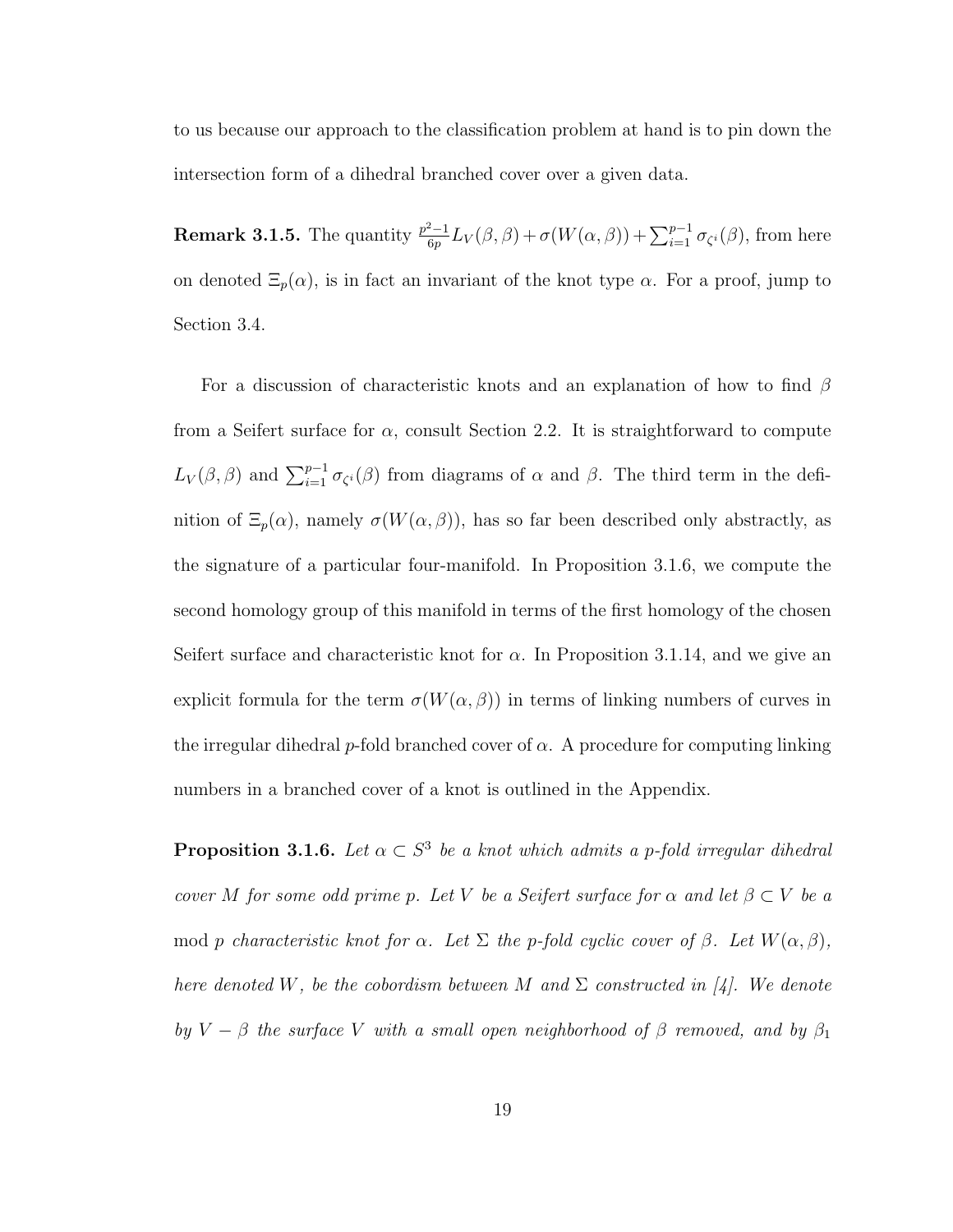to us because our approach to the classification problem at hand is to pin down the intersection form of a dihedral branched cover over a given data.

**Remark 3.1.5.** The quantity $\frac{p^2-1}{6p}L_V(\beta,\beta)+\sigma(W(\alpha,\beta))+\sum_{i=1}^{p-1}\sigma_{\zeta^i}(\beta)$, from here on denoted $\Xi_p(\alpha)$, is in fact an invariant of the knot type $\alpha$. For a proof, jump to Section 3.4.

For a discussion of characteristic knots and an explanation of how to find $\beta$ from a Seifert surface for $\alpha$, consult Section 2.2. It is straightforward to compute $L_V(\beta,\beta)$ and $\sum_{i=1}^{p-1}\sigma_{\zeta^i}(\beta)$ from diagrams of $\alpha$ and $\beta$. The third term in the definition of $\Xi_p(\alpha)$, namely $\sigma(W(\alpha,\beta))$, has so far been described only abstractly, as the signature of a particular four-manifold. In Proposition 3.1.6, we compute the second homology group of this manifold in terms of the first homology of the chosen Seifert surface and characteristic knot for $\alpha$. In Proposition 3.1.14, and we give an explicit formula for the term $\sigma(W(\alpha,\beta))$ in terms of linking numbers of curves in the irregular dihedral $p$-fold branched cover of $\alpha$. A procedure for computing linking numbers in a branched cover of a knot is outlined in the Appendix.

**Proposition 3.1.6.** *Let $\alpha\subset S^3$ be a knot which admits a $p$-fold irregular dihedral cover $M$ for some odd prime $p$. Let $V$ be a Seifert surface for $\alpha$ and let $\beta\subset V$ be a* mod $p$ *characteristic knot for $\alpha$. Let $\Sigma$ the $p$-fold cyclic cover of $\beta$. Let $W(\alpha,\beta)$, here denoted $W$, be the cobordism between $M$ and $\Sigma$ constructed in [4]. We denote by $V-\beta$ the surface $V$ with a small open neighborhood of $\beta$ removed, and by $\beta_1$*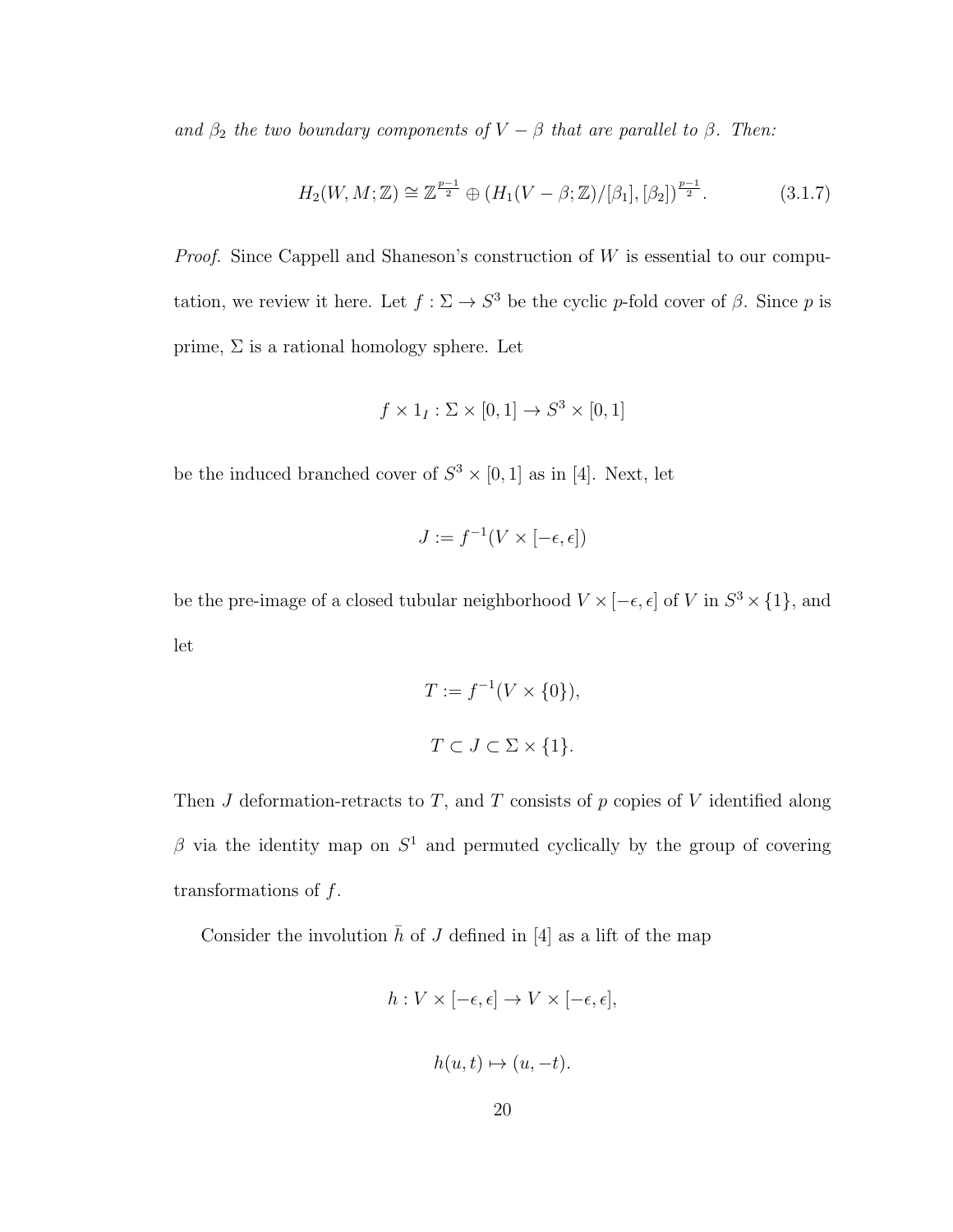*and $\beta_2$ the two boundary components of $V - \beta$ that are parallel to $\beta$. Then:*

$$H_2(W, M; \mathbb{Z}) \cong \mathbb{Z}^{\frac{p-1}{2}} \oplus (H_1(V - \beta; \mathbb{Z})/[\beta_1], [\beta_2])^{\frac{p-1}{2}}. \tag{3.1.7}$$

*Proof.* Since Cappell and Shaneson's construction of $W$ is essential to our computation, we review it here. Let $f : \Sigma \to S^3$ be the cyclic $p$-fold cover of $\beta$. Since $p$ is prime, $\Sigma$ is a rational homology sphere. Let

$$f \times 1_I : \Sigma \times [0, 1] \to S^3 \times [0, 1]$$

be the induced branched cover of $S^3 \times [0, 1]$ as in [4]. Next, let

$$J := f^{-1}(V \times [-\epsilon, \epsilon])$$

be the pre-image of a closed tubular neighborhood $V \times [-\epsilon, \epsilon]$ of $V$ in $S^3 \times \{1\}$, and let

$$T := f^{-1}(V \times \{0\}),$$

$$T \subset J \subset \Sigma \times \{1\}.$$

Then $J$ deformation-retracts to $T$, and $T$ consists of $p$ copies of $V$ identified along $\beta$ via the identity map on $S^1$ and permuted cyclically by the group of covering transformations of $f$.

Consider the involution $\bar{h}$ of $J$ defined in [4] as a lift of the map

$$h : V \times [-\epsilon, \epsilon] \to V \times [-\epsilon, \epsilon],$$

$$h(u, t) \mapsto (u, -t).$$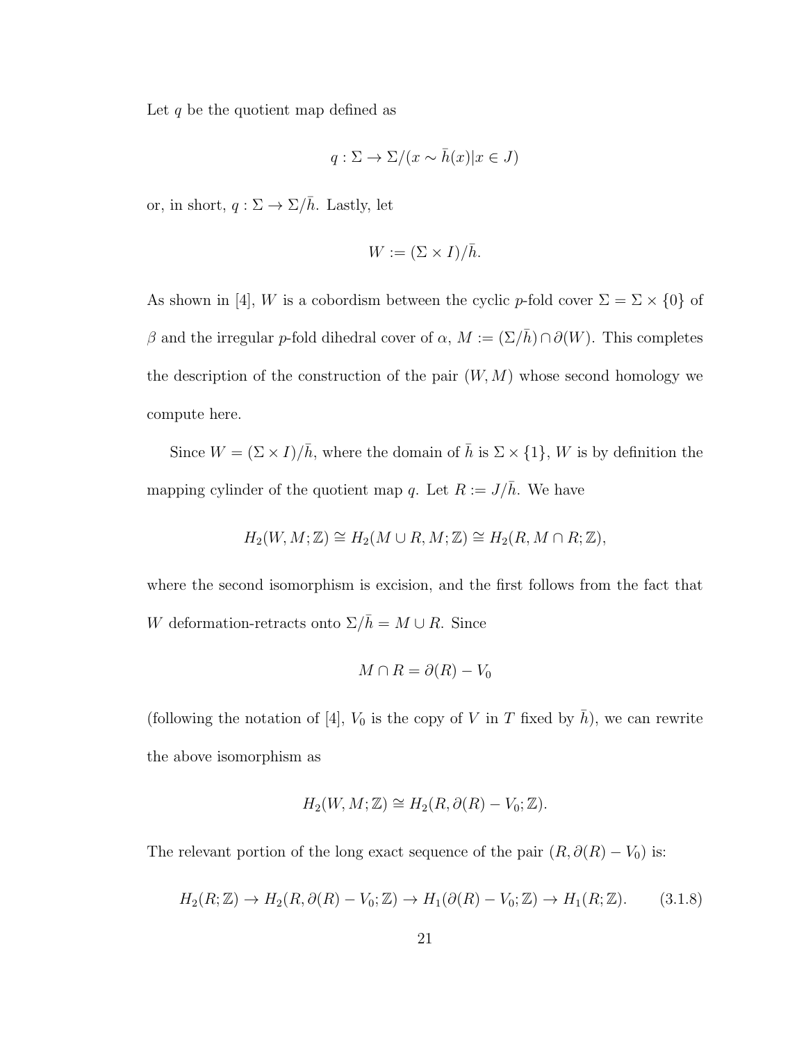Let $q$ be the quotient map defined as

$$q : \Sigma \to \Sigma/(x \sim \bar{h}(x) | x \in J)$$

or, in short, $q : \Sigma \to \Sigma/\bar{h}$. Lastly, let

$$W := (\Sigma \times I)/\bar{h}.$$

As shown in [4], $W$ is a cobordism between the cyclic $p$-fold cover $\Sigma = \Sigma \times \{0\}$ of $\beta$ and the irregular $p$-fold dihedral cover of $\alpha$, $M := (\Sigma/\bar{h}) \cap \partial(W)$. This completes the description of the construction of the pair $(W, M)$ whose second homology we compute here.

Since $W = (\Sigma \times I)/\bar{h}$, where the domain of $\bar{h}$ is $\Sigma \times \{1\}$, $W$ is by definition the mapping cylinder of the quotient map $q$. Let $R := J/\bar{h}$. We have

$$H_2(W, M; \mathbb{Z}) \cong H_2(M \cup R, M; \mathbb{Z}) \cong H_2(R, M \cap R; \mathbb{Z}),$$

where the second isomorphism is excision, and the first follows from the fact that $W$ deformation-retracts onto $\Sigma/\bar{h} = M \cup R$. Since

$$M \cap R = \partial(R) - V_0$$

(following the notation of [4], $V_0$ is the copy of $V$ in $T$ fixed by $\bar{h}$), we can rewrite the above isomorphism as

$$H_2(W, M; \mathbb{Z}) \cong H_2(R, \partial(R) - V_0; \mathbb{Z}).$$

The relevant portion of the long exact sequence of the pair $(R, \partial(R) - V_0)$ is:

$$H_2(R; \mathbb{Z}) \to H_2(R, \partial(R) - V_0; \mathbb{Z}) \to H_1(\partial(R) - V_0; \mathbb{Z}) \to H_1(R; \mathbb{Z}). \tag{3.1.8}$$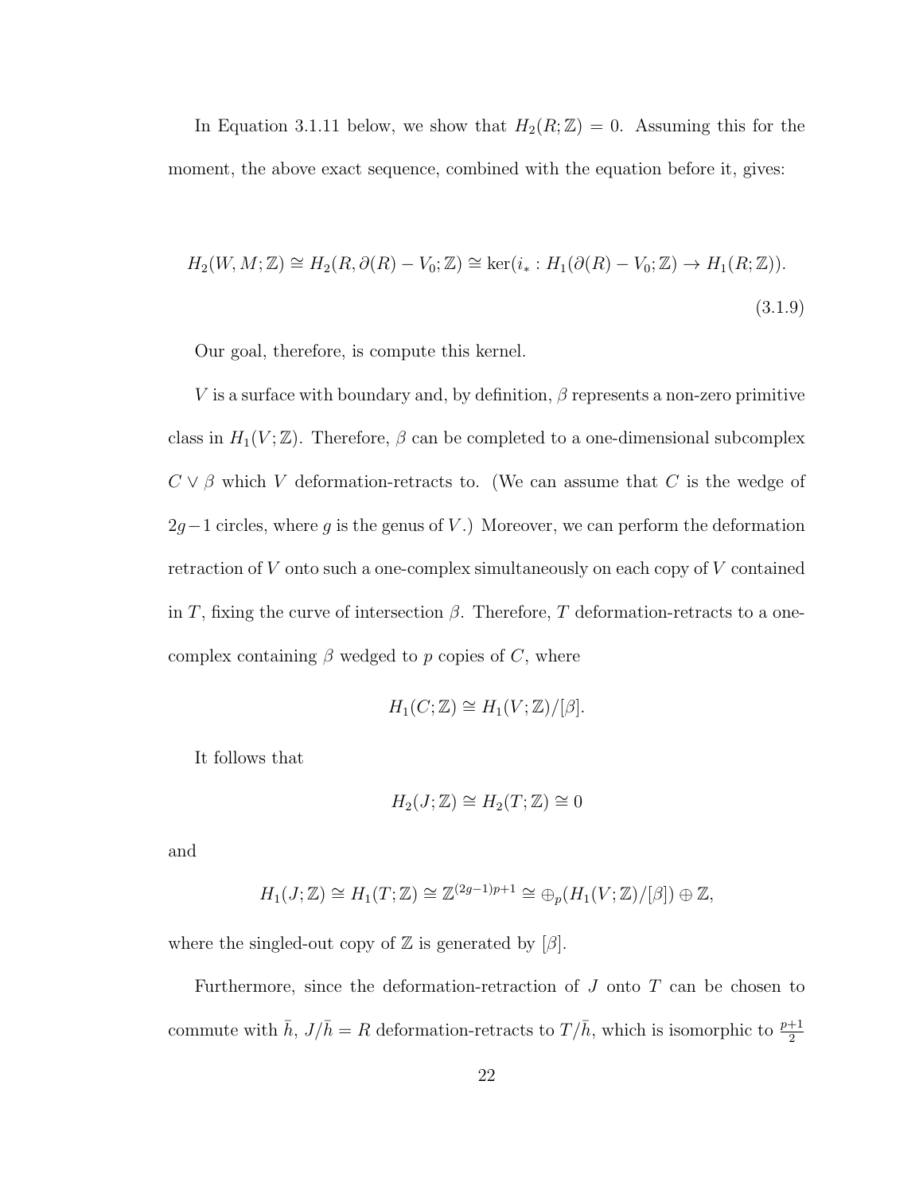In Equation 3.1.11 below, we show that $H_2(R;\mathbb{Z}) = 0$. Assuming this for the moment, the above exact sequence, combined with the equation before it, gives:

$$H_2(W, M; \mathbb{Z}) \cong H_2(R, \partial(R) - V_0; \mathbb{Z}) \cong \ker(i_* : H_1(\partial(R) - V_0; \mathbb{Z}) \to H_1(R; \mathbb{Z})). \tag{3.1.9}$$

Our goal, therefore, is compute this kernel.

$V$ is a surface with boundary and, by definition, $\beta$ represents a non-zero primitive class in $H_1(V;\mathbb{Z})$. Therefore, $\beta$ can be completed to a one-dimensional subcomplex $C \vee \beta$ which $V$ deformation-retracts to. (We can assume that $C$ is the wedge of $2g-1$ circles, where $g$ is the genus of $V$.) Moreover, we can perform the deformation retraction of $V$ onto such a one-complex simultaneously on each copy of $V$ contained in $T$, fixing the curve of intersection $\beta$. Therefore, $T$ deformation-retracts to a one-complex containing $\beta$ wedged to $p$ copies of $C$, where

$$H_1(C;\mathbb{Z}) \cong H_1(V;\mathbb{Z})/[\beta].$$

It follows that

$$H_2(J;\mathbb{Z}) \cong H_2(T;\mathbb{Z}) \cong 0$$

and

$$H_1(J;\mathbb{Z}) \cong H_1(T;\mathbb{Z}) \cong \mathbb{Z}^{(2g-1)p+1} \cong \oplus_p (H_1(V;\mathbb{Z})/[\beta]) \oplus \mathbb{Z},$$

where the singled-out copy of $\mathbb{Z}$ is generated by $[\beta]$.

Furthermore, since the deformation-retraction of $J$ onto $T$ can be chosen to commute with $\bar{h}$, $J/\bar{h} = R$ deformation-retracts to $T/\bar{h}$, which is isomorphic to $\frac{p+1}{2}$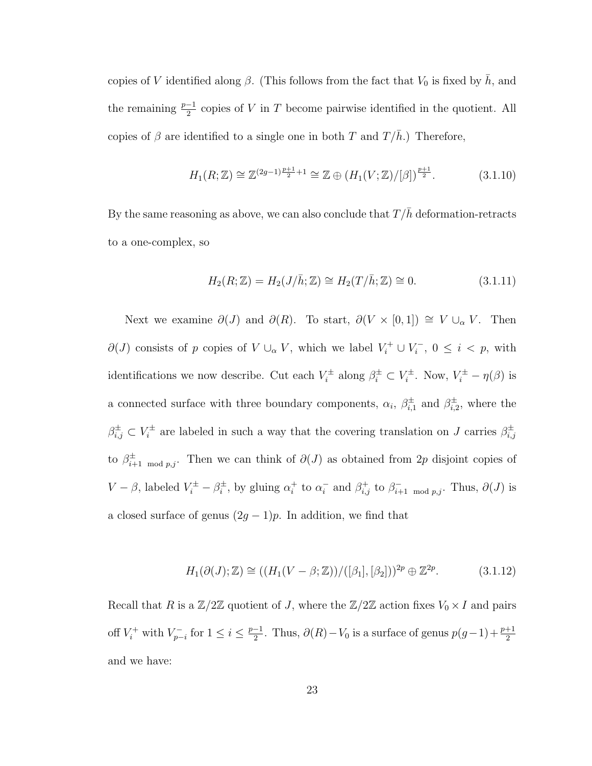copies of $V$ identified along $\beta$. (This follows from the fact that $V_0$ is fixed by $\bar{h}$, and the remaining $\frac{p-1}{2}$ copies of $V$ in $T$ become pairwise identified in the quotient. All copies of $\beta$ are identified to a single one in both $T$ and $T/\bar{h}$.) Therefore,

$$H_1(R;\mathbb{Z}) \cong \mathbb{Z}^{(2g-1)\frac{p+1}{2}+1} \cong \mathbb{Z} \oplus (H_1(V;\mathbb{Z})/[\beta])^{\frac{p+1}{2}}. \tag{3.1.10}$$

By the same reasoning as above, we can also conclude that $T/\bar{h}$ deformation-retracts to a one-complex, so

$$H_2(R;\mathbb{Z}) = H_2(J/\bar{h};\mathbb{Z}) \cong H_2(T/\bar{h};\mathbb{Z}) \cong 0. \tag{3.1.11}$$

Next we examine $\partial(J)$ and $\partial(R)$. To start, $\partial(V \times [0,1]) \cong V \cup_\alpha V$. Then $\partial(J)$ consists of $p$ copies of $V \cup_\alpha V$, which we label $V_i^+ \cup V_i^-$, $0 \leq i < p$, with identifications we now describe. Cut each $V_i^\pm$ along $\beta_i^\pm \subset V_i^\pm$. Now, $V_i^\pm - \eta(\beta)$ is a connected surface with three boundary components, $\alpha_i$, $\beta_{i,1}^\pm$ and $\beta_{i,2}^\pm$, where the $\beta_{i,j}^\pm \subset V_i^\pm$ are labeled in such a way that the covering translation on $J$ carries $\beta_{i,j}^\pm$ to $\beta_{i+1 \mod p,j}^\pm$. Then we can think of $\partial(J)$ as obtained from $2p$ disjoint copies of $V - \beta$, labeled $V_i^\pm - \beta_i^\pm$, by gluing $\alpha_i^+$ to $\alpha_i^-$ and $\beta_{i,j}^+$ to $\beta_{i+1 \mod p,j}^-$. Thus, $\partial(J)$ is a closed surface of genus $(2g-1)p$. In addition, we find that

$$H_1(\partial(J);\mathbb{Z}) \cong ((H_1(V-\beta;\mathbb{Z}))/([\beta_1],[\beta_2]))^{2p} \oplus \mathbb{Z}^{2p}. \tag{3.1.12}$$

Recall that $R$ is a $\mathbb{Z}/2\mathbb{Z}$ quotient of $J$, where the $\mathbb{Z}/2\mathbb{Z}$ action fixes $V_0 \times I$ and pairs off $V_i^+$ with $V_{p-i}^-$ for $1 \leq i \leq \frac{p-1}{2}$. Thus, $\partial(R) - V_0$ is a surface of genus $p(g-1) + \frac{p+1}{2}$ and we have: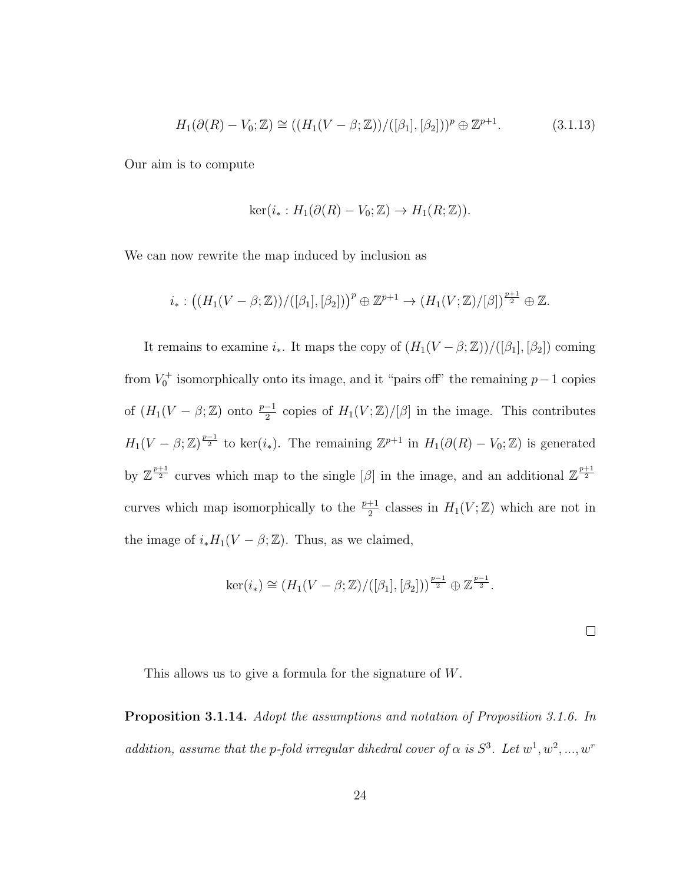$$H_1(\partial(R) - V_0; \mathbb{Z}) \cong ((H_1(V - \beta; \mathbb{Z}))/([\beta_1], [\beta_2]))^p \oplus \mathbb{Z}^{p+1}. \tag{3.1.13}$$

Our aim is to compute

$$\ker(i_* : H_1(\partial(R) - V_0; \mathbb{Z}) \to H_1(R; \mathbb{Z})).$$

We can now rewrite the map induced by inclusion as

$$i_* : \left((H_1(V - \beta; \mathbb{Z}))/([\beta_1], [\beta_2])\right)^p \oplus \mathbb{Z}^{p+1} \to (H_1(V; \mathbb{Z})/[\beta])^{\frac{p+1}{2}} \oplus \mathbb{Z}.$$

It remains to examine $i_*$. It maps the copy of $(H_1(V - \beta; \mathbb{Z}))/([\beta_1], [\beta_2])$ coming from $V_0^+$ isomorphically onto its image, and it "pairs off" the remaining $p-1$ copies of $(H_1(V - \beta; \mathbb{Z})$ onto $\frac{p-1}{2}$ copies of $H_1(V; \mathbb{Z})/[\beta]$ in the image. This contributes $H_1(V - \beta; \mathbb{Z})^{\frac{p-1}{2}}$ to $\ker(i_*)$. The remaining $\mathbb{Z}^{p+1}$ in $H_1(\partial(R) - V_0; \mathbb{Z})$ is generated by $\mathbb{Z}^{\frac{p+1}{2}}$ curves which map to the single $[\beta]$ in the image, and an additional $\mathbb{Z}^{\frac{p+1}{2}}$ curves which map isomorphically to the $\frac{p+1}{2}$ classes in $H_1(V; \mathbb{Z})$ which are not in the image of $i_* H_1(V - \beta; \mathbb{Z})$. Thus, as we claimed,

$$\ker(i_*) \cong (H_1(V - \beta; \mathbb{Z})/([\beta_1], [\beta_2]))^{\frac{p-1}{2}} \oplus \mathbb{Z}^{\frac{p-1}{2}}.$$

$\square$

This allows us to give a formula for the signature of $W$.

**Proposition 3.1.14.** *Adopt the assumptions and notation of Proposition 3.1.6. In addition, assume that the p-fold irregular dihedral cover of $\alpha$ is $S^3$. Let $w^1, w^2, ..., w^r$*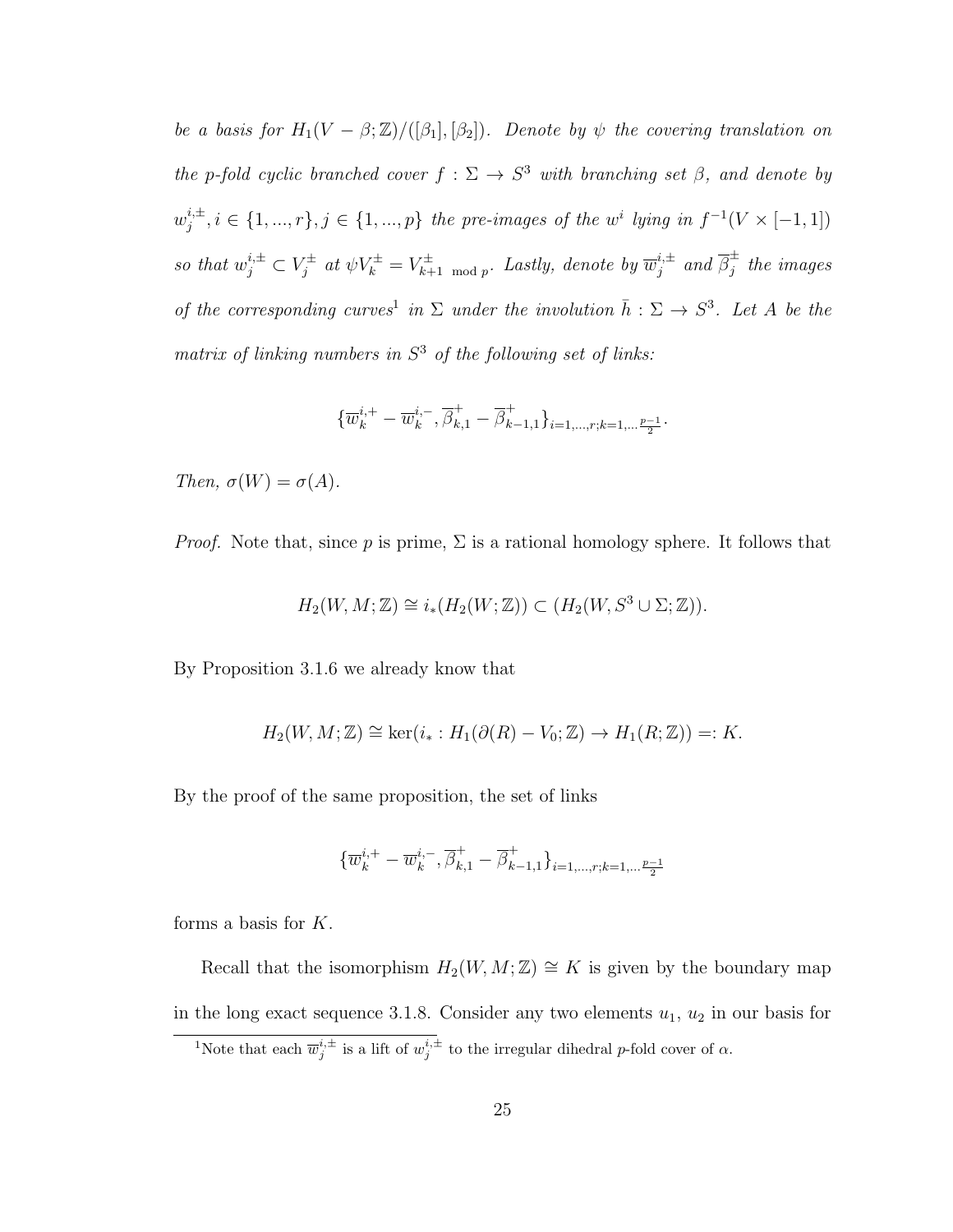*be a basis for $H_1(V - \beta; \mathbb{Z})/([\beta_1], [\beta_2])$. Denote by $\psi$ the covering translation on the $p$-fold cyclic branched cover $f : \Sigma \to S^3$ with branching set $\beta$, and denote by $w_j^{i,\pm}, i \in \{1, ..., r\}, j \in \{1, ..., p\}$ the pre-images of the $w^i$ lying in $f^{-1}(V \times [-1, 1])$ so that $w_j^{i,\pm} \subset V_j^{\pm}$ at $\psi V_k^{\pm} = V_{k+1 \mod p}^{\pm}$. Lastly, denote by $\overline{w}_j^{i,\pm}$ and $\overline{\beta}_j^{\pm}$ the images of the corresponding curves*[1] *in $\Sigma$ under the involution $\bar{h} : \Sigma \to S^3$. Let $A$ be the matrix of linking numbers in $S^3$ of the following set of links:*

$$\{\overline{w}_k^{i,+} - \overline{w}_k^{i,-}, \overline{\beta}_{k,1}^{+} - \overline{\beta}_{k-1,1}^{+}\}_{i=1,...,r;k=1,...\frac{p-1}{2}}.$$

*Then, $\sigma(W) = \sigma(A)$.*

*Proof.* Note that, since $p$ is prime, $\Sigma$ is a rational homology sphere. It follows that

$$H_2(W, M; \mathbb{Z}) \cong i_*(H_2(W; \mathbb{Z})) \subset (H_2(W, S^3 \cup \Sigma; \mathbb{Z})).$$

By Proposition 3.1.6 we already know that

$$H_2(W, M; \mathbb{Z}) \cong \ker(i_* : H_1(\partial(R) - V_0; \mathbb{Z}) \to H_1(R; \mathbb{Z})) =: K.$$

By the proof of the same proposition, the set of links

$$\{\overline{w}_k^{i,+} - \overline{w}_k^{i,-}, \overline{\beta}_{k,1}^{+} - \overline{\beta}_{k-1,1}^{+}\}_{i=1,...,r;k=1,...\frac{p-1}{2}}$$

forms a basis for $K$.

Recall that the isomorphism $H_2(W, M; \mathbb{Z}) \cong K$ is given by the boundary map in the long exact sequence 3.1.8. Consider any two elements $u_1$, $u_2$ in our basis for

[1] Note that each $\overline{w}_j^{i,\pm}$ is a lift of $w_j^{i,\pm}$ to the irregular dihedral $p$-fold cover of $\alpha$.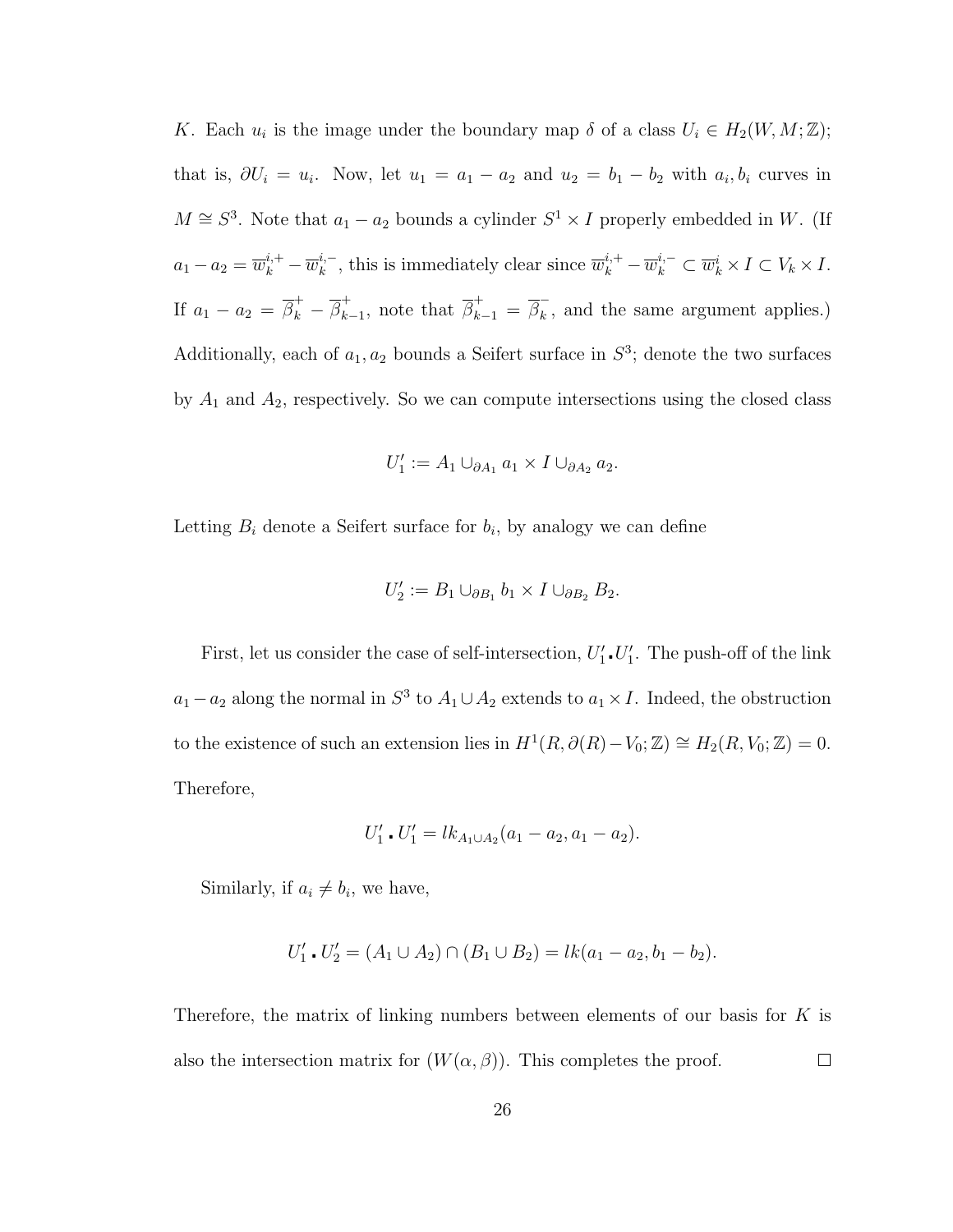$K$. Each $u_i$ is the image under the boundary map $\delta$ of a class $U_i \in H_2(W, M; \mathbb{Z})$; that is, $\partial U_i = u_i$. Now, let $u_1 = a_1 - a_2$ and $u_2 = b_1 - b_2$ with $a_i, b_i$ curves in $M \cong S^3$. Note that $a_1 - a_2$ bounds a cylinder $S^1 \times I$ properly embedded in $W$. (If $a_1 - a_2 = \overline{w}_k^{i,+} - \overline{w}_k^{i,-}$, this is immediately clear since $\overline{w}_k^{i,+} - \overline{w}_k^{i,-} \subset \overline{w}_k^i \times I \subset V_k \times I$. If $a_1 - a_2 = \overline{\beta}_k^+ - \overline{\beta}_{k-1}^+$, note that $\overline{\beta}_{k-1}^+ = \overline{\beta}_k^-$, and the same argument applies.) Additionally, each of $a_1, a_2$ bounds a Seifert surface in $S^3$; denote the two surfaces by $A_1$ and $A_2$, respectively. So we can compute intersections using the closed class

$$U_1' := A_1 \cup_{\partial A_1} a_1 \times I \cup_{\partial A_2} a_2.$$

Letting $B_i$ denote a Seifert surface for $b_i$, by analogy we can define

$$U_2' := B_1 \cup_{\partial B_1} b_1 \times I \cup_{\partial B_2} B_2.$$

First, let us consider the case of self-intersection, $U_1' \cdot U_1'$. The push-off of the link $a_1 - a_2$ along the normal in $S^3$ to $A_1 \cup A_2$ extends to $a_1 \times I$. Indeed, the obstruction to the existence of such an extension lies in $H^1(R, \partial(R) - V_0; \mathbb{Z}) \cong H_2(R, V_0; \mathbb{Z}) = 0$. Therefore,

$$U_1' \cdot U_1' = lk_{A_1 \cup A_2}(a_1 - a_2, a_1 - a_2).$$

Similarly, if $a_i \neq b_i$, we have,

$$U_1' \cdot U_2' = (A_1 \cup A_2) \cap (B_1 \cup B_2) = lk(a_1 - a_2, b_1 - b_2).$$

Therefore, the matrix of linking numbers between elements of our basis for $K$ is also the intersection matrix for $(W(\alpha, \beta))$. This completes the proof. $\square$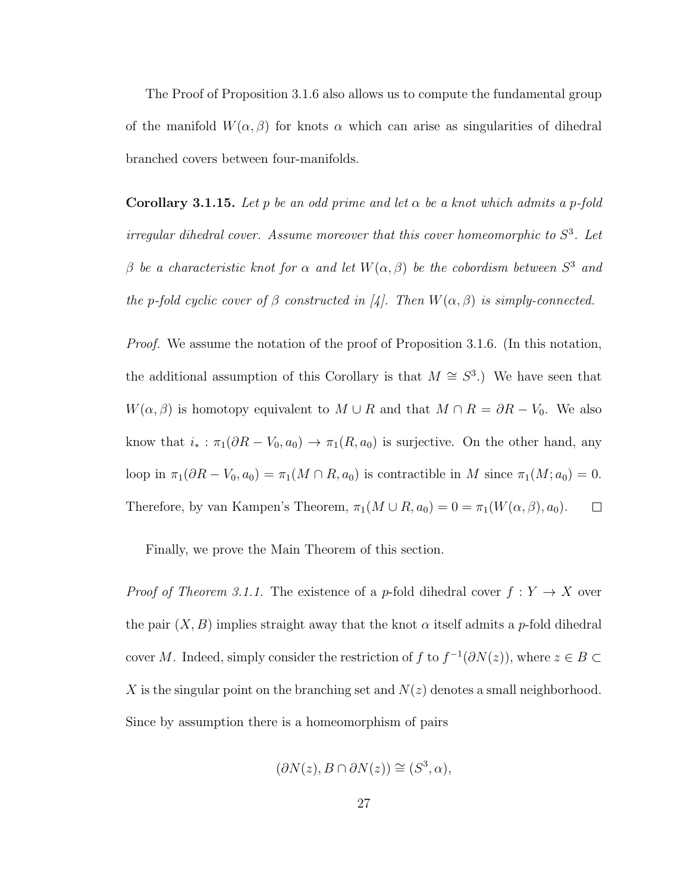The Proof of Proposition 3.1.6 also allows us to compute the fundamental group of the manifold $W(\alpha, \beta)$ for knots $\alpha$ which can arise as singularities of dihedral branched covers between four-manifolds.

**Corollary 3.1.15.** *Let $p$ be an odd prime and let $\alpha$ be a knot which admits a $p$-fold irregular dihedral cover. Assume moreover that this cover homeomorphic to $S^3$. Let $\beta$ be a characteristic knot for $\alpha$ and let $W(\alpha, \beta)$ be the cobordism between $S^3$ and the $p$-fold cyclic cover of $\beta$ constructed in [4]. Then $W(\alpha, \beta)$ is simply-connected.*

*Proof.* We assume the notation of the proof of Proposition 3.1.6. (In this notation, the additional assumption of this Corollary is that $M \cong S^3$.) We have seen that $W(\alpha, \beta)$ is homotopy equivalent to $M \cup R$ and that $M \cap R = \partial R - V_0$. We also know that $i_* : \pi_1(\partial R - V_0, a_0) \to \pi_1(R, a_0)$ is surjective. On the other hand, any loop in $\pi_1(\partial R - V_0, a_0) = \pi_1(M \cap R, a_0)$ is contractible in $M$ since $\pi_1(M; a_0) = 0$. Therefore, by van Kampen's Theorem, $\pi_1(M \cup R, a_0) = 0 = \pi_1(W(\alpha, \beta), a_0)$. $\square$

Finally, we prove the Main Theorem of this section.

*Proof of Theorem 3.1.1.* The existence of a $p$-fold dihedral cover $f : Y \to X$ over the pair $(X, B)$ implies straight away that the knot $\alpha$ itself admits a $p$-fold dihedral cover $M$. Indeed, simply consider the restriction of $f$ to $f^{-1}(\partial N(z))$, where $z \in B \subset X$ is the singular point on the branching set and $N(z)$ denotes a small neighborhood. Since by assumption there is a homeomorphism of pairs

$$(\partial N(z), B \cap \partial N(z)) \cong (S^3, \alpha),$$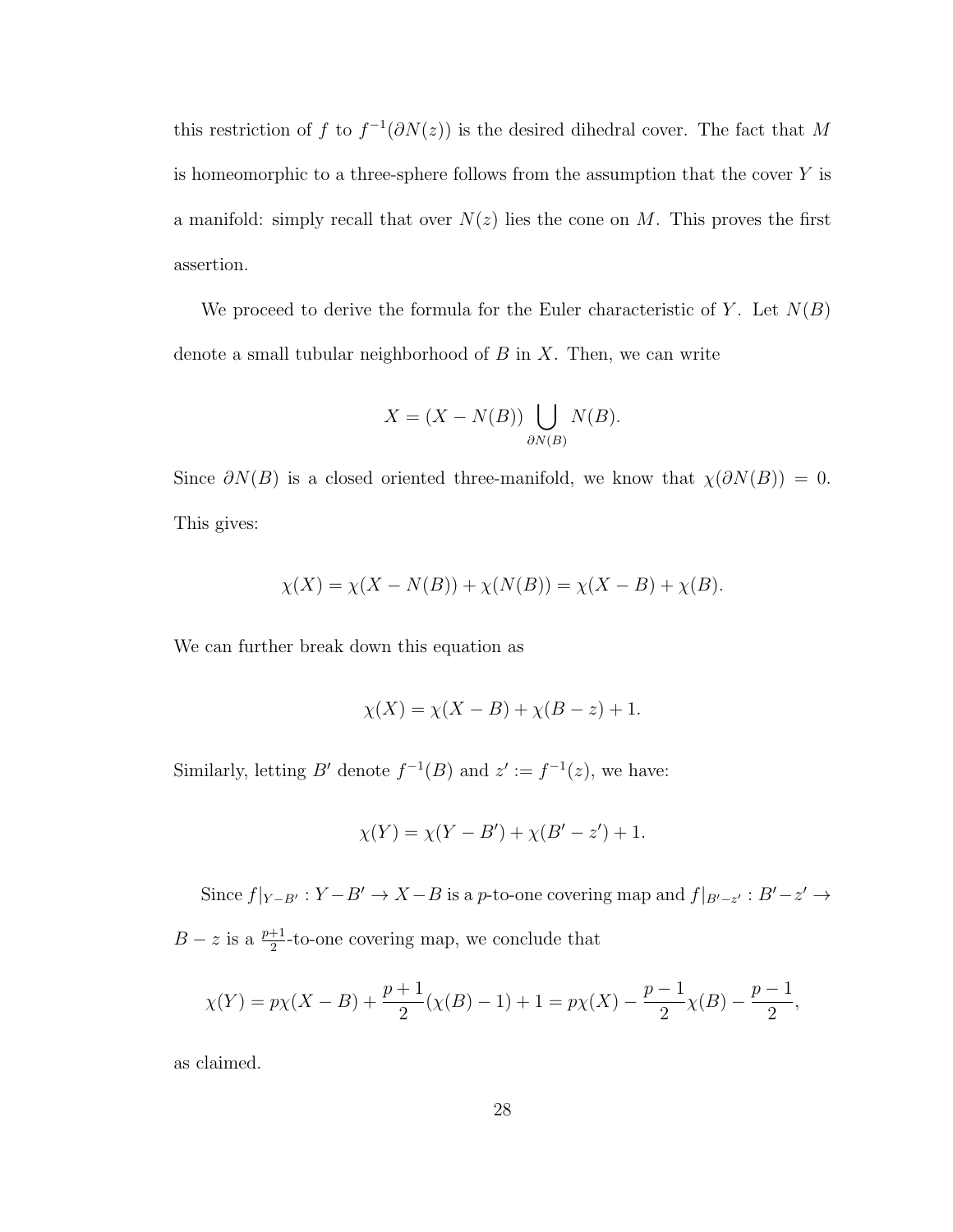this restriction of $f$ to $f^{-1}(\partial N(z))$ is the desired dihedral cover. The fact that $M$ is homeomorphic to a three-sphere follows from the assumption that the cover $Y$ is a manifold: simply recall that over $N(z)$ lies the cone on $M$. This proves the first assertion.

We proceed to derive the formula for the Euler characteristic of $Y$. Let $N(B)$ denote a small tubular neighborhood of $B$ in $X$. Then, we can write

$$X = (X - N(B)) \bigcup_{\partial N(B)} N(B).$$

Since $\partial N(B)$ is a closed oriented three-manifold, we know that $\chi(\partial N(B)) = 0$. This gives:

$$\chi(X) = \chi(X - N(B)) + \chi(N(B)) = \chi(X - B) + \chi(B).$$

We can further break down this equation as

$$\chi(X) = \chi(X - B) + \chi(B - z) + 1.$$

Similarly, letting $B'$ denote $f^{-1}(B)$ and $z' := f^{-1}(z)$, we have:

$$\chi(Y) = \chi(Y - B') + \chi(B' - z') + 1.$$

Since $f|_{Y-B'} : Y - B' \to X - B$ is a $p$-to-one covering map and $f|_{B'-z'} : B' - z' \to B - z$ is a $\frac{p+1}{2}$-to-one covering map, we conclude that

$$\chi(Y) = p\chi(X - B) + \frac{p+1}{2}(\chi(B) - 1) + 1 = p\chi(X) - \frac{p-1}{2}\chi(B) - \frac{p-1}{2},$$

as claimed.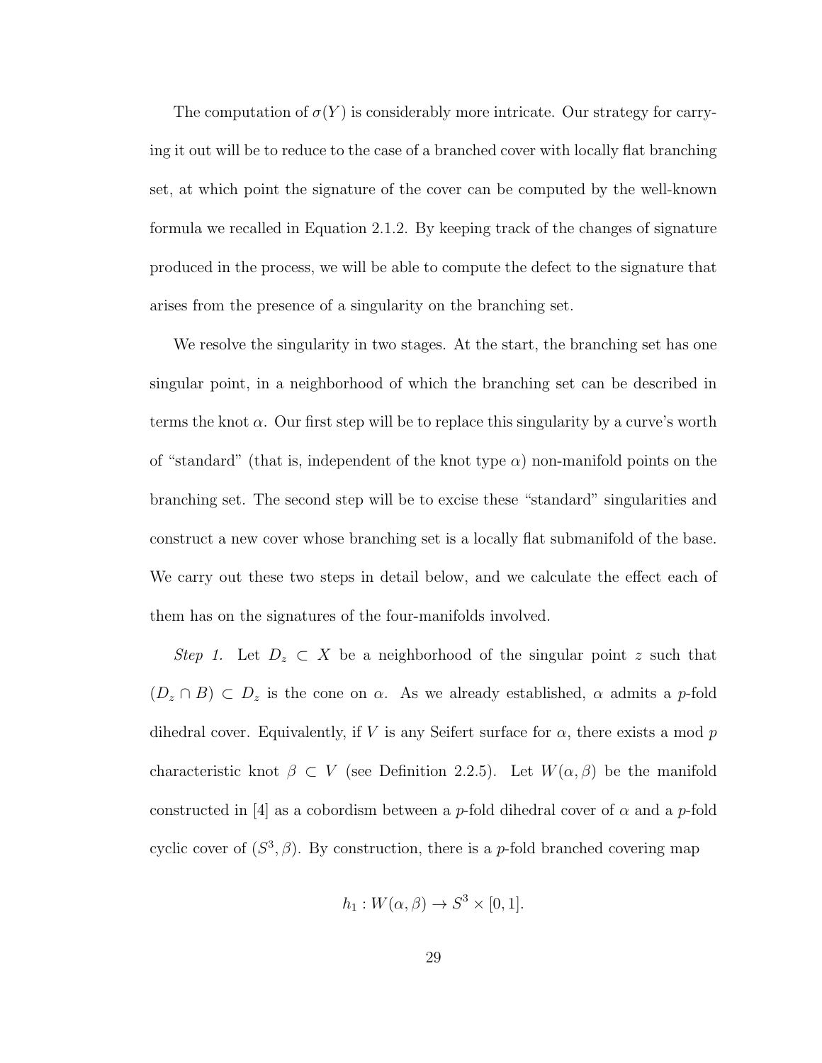The computation of $\sigma(Y)$ is considerably more intricate. Our strategy for carrying it out will be to reduce to the case of a branched cover with locally flat branching set, at which point the signature of the cover can be computed by the well-known formula we recalled in Equation 2.1.2. By keeping track of the changes of signature produced in the process, we will be able to compute the defect to the signature that arises from the presence of a singularity on the branching set.

We resolve the singularity in two stages. At the start, the branching set has one singular point, in a neighborhood of which the branching set can be described in terms the knot $\alpha$. Our first step will be to replace this singularity by a curve's worth of "standard" (that is, independent of the knot type $\alpha$) non-manifold points on the branching set. The second step will be to excise these "standard" singularities and construct a new cover whose branching set is a locally flat submanifold of the base. We carry out these two steps in detail below, and we calculate the effect each of them has on the signatures of the four-manifolds involved.

*Step 1.* Let $D_z \subset X$ be a neighborhood of the singular point $z$ such that $(D_z \cap B) \subset D_z$ is the cone on $\alpha$. As we already established, $\alpha$ admits a $p$-fold dihedral cover. Equivalently, if $V$ is any Seifert surface for $\alpha$, there exists a mod $p$ characteristic knot $\beta \subset V$ (see Definition 2.2.5). Let $W(\alpha, \beta)$ be the manifold constructed in [4] as a cobordism between a $p$-fold dihedral cover of $\alpha$ and a $p$-fold cyclic cover of $(S^3, \beta)$. By construction, there is a $p$-fold branched covering map

$$h_1 : W(\alpha, \beta) \to S^3 \times [0, 1].$$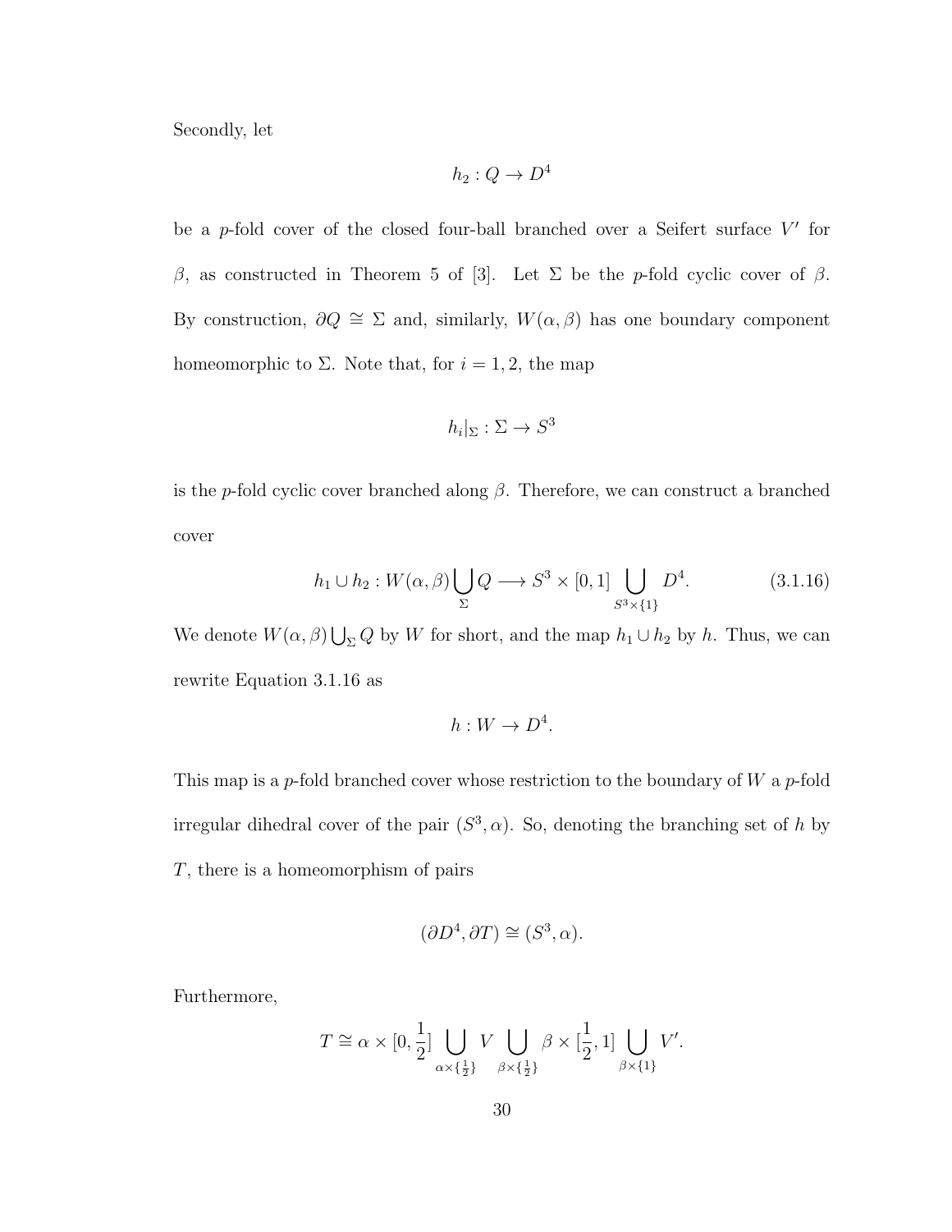Secondly, let

$$h_2 : Q \to D^4$$

be a $p$-fold cover of the closed four-ball branched over a Seifert surface $V'$ for $\beta$, as constructed in Theorem 5 of [3]. Let $\Sigma$ be the $p$-fold cyclic cover of $\beta$. By construction, $\partial Q \cong \Sigma$ and, similarly, $W(\alpha, \beta)$ has one boundary component homeomorphic to $\Sigma$. Note that, for $i = 1, 2$, the map

$$h_i|_\Sigma : \Sigma \to S^3$$

is the $p$-fold cyclic cover branched along $\beta$. Therefore, we can construct a branched cover

$$h_1 \cup h_2 : W(\alpha, \beta) \bigcup_{\Sigma} Q \longrightarrow S^3 \times [0, 1] \bigcup_{S^3 \times \{1\}} D^4. \tag{3.1.16}$$

We denote $W(\alpha, \beta) \bigcup_\Sigma Q$ by $W$ for short, and the map $h_1 \cup h_2$ by $h$. Thus, we can rewrite Equation 3.1.16 as

$$h : W \to D^4.$$

This map is a $p$-fold branched cover whose restriction to the boundary of $W$ a $p$-fold irregular dihedral cover of the pair $(S^3, \alpha)$. So, denoting the branching set of $h$ by $T$, there is a homeomorphism of pairs

$$(\partial D^4, \partial T) \cong (S^3, \alpha).$$

Furthermore,

$$T \cong \alpha \times [0, \frac{1}{2}] \bigcup_{\alpha \times \{\frac{1}{2}\}} V \bigcup_{\beta \times \{\frac{1}{2}\}} \beta \times [\frac{1}{2}, 1] \bigcup_{\beta \times \{1\}} V'.$$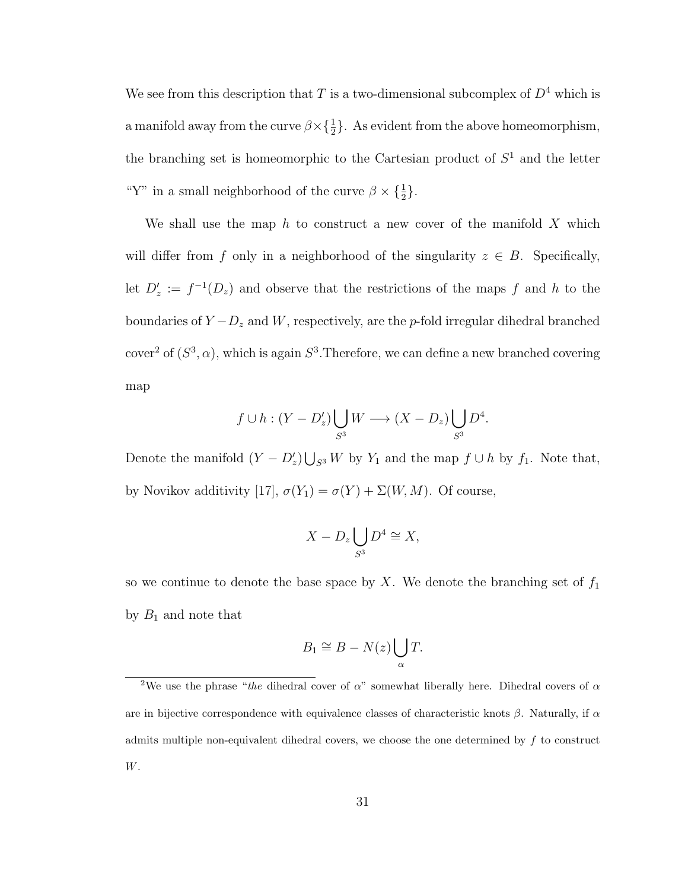We see from this description that $T$ is a two-dimensional subcomplex of $D^4$ which is a manifold away from the curve $\beta \times \{\frac{1}{2}\}$. As evident from the above homeomorphism, the branching set is homeomorphic to the Cartesian product of $S^1$ and the letter "Y" in a small neighborhood of the curve $\beta \times \{\frac{1}{2}\}$.

We shall use the map $h$ to construct a new cover of the manifold $X$ which will differ from $f$ only in a neighborhood of the singularity $z \in B$. Specifically, let $D'_z := f^{-1}(D_z)$ and observe that the restrictions of the maps $f$ and $h$ to the boundaries of $Y - D_z$ and $W$, respectively, are the $p$-fold irregular dihedral branched cover[2] of $(S^3, \alpha)$, which is again $S^3$. Therefore, we can define a new branched covering map

$$f \cup h : (Y - D'_z) \bigcup_{S^3} W \longrightarrow (X - D_z) \bigcup_{S^3} D^4.$$

Denote the manifold $(Y - D'_z) \bigcup_{S^3} W$ by $Y_1$ and the map $f \cup h$ by $f_1$. Note that, by Novikov additivity [17], $\sigma(Y_1) = \sigma(Y) + \Sigma(W, M)$. Of course,

$$X - D_z \bigcup_{S^3} D^4 \cong X,$$

so we continue to denote the base space by $X$. We denote the branching set of $f_1$ by $B_1$ and note that

$$B_1 \cong B - N(z) \bigcup_{\alpha} T.$$

[2] We use the phrase "*the* dihedral cover of $\alpha$" somewhat liberally here. Dihedral covers of $\alpha$ are in bijective correspondence with equivalence classes of characteristic knots $\beta$. Naturally, if $\alpha$ admits multiple non-equivalent dihedral covers, we choose the one determined by $f$ to construct $W$.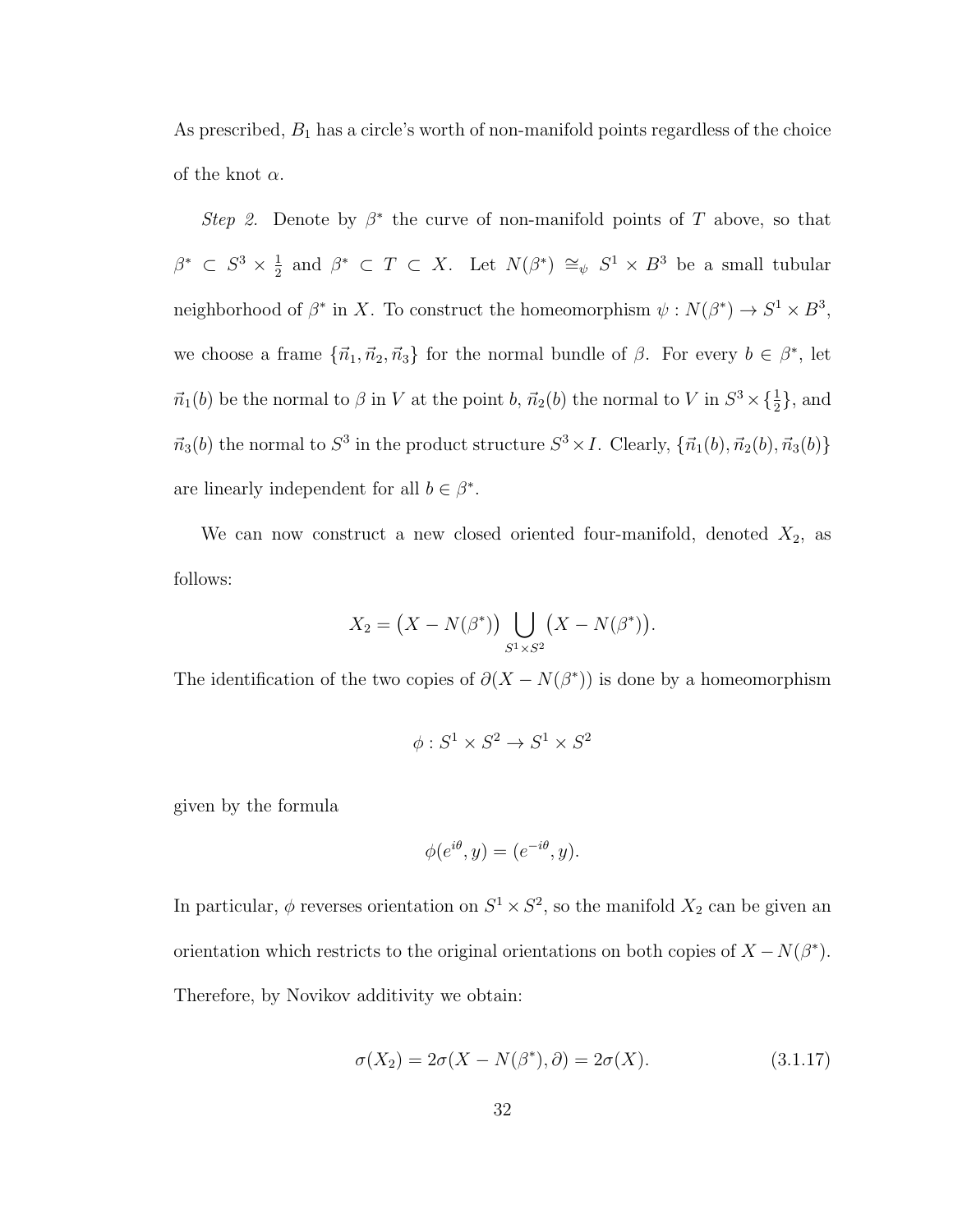As prescribed, $B_1$ has a circle's worth of non-manifold points regardless of the choice of the knot $\alpha$.

*Step 2.* Denote by $\beta^*$ the curve of non-manifold points of $T$ above, so that $\beta^* \subset S^3 \times \frac{1}{2}$ and $\beta^* \subset T \subset X$. Let $N(\beta^*) \cong_\psi S^1 \times B^3$ be a small tubular neighborhood of $\beta^*$ in $X$. To construct the homeomorphism $\psi : N(\beta^*) \to S^1 \times B^3$, we choose a frame $\{\vec{n}_1, \vec{n}_2, \vec{n}_3\}$ for the normal bundle of $\beta$. For every $b \in \beta^*$, let $\vec{n}_1(b)$ be the normal to $\beta$ in $V$ at the point $b$, $\vec{n}_2(b)$ the normal to $V$ in $S^3 \times \{\frac{1}{2}\}$, and $\vec{n}_3(b)$ the normal to $S^3$ in the product structure $S^3 \times I$. Clearly, $\{\vec{n}_1(b), \vec{n}_2(b), \vec{n}_3(b)\}$ are linearly independent for all $b \in \beta^*$.

We can now construct a new closed oriented four-manifold, denoted $X_2$, as follows:

$$X_2 = \big(X - N(\beta^*)\big) \bigcup_{S^1 \times S^2} \big(X - N(\beta^*)\big).$$

The identification of the two copies of $\partial(X - N(\beta^*))$ is done by a homeomorphism

$$\phi : S^1 \times S^2 \to S^1 \times S^2$$

given by the formula

$$\phi(e^{i\theta}, y) = (e^{-i\theta}, y).$$

In particular, $\phi$ reverses orientation on $S^1 \times S^2$, so the manifold $X_2$ can be given an orientation which restricts to the original orientations on both copies of $X - N(\beta^*)$. Therefore, by Novikov additivity we obtain:

$$\sigma(X_2) = 2\sigma(X - N(\beta^*), \partial) = 2\sigma(X). \tag{3.1.17}$$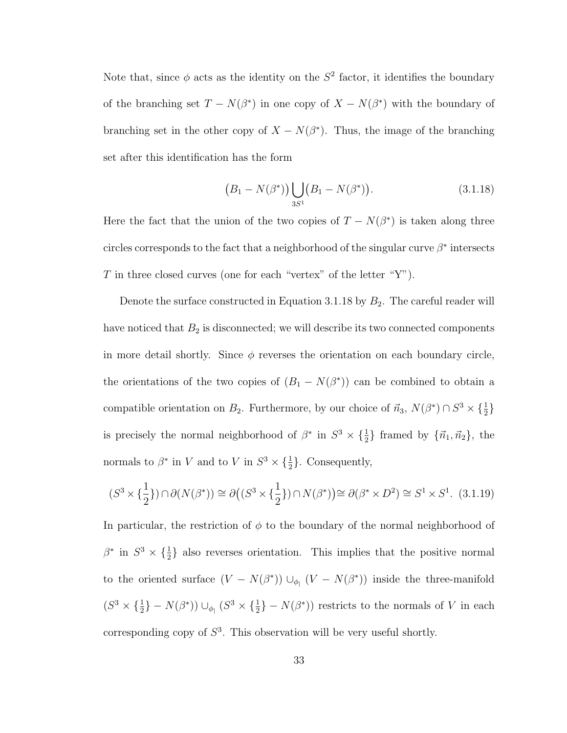Note that, since $\phi$ acts as the identity on the $S^2$ factor, it identifies the boundary of the branching set $T - N(\beta^*)$ in one copy of $X - N(\beta^*)$ with the boundary of branching set in the other copy of $X - N(\beta^*)$. Thus, the image of the branching set after this identification has the form

$$\big(B_1 - N(\beta^*)\big) \bigcup_{3S^1} \big(B_1 - N(\beta^*)\big). \tag{3.1.18}$$

Here the fact that the union of the two copies of $T - N(\beta^*)$ is taken along three circles corresponds to the fact that a neighborhood of the singular curve $\beta^*$ intersects $T$ in three closed curves (one for each "vertex" of the letter "Y").

Denote the surface constructed in Equation 3.1.18 by $B_2$. The careful reader will have noticed that $B_2$ is disconnected; we will describe its two connected components in more detail shortly. Since $\phi$ reverses the orientation on each boundary circle, the orientations of the two copies of $(B_1 - N(\beta^*))$ can be combined to obtain a compatible orientation on $B_2$. Furthermore, by our choice of $\vec{n}_3$, $N(\beta^*) \cap S^3 \times \{\frac{1}{2}\}$ is precisely the normal neighborhood of $\beta^*$ in $S^3 \times \{\frac{1}{2}\}$ framed by $\{\vec{n}_1, \vec{n}_2\}$, the normals to $\beta^*$ in $V$ and to $V$ in $S^3 \times \{\frac{1}{2}\}$. Consequently,

$$(S^3 \times \{\frac{1}{2}\}) \cap \partial(N(\beta^*)) \cong \partial\big((S^3 \times \{\frac{1}{2}\}) \cap N(\beta^*)\big) \cong \partial(\beta^* \times D^2) \cong S^1 \times S^1. \tag{3.1.19}$$

In particular, the restriction of $\phi$ to the boundary of the normal neighborhood of $\beta^*$ in $S^3 \times \{\frac{1}{2}\}$ also reverses orientation. This implies that the positive normal to the oriented surface $(V - N(\beta^*)) \cup_{\phi_|} (V - N(\beta^*))$ inside the three-manifold $(S^3 \times \{\frac{1}{2}\} - N(\beta^*)) \cup_{\phi_|} (S^3 \times \{\frac{1}{2}\} - N(\beta^*))$ restricts to the normals of $V$ in each corresponding copy of $S^3$. This observation will be very useful shortly.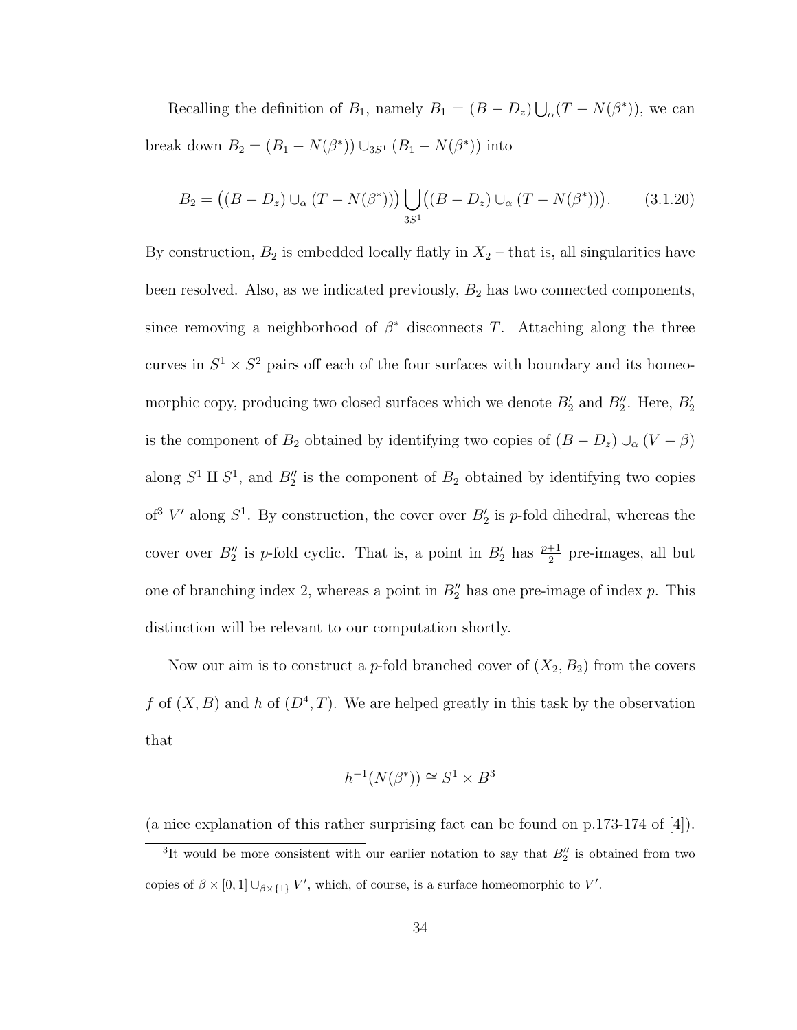Recalling the definition of $B_1$, namely $B_1 = (B - D_z) \bigcup_\alpha (T - N(\beta^*))$, we can break down $B_2 = (B_1 - N(\beta^*)) \cup_{3S^1} (B_1 - N(\beta^*))$ into

$$B_2 = \big((B - D_z) \cup_\alpha (T - N(\beta^*))\big) \bigcup_{3S^1} \big((B - D_z) \cup_\alpha (T - N(\beta^*))\big). \tag{3.1.20}$$

By construction, $B_2$ is embedded locally flatly in $X_2$ – that is, all singularities have been resolved. Also, as we indicated previously, $B_2$ has two connected components, since removing a neighborhood of $\beta^*$ disconnects $T$. Attaching along the three curves in $S^1 \times S^2$ pairs off each of the four surfaces with boundary and its homeomorphic copy, producing two closed surfaces which we denote $B_2'$ and $B_2''$. Here, $B_2'$ is the component of $B_2$ obtained by identifying two copies of $(B - D_z) \cup_\alpha (V - \beta)$ along $S^1 \amalg S^1$, and $B_2''$ is the component of $B_2$ obtained by identifying two copies of[3] $V'$ along $S^1$. By construction, the cover over $B_2'$ is $p$-fold dihedral, whereas the cover over $B_2''$ is $p$-fold cyclic. That is, a point in $B_2'$ has $\frac{p+1}{2}$ pre-images, all but one of branching index 2, whereas a point in $B_2''$ has one pre-image of index $p$. This distinction will be relevant to our computation shortly.

Now our aim is to construct a $p$-fold branched cover of $(X_2, B_2)$ from the covers $f$ of $(X, B)$ and $h$ of $(D^4, T)$. We are helped greatly in this task by the observation that

$$h^{-1}(N(\beta^*)) \cong S^1 \times B^3$$

(a nice explanation of this rather surprising fact can be found on p.173-174 of [4]).

[3] It would be more consistent with our earlier notation to say that $B_2''$ is obtained from two copies of $\beta \times [0,1] \cup_{\beta \times \{1\}} V'$, which, of course, is a surface homeomorphic to $V'$.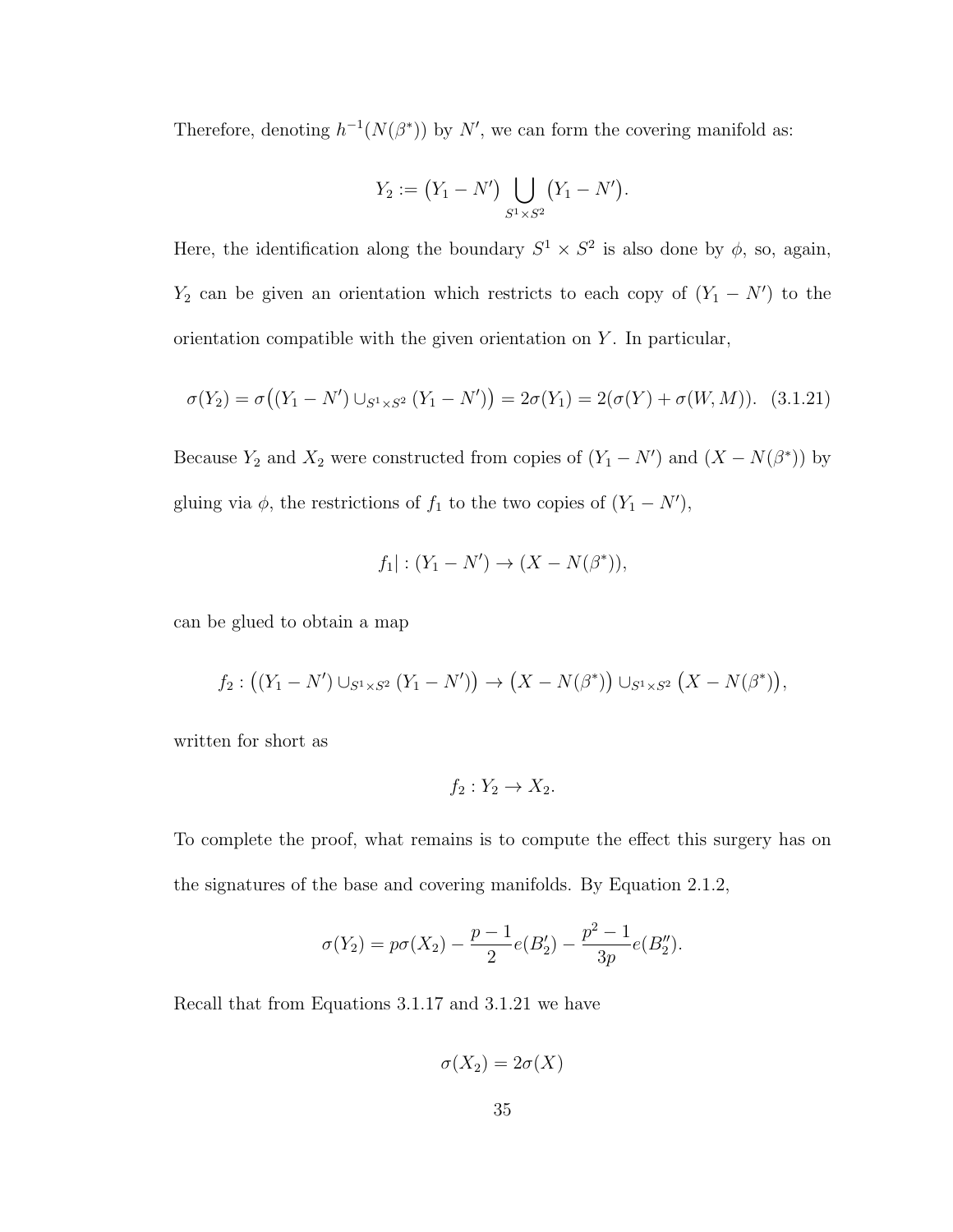Therefore, denoting $h^{-1}(N(\beta^*))$ by $N'$, we can form the covering manifold as:

$$Y_2 := \big(Y_1 - N'\big) \bigcup_{S^1 \times S^2} \big(Y_1 - N'\big).$$

Here, the identification along the boundary $S^1 \times S^2$ is also done by $\phi$, so, again, $Y_2$ can be given an orientation which restricts to each copy of $(Y_1 - N')$ to the orientation compatible with the given orientation on $Y$. In particular,

$$\sigma(Y_2) = \sigma\big((Y_1 - N') \cup_{S^1 \times S^2} (Y_1 - N')\big) = 2\sigma(Y_1) = 2(\sigma(Y) + \sigma(W, M)). \quad (3.1.21)$$

Because $Y_2$ and $X_2$ were constructed from copies of $(Y_1 - N')$ and $(X - N(\beta^*))$ by gluing via $\phi$, the restrictions of $f_1$ to the two copies of $(Y_1 - N')$,

$$f_1| : (Y_1 - N') \to (X - N(\beta^*)),$$

can be glued to obtain a map

$$f_2 : \big((Y_1 - N') \cup_{S^1 \times S^2} (Y_1 - N')\big) \to \big(X - N(\beta^*)\big) \cup_{S^1 \times S^2} \big(X - N(\beta^*)\big),$$

written for short as

$$f_2 : Y_2 \to X_2.$$

To complete the proof, what remains is to compute the effect this surgery has on the signatures of the base and covering manifolds. By Equation 2.1.2,

$$\sigma(Y_2) = p\sigma(X_2) - \frac{p-1}{2}e(B_2') - \frac{p^2-1}{3p}e(B_2'').$$

Recall that from Equations 3.1.17 and 3.1.21 we have

$$\sigma(X_2) = 2\sigma(X)$$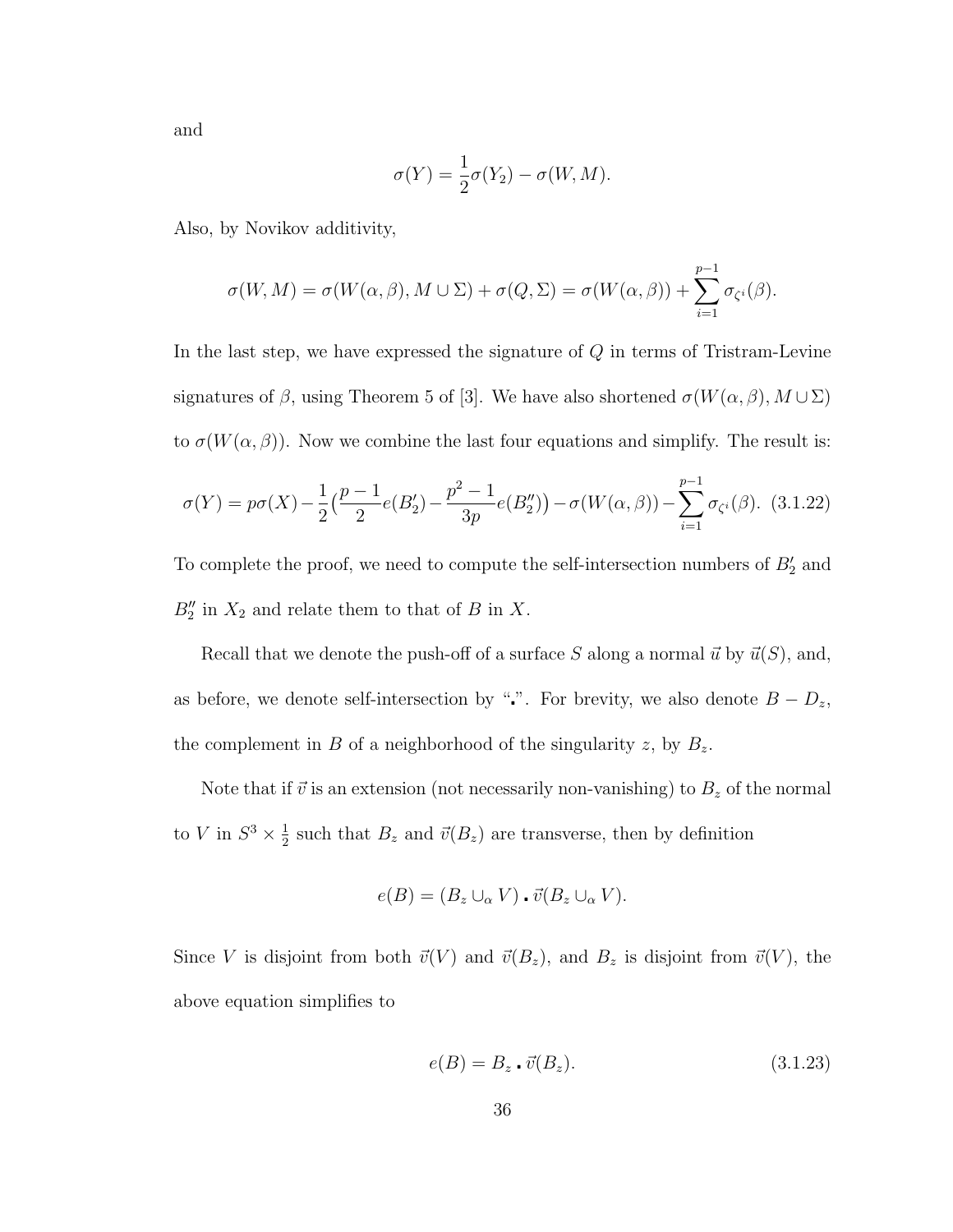and

$$\sigma(Y) = \frac{1}{2}\sigma(Y_2) - \sigma(W, M).$$

Also, by Novikov additivity,

$$\sigma(W, M) = \sigma(W(\alpha, \beta), M \cup \Sigma) + \sigma(Q, \Sigma) = \sigma(W(\alpha, \beta)) + \sum_{i=1}^{p-1} \sigma_{\varsigma^i}(\beta).$$

In the last step, we have expressed the signature of $Q$ in terms of Tristram-Levine signatures of $\beta$, using Theorem 5 of [3]. We have also shortened $\sigma(W(\alpha, \beta), M \cup \Sigma)$ to $\sigma(W(\alpha, \beta))$. Now we combine the last four equations and simplify. The result is:

$$\sigma(Y) = p\sigma(X) - \frac{1}{2}\left(\frac{p-1}{2}e(B_2') - \frac{p^2-1}{3p}e(B_2'')\right) - \sigma(W(\alpha, \beta)) - \sum_{i=1}^{p-1} \sigma_{\varsigma^i}(\beta). \quad (3.1.22)$$

To complete the proof, we need to compute the self-intersection numbers of $B_2'$ and $B_2''$ in $X_2$ and relate them to that of $B$ in $X$.

Recall that we denote the push-off of a surface $S$ along a normal $\vec{u}$ by $\vec{u}(S)$, and, as before, we denote self-intersection by "$\centerdot$". For brevity, we also denote $B - D_z$, the complement in $B$ of a neighborhood of the singularity $z$, by $B_z$.

Note that if $\vec{v}$ is an extension (not necessarily non-vanishing) to $B_z$ of the normal to $V$ in $S^3 \times \frac{1}{2}$ such that $B_z$ and $\vec{v}(B_z)$ are transverse, then by definition

$$e(B) = (B_z \cup_\alpha V) \centerdot \vec{v}(B_z \cup_\alpha V).$$

Since $V$ is disjoint from both $\vec{v}(V)$ and $\vec{v}(B_z)$, and $B_z$ is disjoint from $\vec{v}(V)$, the above equation simplifies to

$$e(B) = B_z \centerdot \vec{v}(B_z). \quad (3.1.23)$$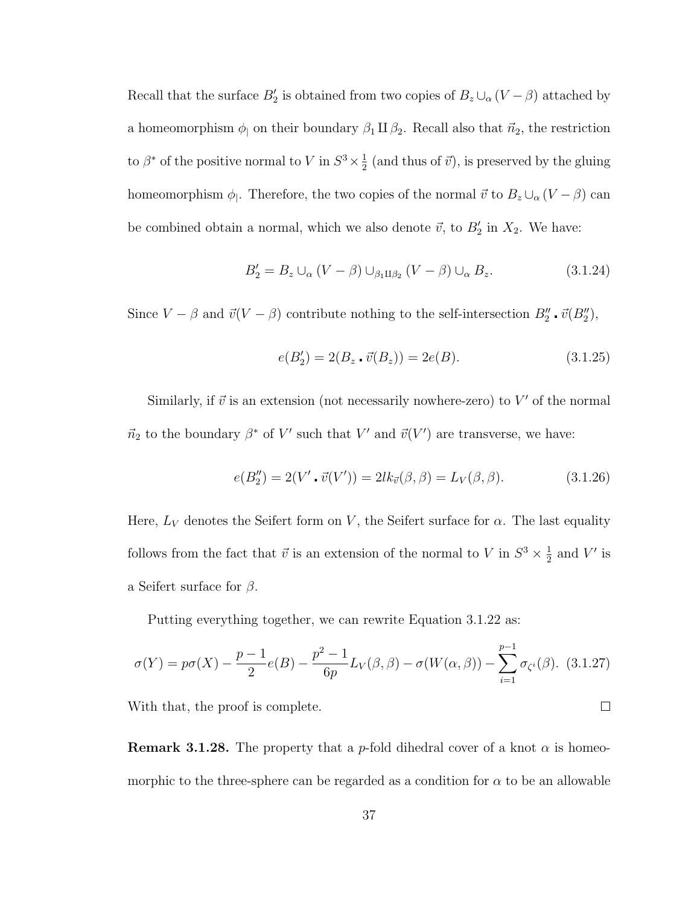Recall that the surface $B_2'$ is obtained from two copies of $B_z \cup_\alpha (V - \beta)$ attached by a homeomorphism $\phi_|$ on their boundary $\beta_1 \amalg \beta_2$. Recall also that $\vec{n}_2$, the restriction to $\beta^*$ of the positive normal to $V$ in $S^3 \times \frac{1}{2}$ (and thus of $\vec{v}$), is preserved by the gluing homeomorphism $\phi_|$. Therefore, the two copies of the normal $\vec{v}$ to $B_z \cup_\alpha (V - \beta)$ can be combined obtain a normal, which we also denote $\vec{v}$, to $B_2'$ in $X_2$. We have:

$$B_2' = B_z \cup_\alpha (V - \beta) \cup_{\beta_1 \amalg \beta_2} (V - \beta) \cup_\alpha B_z. \tag{3.1.24}$$

Since $V - \beta$ and $\vec{v}(V - \beta)$ contribute nothing to the self-intersection $B_2'' \cdot \vec{v}(B_2'')$,

$$e(B_2') = 2(B_z \cdot \vec{v}(B_z)) = 2e(B). \tag{3.1.25}$$

Similarly, if $\vec{v}$ is an extension (not necessarily nowhere-zero) to $V'$ of the normal $\vec{n}_2$ to the boundary $\beta^*$ of $V'$ such that $V'$ and $\vec{v}(V')$ are transverse, we have:

$$e(B_2'') = 2(V' \cdot \vec{v}(V')) = 2lk_{\vec{v}}(\beta, \beta) = L_V(\beta, \beta). \tag{3.1.26}$$

Here, $L_V$ denotes the Seifert form on $V$, the Seifert surface for $\alpha$. The last equality follows from the fact that $\vec{v}$ is an extension of the normal to $V$ in $S^3 \times \frac{1}{2}$ and $V'$ is a Seifert surface for $\beta$.

Putting everything together, we can rewrite Equation 3.1.22 as:

$$\sigma(Y) = p\sigma(X) - \frac{p-1}{2}e(B) - \frac{p^2-1}{6p}L_V(\beta, \beta) - \sigma(W(\alpha, \beta)) - \sum_{i=1}^{p-1} \sigma_{\zeta^i}(\beta). \tag{3.1.27}$$

With that, the proof is complete. □

**Remark 3.1.28.** The property that a $p$-fold dihedral cover of a knot $\alpha$ is homeomorphic to the three-sphere can be regarded as a condition for $\alpha$ to be an allowable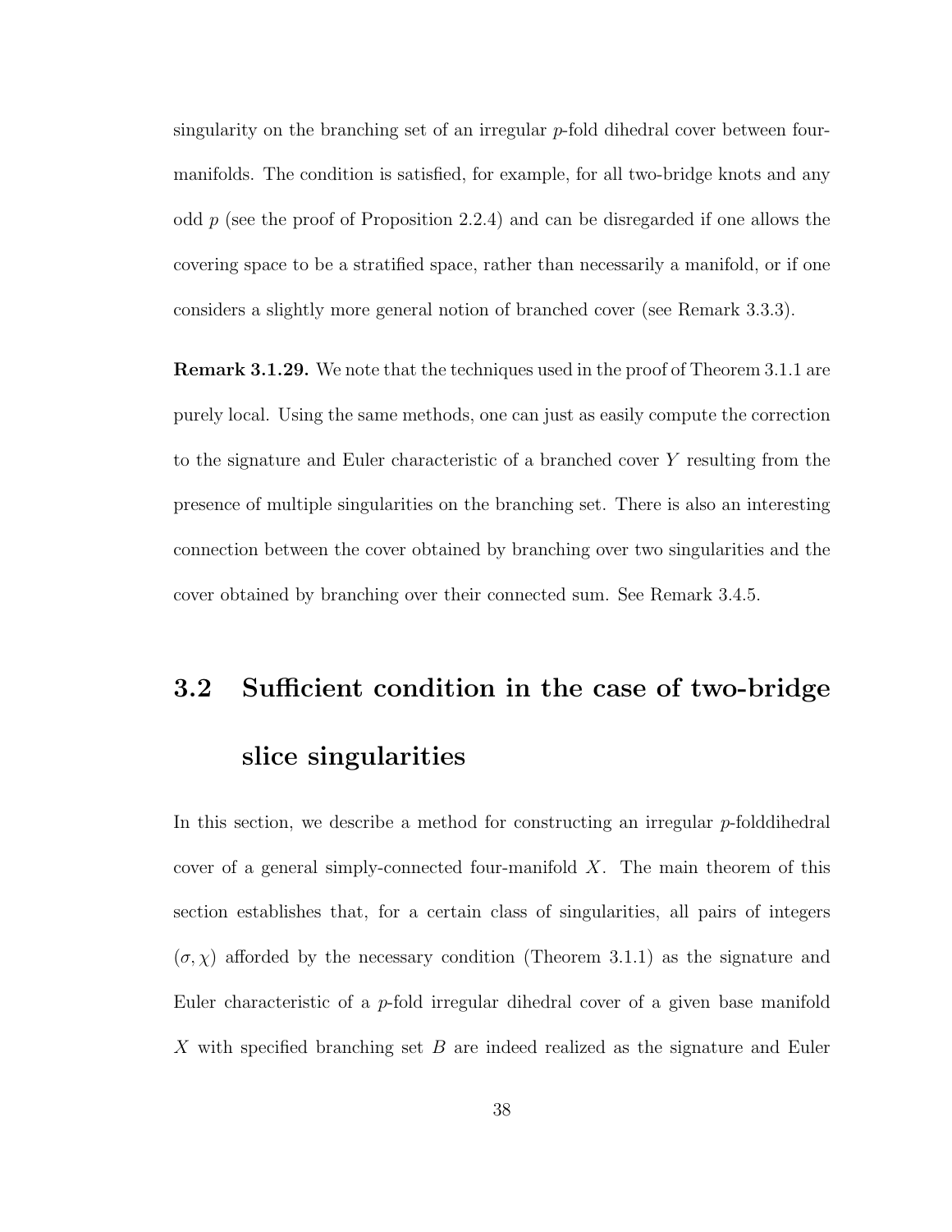singularity on the branching set of an irregular $p$-fold dihedral cover between four-manifolds. The condition is satisfied, for example, for all two-bridge knots and any odd $p$ (see the proof of Proposition 2.2.4) and can be disregarded if one allows the covering space to be a stratified space, rather than necessarily a manifold, or if one considers a slightly more general notion of branched cover (see Remark 3.3.3).

**Remark 3.1.29.** We note that the techniques used in the proof of Theorem 3.1.1 are purely local. Using the same methods, one can just as easily compute the correction to the signature and Euler characteristic of a branched cover $Y$ resulting from the presence of multiple singularities on the branching set. There is also an interesting connection between the cover obtained by branching over two singularities and the cover obtained by branching over their connected sum. See Remark 3.4.5.

## 3.2 Sufficient condition in the case of two-bridge slice singularities

In this section, we describe a method for constructing an irregular $p$-folddihedral cover of a general simply-connected four-manifold $X$. The main theorem of this section establishes that, for a certain class of singularities, all pairs of integers $(\sigma, \chi)$ afforded by the necessary condition (Theorem 3.1.1) as the signature and Euler characteristic of a $p$-fold irregular dihedral cover of a given base manifold $X$ with specified branching set $B$ are indeed realized as the signature and Euler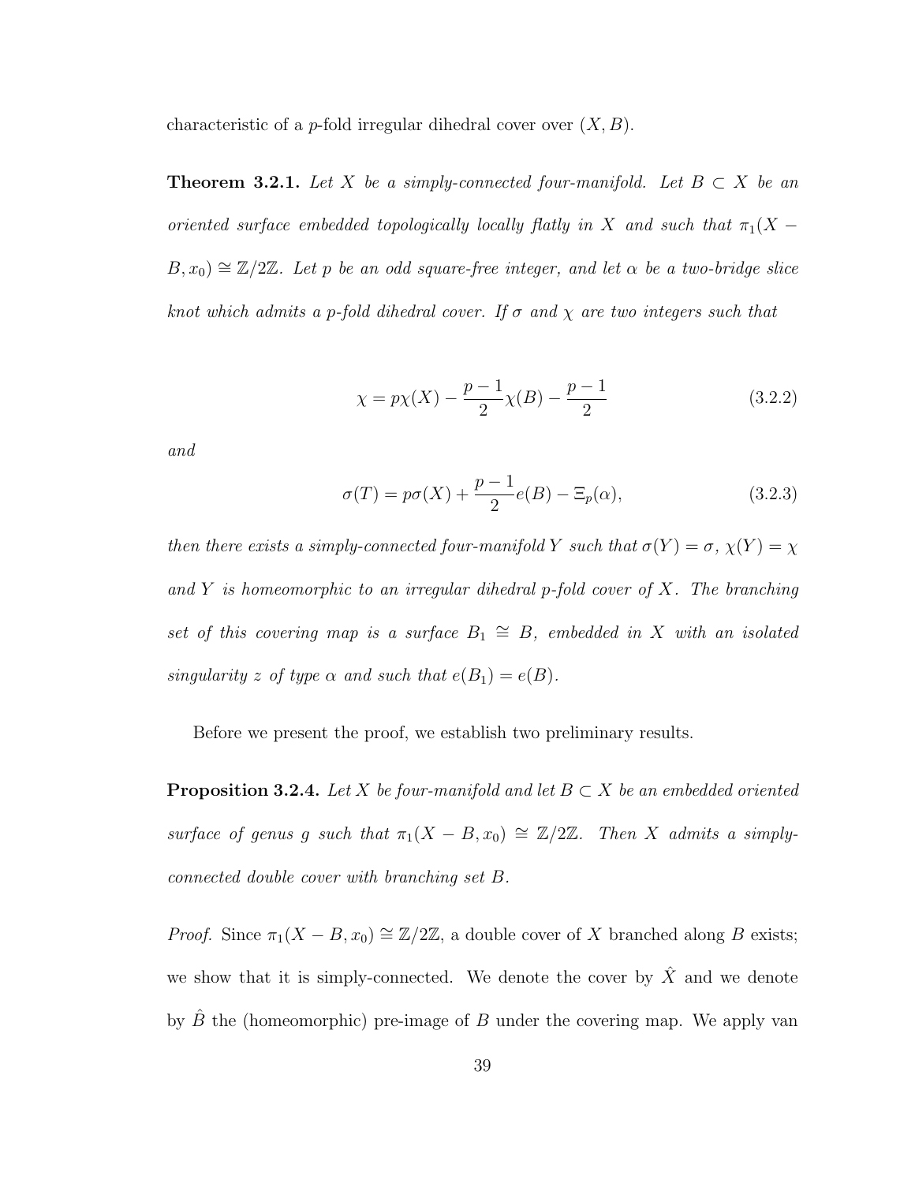characteristic of a $p$-fold irregular dihedral cover over $(X, B)$.

**Theorem 3.2.1.** *Let $X$ be a simply-connected four-manifold. Let $B \subset X$ be an oriented surface embedded topologically locally flatly in $X$ and such that $\pi_1(X - B, x_0) \cong \mathbb{Z}/2\mathbb{Z}$. Let $p$ be an odd square-free integer, and let $\alpha$ be a two-bridge slice knot which admits a $p$-fold dihedral cover. If $\sigma$ and $\chi$ are two integers such that*

$$\chi = p\chi(X) - \frac{p-1}{2}\chi(B) - \frac{p-1}{2} \tag{3.2.2}$$

*and*

$$\sigma(T) = p\sigma(X) + \frac{p-1}{2}e(B) - \Xi_p(\alpha), \tag{3.2.3}$$

*then there exists a simply-connected four-manifold $Y$ such that $\sigma(Y) = \sigma$, $\chi(Y) = \chi$ and $Y$ is homeomorphic to an irregular dihedral $p$-fold cover of $X$. The branching set of this covering map is a surface $B_1 \cong B$, embedded in $X$ with an isolated singularity $z$ of type $\alpha$ and such that $e(B_1) = e(B)$.*

Before we present the proof, we establish two preliminary results.

**Proposition 3.2.4.** *Let $X$ be four-manifold and let $B \subset X$ be an embedded oriented surface of genus $g$ such that $\pi_1(X - B, x_0) \cong \mathbb{Z}/2\mathbb{Z}$. Then $X$ admits a simply-connected double cover with branching set $B$.*

*Proof.* Since $\pi_1(X - B, x_0) \cong \mathbb{Z}/2\mathbb{Z}$, a double cover of $X$ branched along $B$ exists; we show that it is simply-connected. We denote the cover by $\hat{X}$ and we denote by $\hat{B}$ the (homeomorphic) pre-image of $B$ under the covering map. We apply van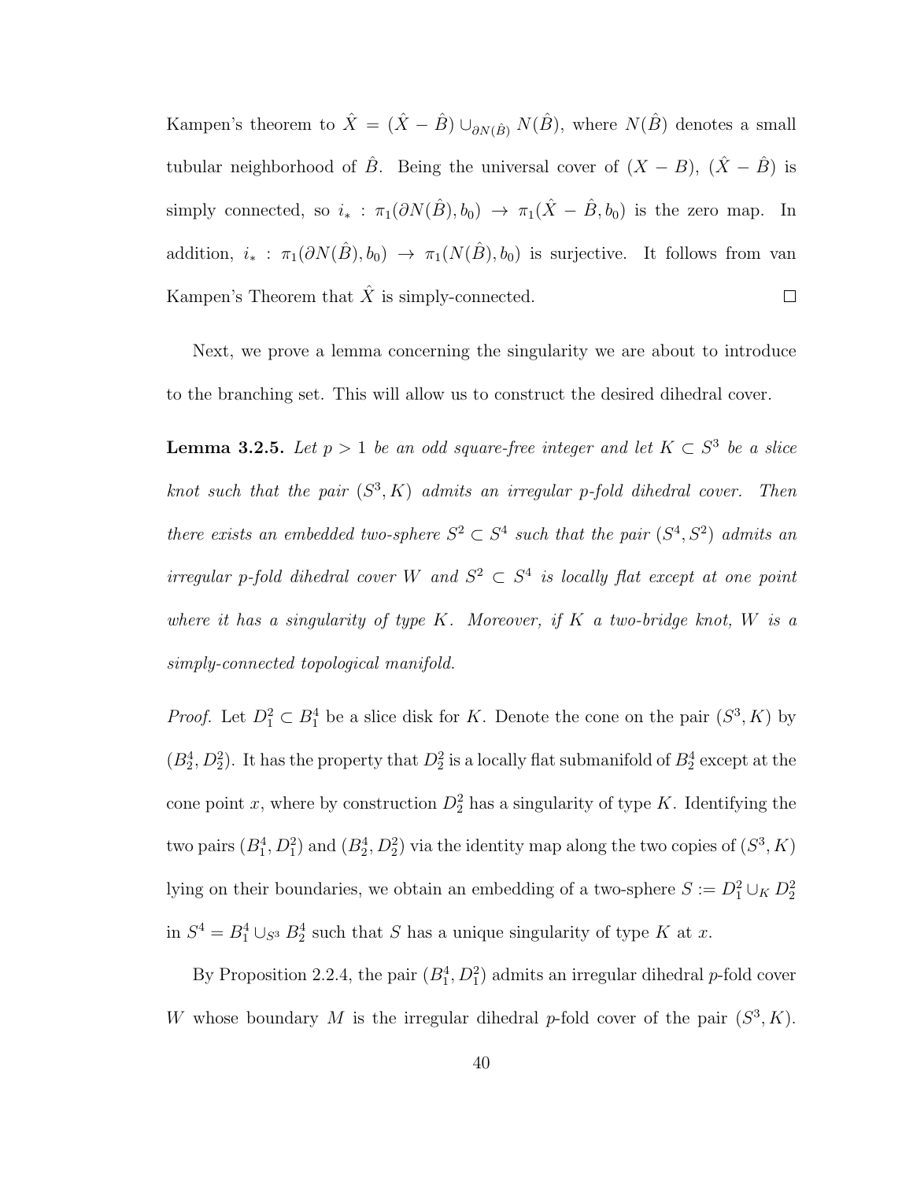Kampen's theorem to $\hat{X} = (\hat{X} - \hat{B}) \cup_{\partial N(\hat{B})} N(\hat{B})$, where $N(\hat{B})$ denotes a small tubular neighborhood of $\hat{B}$. Being the universal cover of $(X - B)$, $(\hat{X} - \hat{B})$ is simply connected, so $i_* : \pi_1(\partial N(\hat{B}), b_0) \to \pi_1(\hat{X} - \hat{B}, b_0)$ is the zero map. In addition, $i_* : \pi_1(\partial N(\hat{B}), b_0) \to \pi_1(N(\hat{B}), b_0)$ is surjective. It follows from van Kampen's Theorem that $\hat{X}$ is simply-connected. □

Next, we prove a lemma concerning the singularity we are about to introduce to the branching set. This will allow us to construct the desired dihedral cover.

**Lemma 3.2.5.** *Let $p > 1$ be an odd square-free integer and let $K \subset S^3$ be a slice knot such that the pair $(S^3, K)$ admits an irregular $p$-fold dihedral cover. Then there exists an embedded two-sphere $S^2 \subset S^4$ such that the pair $(S^4, S^2)$ admits an irregular $p$-fold dihedral cover $W$ and $S^2 \subset S^4$ is locally flat except at one point where it has a singularity of type $K$. Moreover, if $K$ a two-bridge knot, $W$ is a simply-connected topological manifold.*

*Proof.* Let $D_1^2 \subset B_1^4$ be a slice disk for $K$. Denote the cone on the pair $(S^3, K)$ by $(B_2^4, D_2^2)$. It has the property that $D_2^2$ is a locally flat submanifold of $B_2^4$ except at the cone point $x$, where by construction $D_2^2$ has a singularity of type $K$. Identifying the two pairs $(B_1^4, D_1^2)$ and $(B_2^4, D_2^2)$ via the identity map along the two copies of $(S^3, K)$ lying on their boundaries, we obtain an embedding of a two-sphere $S := D_1^2 \cup_K D_2^2$ in $S^4 = B_1^4 \cup_{S^3} B_2^4$ such that $S$ has a unique singularity of type $K$ at $x$.

By Proposition 2.2.4, the pair $(B_1^4, D_1^2)$ admits an irregular dihedral $p$-fold cover $W$ whose boundary $M$ is the irregular dihedral $p$-fold cover of the pair $(S^3, K)$.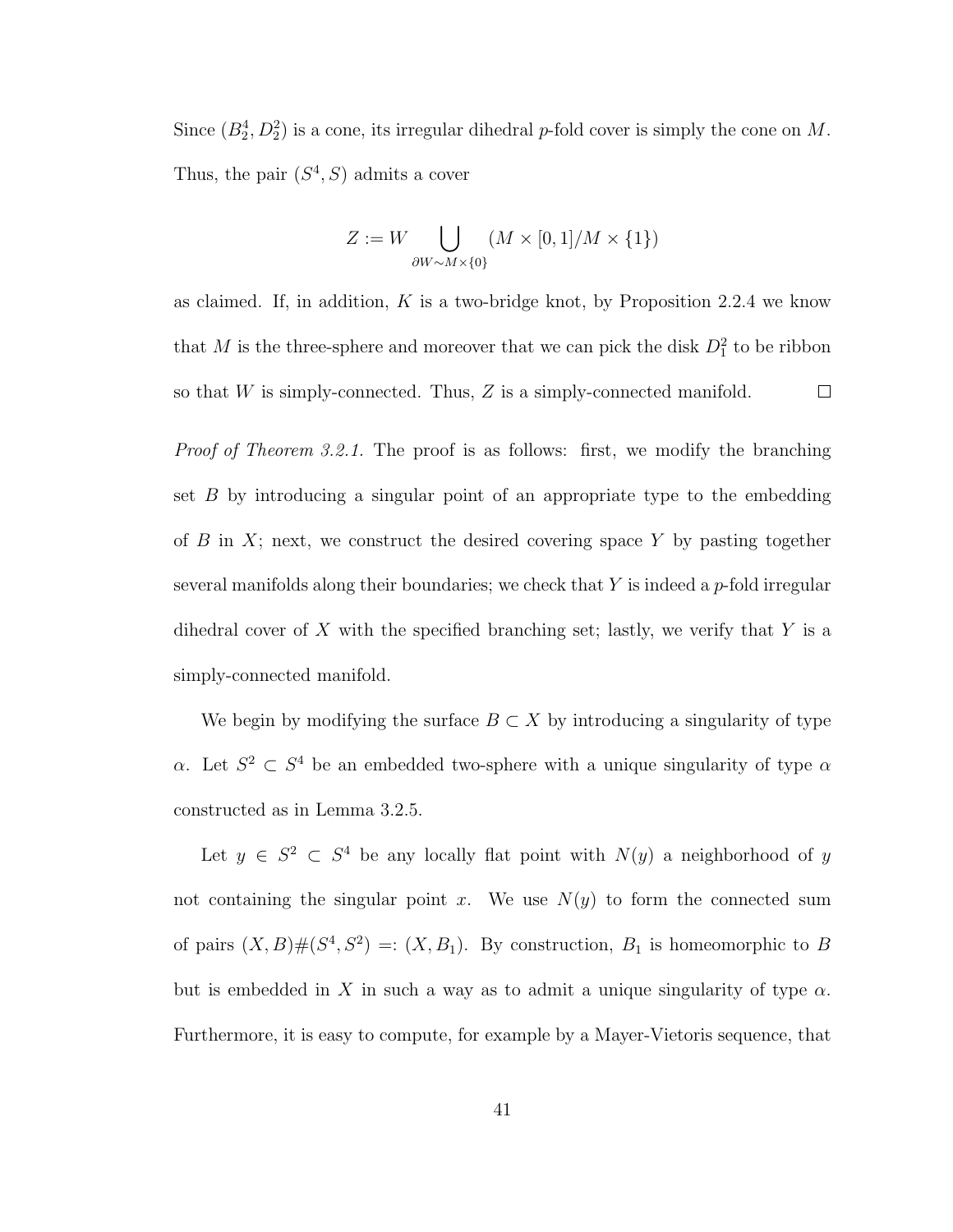Since $(B^4_2, D^2_2)$ is a cone, its irregular dihedral $p$-fold cover is simply the cone on $M$. Thus, the pair $(S^4, S)$ admits a cover

$$Z := W \bigcup_{\partial W \sim M \times \{0\}} (M \times [0,1]/M \times \{1\})$$

as claimed. If, in addition, $K$ is a two-bridge knot, by Proposition 2.2.4 we know that $M$ is the three-sphere and moreover that we can pick the disk $D^2_1$ to be ribbon so that $W$ is simply-connected. Thus, $Z$ is a simply-connected manifold. $\square$

*Proof of Theorem 3.2.1.* The proof is as follows: first, we modify the branching set $B$ by introducing a singular point of an appropriate type to the embedding of $B$ in $X$; next, we construct the desired covering space $Y$ by pasting together several manifolds along their boundaries; we check that $Y$ is indeed a $p$-fold irregular dihedral cover of $X$ with the specified branching set; lastly, we verify that $Y$ is a simply-connected manifold.

We begin by modifying the surface $B \subset X$ by introducing a singularity of type $\alpha$. Let $S^2 \subset S^4$ be an embedded two-sphere with a unique singularity of type $\alpha$ constructed as in Lemma 3.2.5.

Let $y \in S^2 \subset S^4$ be any locally flat point with $N(y)$ a neighborhood of $y$ not containing the singular point $x$. We use $N(y)$ to form the connected sum of pairs $(X, B)\#(S^4, S^2) =: (X, B_1)$. By construction, $B_1$ is homeomorphic to $B$ but is embedded in $X$ in such a way as to admit a unique singularity of type $\alpha$. Furthermore, it is easy to compute, for example by a Mayer-Vietoris sequence, that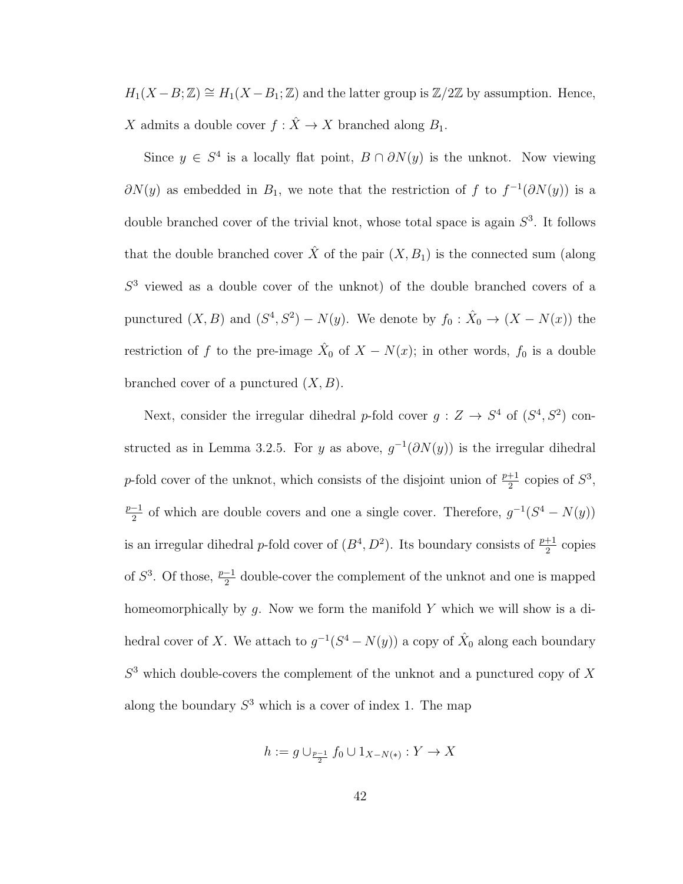$H_1(X - B; \mathbb{Z}) \cong H_1(X - B_1; \mathbb{Z})$ and the latter group is $\mathbb{Z}/2\mathbb{Z}$ by assumption. Hence, $X$ admits a double cover $f : \hat{X} \to X$ branched along $B_1$.

Since $y \in S^4$ is a locally flat point, $B \cap \partial N(y)$ is the unknot. Now viewing $\partial N(y)$ as embedded in $B_1$, we note that the restriction of $f$ to $f^{-1}(\partial N(y))$ is a double branched cover of the trivial knot, whose total space is again $S^3$. It follows that the double branched cover $\hat{X}$ of the pair $(X, B_1)$ is the connected sum (along $S^3$ viewed as a double cover of the unknot) of the double branched covers of a punctured $(X, B)$ and $(S^4, S^2) - N(y)$. We denote by $f_0 : \hat{X}_0 \to (X - N(x))$ the restriction of $f$ to the pre-image $\hat{X}_0$ of $X - N(x)$; in other words, $f_0$ is a double branched cover of a punctured $(X, B)$.

Next, consider the irregular dihedral $p$-fold cover $g : Z \to S^4$ of $(S^4, S^2)$ constructed as in Lemma 3.2.5. For $y$ as above, $g^{-1}(\partial N(y))$ is the irregular dihedral $p$-fold cover of the unknot, which consists of the disjoint union of $\frac{p+1}{2}$ copies of $S^3$, $\frac{p-1}{2}$ of which are double covers and one a single cover. Therefore, $g^{-1}(S^4 - N(y))$ is an irregular dihedral $p$-fold cover of $(B^4, D^2)$. Its boundary consists of $\frac{p+1}{2}$ copies of $S^3$. Of those, $\frac{p-1}{2}$ double-cover the complement of the unknot and one is mapped homeomorphically by $g$. Now we form the manifold $Y$ which we will show is a dihedral cover of $X$. We attach to $g^{-1}(S^4 - N(y))$ a copy of $\hat{X}_0$ along each boundary $S^3$ which double-covers the complement of the unknot and a punctured copy of $X$ along the boundary $S^3$ which is a cover of index 1. The map

$$h := g \cup_{\frac{p-1}{2}} f_0 \cup 1_{X - N(*)} : Y \to X$$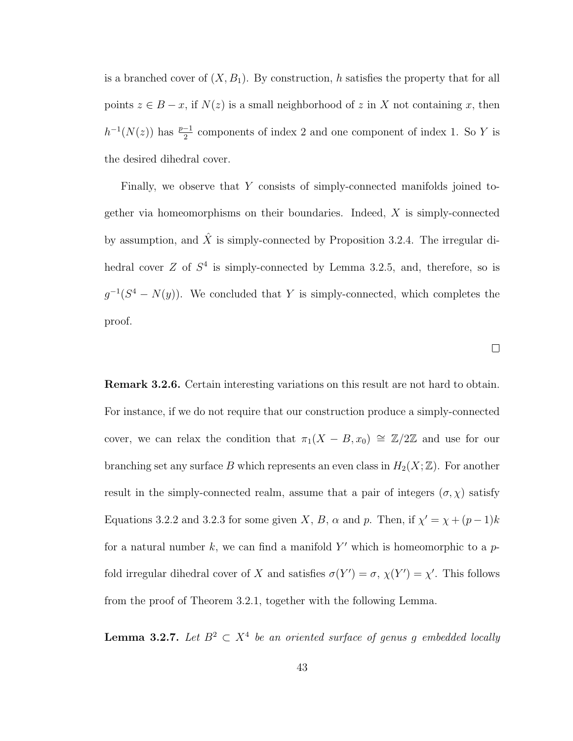is a branched cover of $(X, B_1)$. By construction, $h$ satisfies the property that for all points $z \in B - x$, if $N(z)$ is a small neighborhood of $z$ in $X$ not containing $x$, then $h^{-1}(N(z))$ has $\frac{p-1}{2}$ components of index 2 and one component of index 1. So $Y$ is the desired dihedral cover.

Finally, we observe that $Y$ consists of simply-connected manifolds joined together via homeomorphisms on their boundaries. Indeed, $X$ is simply-connected by assumption, and $\hat{X}$ is simply-connected by Proposition 3.2.4. The irregular dihedral cover $Z$ of $S^4$ is simply-connected by Lemma 3.2.5, and, therefore, so is $g^{-1}(S^4 - N(y))$. We concluded that $Y$ is simply-connected, which completes the proof.

□

**Remark 3.2.6.** Certain interesting variations on this result are not hard to obtain. For instance, if we do not require that our construction produce a simply-connected cover, we can relax the condition that $\pi_1(X - B, x_0) \cong \mathbb{Z}/2\mathbb{Z}$ and use for our branching set any surface $B$ which represents an even class in $H_2(X; \mathbb{Z})$. For another result in the simply-connected realm, assume that a pair of integers $(\sigma, \chi)$ satisfy Equations 3.2.2 and 3.2.3 for some given $X$, $B$, $\alpha$ and $p$. Then, if $\chi' = \chi + (p-1)k$ for a natural number $k$, we can find a manifold $Y'$ which is homeomorphic to a $p$-fold irregular dihedral cover of $X$ and satisfies $\sigma(Y') = \sigma$, $\chi(Y') = \chi'$. This follows from the proof of Theorem 3.2.1, together with the following Lemma.

**Lemma 3.2.7.** *Let $B^2 \subset X^4$ be an oriented surface of genus $g$ embedded locally*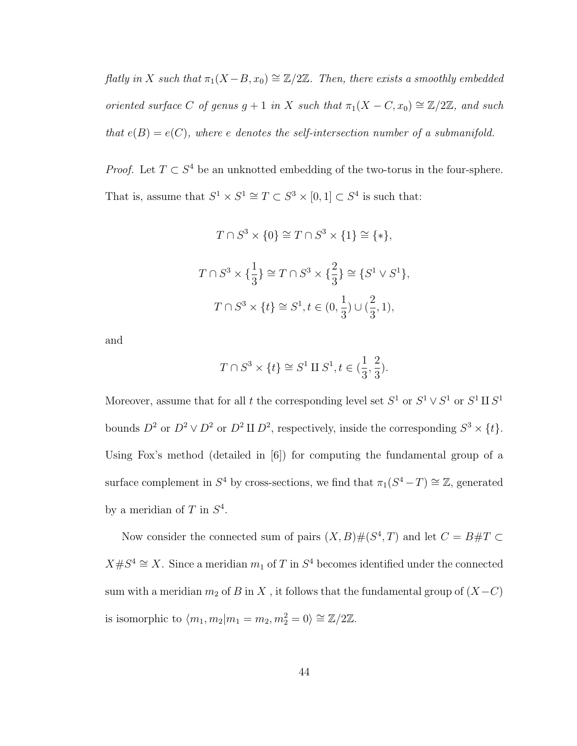*flatly in $X$ such that $\pi_1(X-B,x_0) \cong \mathbb{Z}/2\mathbb{Z}$. Then, there exists a smoothly embedded oriented surface $C$ of genus $g+1$ in $X$ such that $\pi_1(X-C,x_0) \cong \mathbb{Z}/2\mathbb{Z}$, and such that $e(B) = e(C)$, where $e$ denotes the self-intersection number of a submanifold.*

*Proof.* Let $T \subset S^4$ be an unknotted embedding of the two-torus in the four-sphere. That is, assume that $S^1 \times S^1 \cong T \subset S^3 \times [0,1] \subset S^4$ is such that:

$$T \cap S^3 \times \{0\} \cong T \cap S^3 \times \{1\} \cong \{*\},$$

$$T \cap S^3 \times \{\frac{1}{3}\} \cong T \cap S^3 \times \{\frac{2}{3}\} \cong \{S^1 \vee S^1\},$$

$$T \cap S^3 \times \{t\} \cong S^1, t \in (0,\frac{1}{3}) \cup (\frac{2}{3},1),$$

and

$$T \cap S^3 \times \{t\} \cong S^1 \amalg S^1, t \in (\frac{1}{3},\frac{2}{3}).$$

Moreover, assume that for all $t$ the corresponding level set $S^1$ or $S^1 \vee S^1$ or $S^1 \amalg S^1$ bounds $D^2$ or $D^2 \vee D^2$ or $D^2 \amalg D^2$, respectively, inside the corresponding $S^3 \times \{t\}$. Using Fox's method (detailed in [6]) for computing the fundamental group of a surface complement in $S^4$ by cross-sections, we find that $\pi_1(S^4 - T) \cong \mathbb{Z}$, generated by a meridian of $T$ in $S^4$.

Now consider the connected sum of pairs $(X,B)\#(S^4,T)$ and let $C = B\#T \subset X\#S^4 \cong X$. Since a meridian $m_1$ of $T$ in $S^4$ becomes identified under the connected sum with a meridian $m_2$ of $B$ in $X$ , it follows that the fundamental group of $(X-C)$ is isomorphic to $\langle m_1, m_2 | m_1 = m_2, m_2^2 = 0\rangle \cong \mathbb{Z}/2\mathbb{Z}$.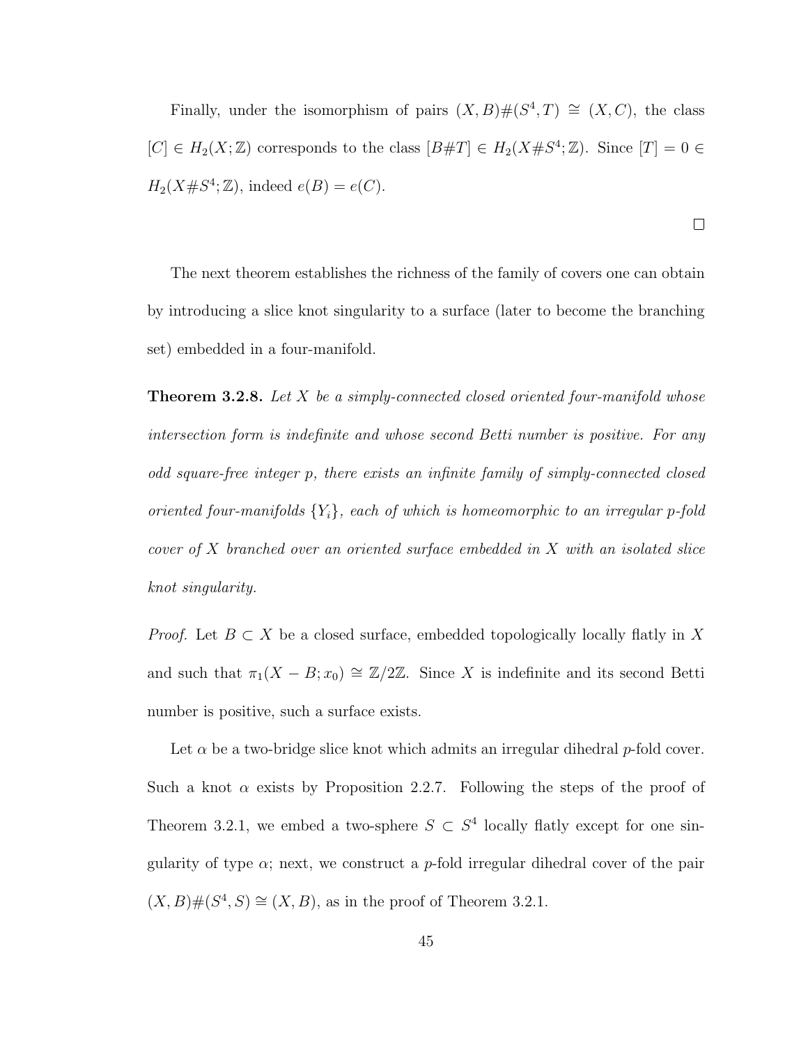Finally, under the isomorphism of pairs $(X, B)\#(S^4, T) \cong (X, C)$, the class $[C] \in H_2(X; \mathbb{Z})$ corresponds to the class $[B\#T] \in H_2(X\#S^4; \mathbb{Z})$. Since $[T] = 0 \in H_2(X\#S^4; \mathbb{Z})$, indeed $e(B) = e(C)$.

□

The next theorem establishes the richness of the family of covers one can obtain by introducing a slice knot singularity to a surface (later to become the branching set) embedded in a four-manifold.

**Theorem 3.2.8.** *Let $X$ be a simply-connected closed oriented four-manifold whose intersection form is indefinite and whose second Betti number is positive. For any odd square-free integer $p$, there exists an infinite family of simply-connected closed oriented four-manifolds $\{Y_i\}$, each of which is homeomorphic to an irregular $p$-fold cover of $X$ branched over an oriented surface embedded in $X$ with an isolated slice knot singularity.*

*Proof.* Let $B \subset X$ be a closed surface, embedded topologically locally flatly in $X$ and such that $\pi_1(X - B; x_0) \cong \mathbb{Z}/2\mathbb{Z}$. Since $X$ is indefinite and its second Betti number is positive, such a surface exists.

Let $\alpha$ be a two-bridge slice knot which admits an irregular dihedral $p$-fold cover. Such a knot $\alpha$ exists by Proposition 2.2.7. Following the steps of the proof of Theorem 3.2.1, we embed a two-sphere $S \subset S^4$ locally flatly except for one singularity of type $\alpha$; next, we construct a $p$-fold irregular dihedral cover of the pair $(X, B)\#(S^4, S) \cong (X, B)$, as in the proof of Theorem 3.2.1.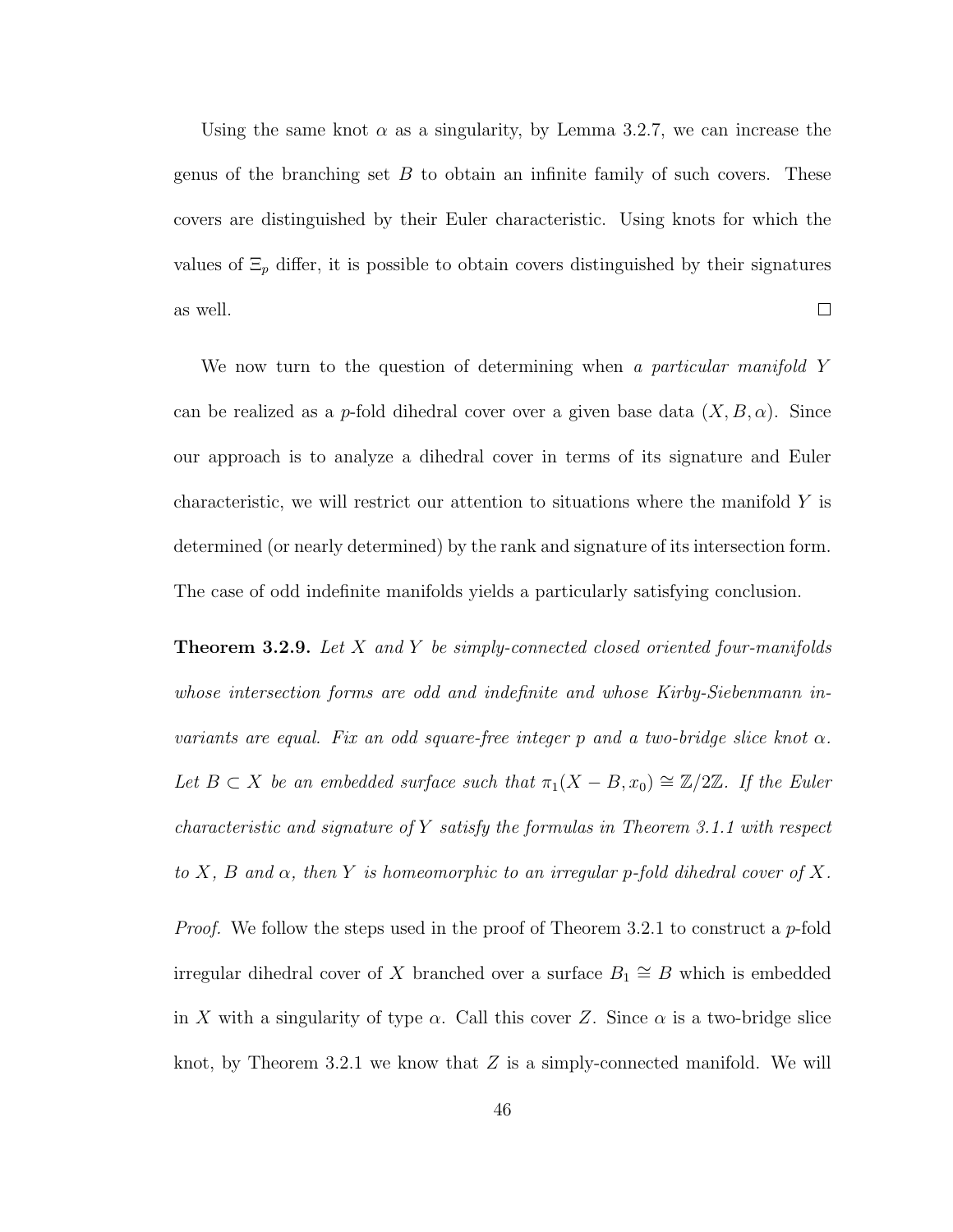Using the same knot $\alpha$ as a singularity, by Lemma 3.2.7, we can increase the genus of the branching set $B$ to obtain an infinite family of such covers. These covers are distinguished by their Euler characteristic. Using knots for which the values of $\Xi_p$ differ, it is possible to obtain covers distinguished by their signatures as well. $\square$

We now turn to the question of determining when *a particular manifold* $Y$ can be realized as a $p$-fold dihedral cover over a given base data $(X, B, \alpha)$. Since our approach is to analyze a dihedral cover in terms of its signature and Euler characteristic, we will restrict our attention to situations where the manifold $Y$ is determined (or nearly determined) by the rank and signature of its intersection form. The case of odd indefinite manifolds yields a particularly satisfying conclusion.

**Theorem 3.2.9.** *Let $X$ and $Y$ be simply-connected closed oriented four-manifolds whose intersection forms are odd and indefinite and whose Kirby-Siebenmann invariants are equal. Fix an odd square-free integer $p$ and a two-bridge slice knot $\alpha$. Let $B \subset X$ be an embedded surface such that $\pi_1(X - B, x_0) \cong \mathbb{Z}/2\mathbb{Z}$. If the Euler characteristic and signature of $Y$ satisfy the formulas in Theorem 3.1.1 with respect to $X$, $B$ and $\alpha$, then $Y$ is homeomorphic to an irregular $p$-fold dihedral cover of $X$.*

*Proof.* We follow the steps used in the proof of Theorem 3.2.1 to construct a $p$-fold irregular dihedral cover of $X$ branched over a surface $B_1 \cong B$ which is embedded in $X$ with a singularity of type $\alpha$. Call this cover $Z$. Since $\alpha$ is a two-bridge slice knot, by Theorem 3.2.1 we know that $Z$ is a simply-connected manifold. We will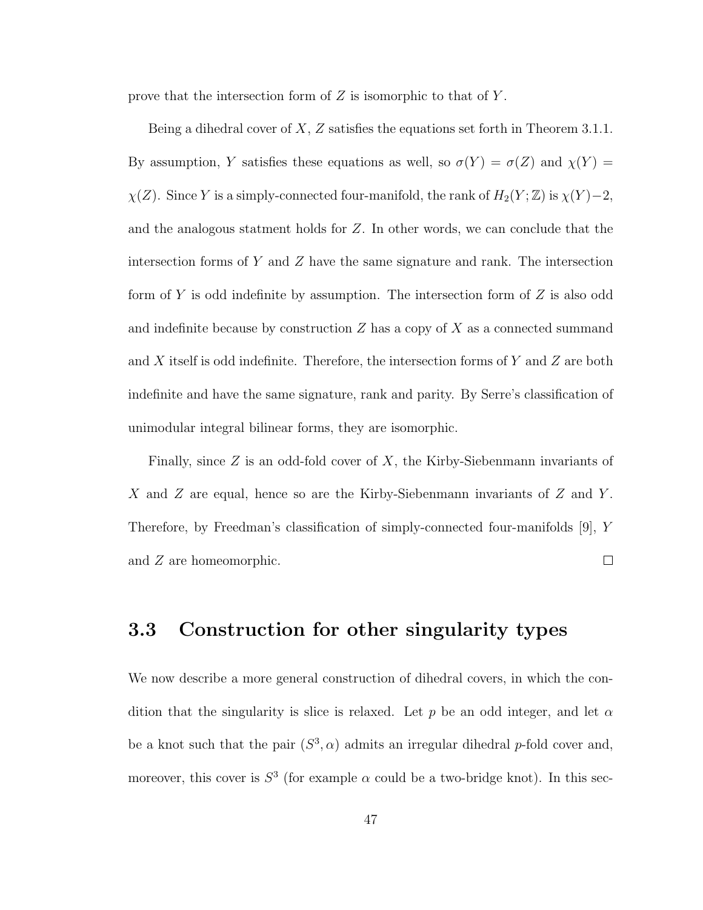prove that the intersection form of $Z$ is isomorphic to that of $Y$.

Being a dihedral cover of $X$, $Z$ satisfies the equations set forth in Theorem 3.1.1. By assumption, $Y$ satisfies these equations as well, so $\sigma(Y) = \sigma(Z)$ and $\chi(Y) = \chi(Z)$. Since $Y$ is a simply-connected four-manifold, the rank of $H_2(Y;\mathbb{Z})$ is $\chi(Y)-2$, and the analogous statment holds for $Z$. In other words, we can conclude that the intersection forms of $Y$ and $Z$ have the same signature and rank. The intersection form of $Y$ is odd indefinite by assumption. The intersection form of $Z$ is also odd and indefinite because by construction $Z$ has a copy of $X$ as a connected summand and $X$ itself is odd indefinite. Therefore, the intersection forms of $Y$ and $Z$ are both indefinite and have the same signature, rank and parity. By Serre's classification of unimodular integral bilinear forms, they are isomorphic.

Finally, since $Z$ is an odd-fold cover of $X$, the Kirby-Siebenmann invariants of $X$ and $Z$ are equal, hence so are the Kirby-Siebenmann invariants of $Z$ and $Y$. Therefore, by Freedman's classification of simply-connected four-manifolds [9], $Y$ and $Z$ are homeomorphic. □

## 3.3 Construction for other singularity types

We now describe a more general construction of dihedral covers, in which the condition that the singularity is slice is relaxed. Let $p$ be an odd integer, and let $\alpha$ be a knot such that the pair $(S^3, \alpha)$ admits an irregular dihedral $p$-fold cover and, moreover, this cover is $S^3$ (for example $\alpha$ could be a two-bridge knot). In this sec-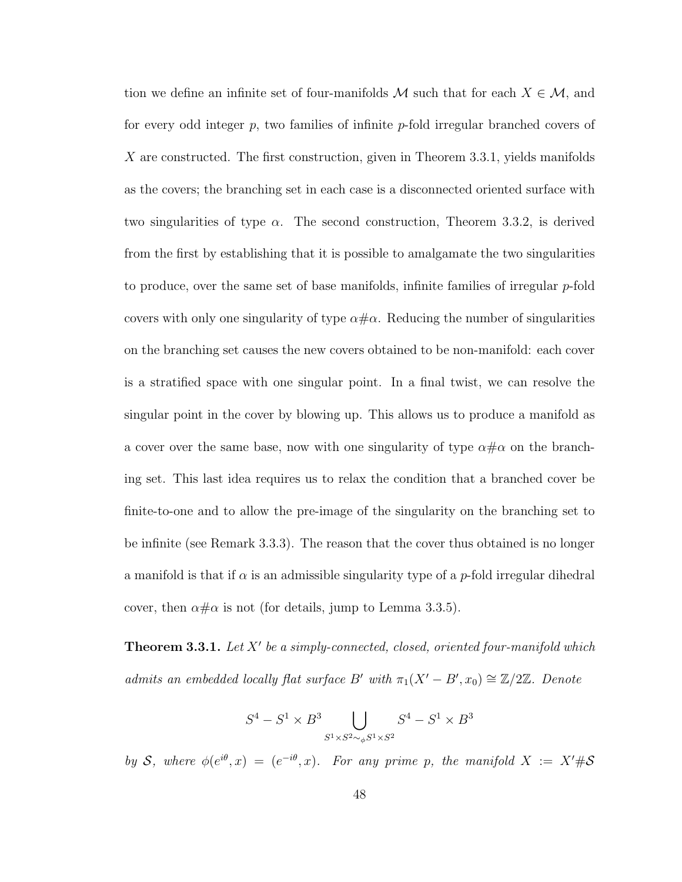tion we define an infinite set of four-manifolds $\mathcal{M}$ such that for each $X \in \mathcal{M}$, and for every odd integer $p$, two families of infinite $p$-fold irregular branched covers of $X$ are constructed. The first construction, given in Theorem 3.3.1, yields manifolds as the covers; the branching set in each case is a disconnected oriented surface with two singularities of type $\alpha$. The second construction, Theorem 3.3.2, is derived from the first by establishing that it is possible to amalgamate the two singularities to produce, over the same set of base manifolds, infinite families of irregular $p$-fold covers with only one singularity of type $\alpha\#\alpha$. Reducing the number of singularities on the branching set causes the new covers obtained to be non-manifold: each cover is a stratified space with one singular point. In a final twist, we can resolve the singular point in the cover by blowing up. This allows us to produce a manifold as a cover over the same base, now with one singularity of type $\alpha\#\alpha$ on the branching set. This last idea requires us to relax the condition that a branched cover be finite-to-one and to allow the pre-image of the singularity on the branching set to be infinite (see Remark 3.3.3). The reason that the cover thus obtained is no longer a manifold is that if $\alpha$ is an admissible singularity type of a $p$-fold irregular dihedral cover, then $\alpha\#\alpha$ is not (for details, jump to Lemma 3.3.5).

**Theorem 3.3.1.** *Let $X'$ be a simply-connected, closed, oriented four-manifold which admits an embedded locally flat surface $B'$ with $\pi_1(X' - B', x_0) \cong \mathbb{Z}/2\mathbb{Z}$. Denote*

$$S^4 - S^1 \times B^3 \bigcup_{S^1\times S^2 \sim_\phi S^1 \times S^2} S^4 - S^1 \times B^3$$

*by $\mathcal{S}$, where $\phi(e^{i\theta}, x) = (e^{-i\theta}, x)$. For any prime $p$, the manifold $X := X'\#\mathcal{S}$*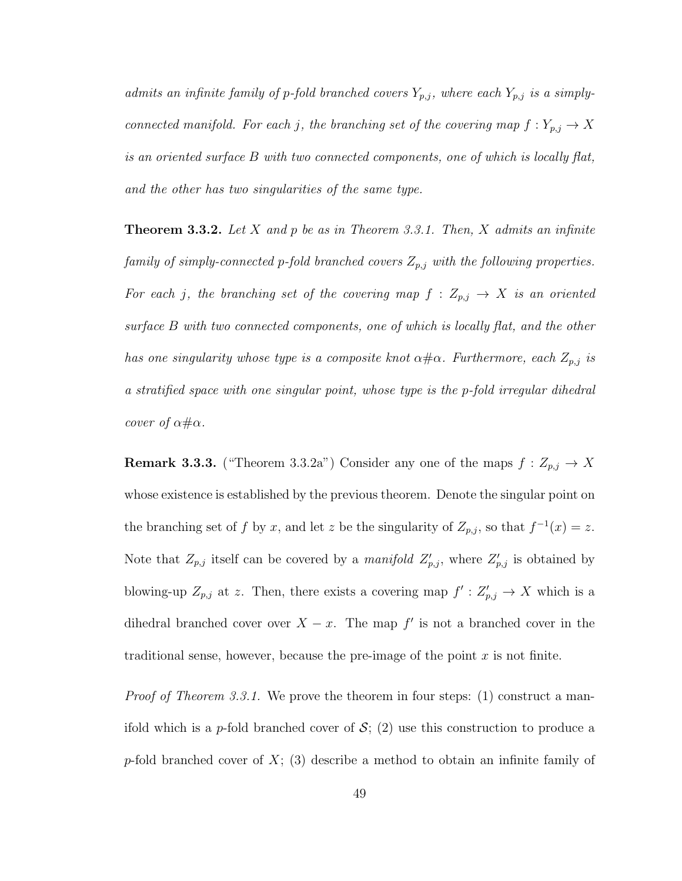*admits an infinite family of $p$-fold branched covers $Y_{p,j}$, where each $Y_{p,j}$ is a simply-connected manifold. For each $j$, the branching set of the covering map $f : Y_{p,j} \to X$ is an oriented surface $B$ with two connected components, one of which is locally flat, and the other has two singularities of the same type.*

**Theorem 3.3.2.** *Let $X$ and $p$ be as in Theorem 3.3.1. Then, $X$ admits an infinite family of simply-connected $p$-fold branched covers $Z_{p,j}$ with the following properties. For each $j$, the branching set of the covering map $f : Z_{p,j} \to X$ is an oriented surface $B$ with two connected components, one of which is locally flat, and the other has one singularity whose type is a composite knot $\alpha\#\alpha$. Furthermore, each $Z_{p,j}$ is a stratified space with one singular point, whose type is the $p$-fold irregular dihedral cover of $\alpha\#\alpha$.*

**Remark 3.3.3.** ("Theorem 3.3.2a") Consider any one of the maps $f : Z_{p,j} \to X$ whose existence is established by the previous theorem. Denote the singular point on the branching set of $f$ by $x$, and let $z$ be the singularity of $Z_{p,j}$, so that $f^{-1}(x) = z$. Note that $Z_{p,j}$ itself can be covered by a *manifold* $Z'_{p,j}$, where $Z'_{p,j}$ is obtained by blowing-up $Z_{p,j}$ at $z$. Then, there exists a covering map $f' : Z'_{p,j} \to X$ which is a dihedral branched cover over $X - x$. The map $f'$ is not a branched cover in the traditional sense, however, because the pre-image of the point $x$ is not finite.

*Proof of Theorem 3.3.1.* We prove the theorem in four steps: (1) construct a manifold which is a $p$-fold branched cover of $\mathcal{S}$; (2) use this construction to produce a $p$-fold branched cover of $X$; (3) describe a method to obtain an infinite family of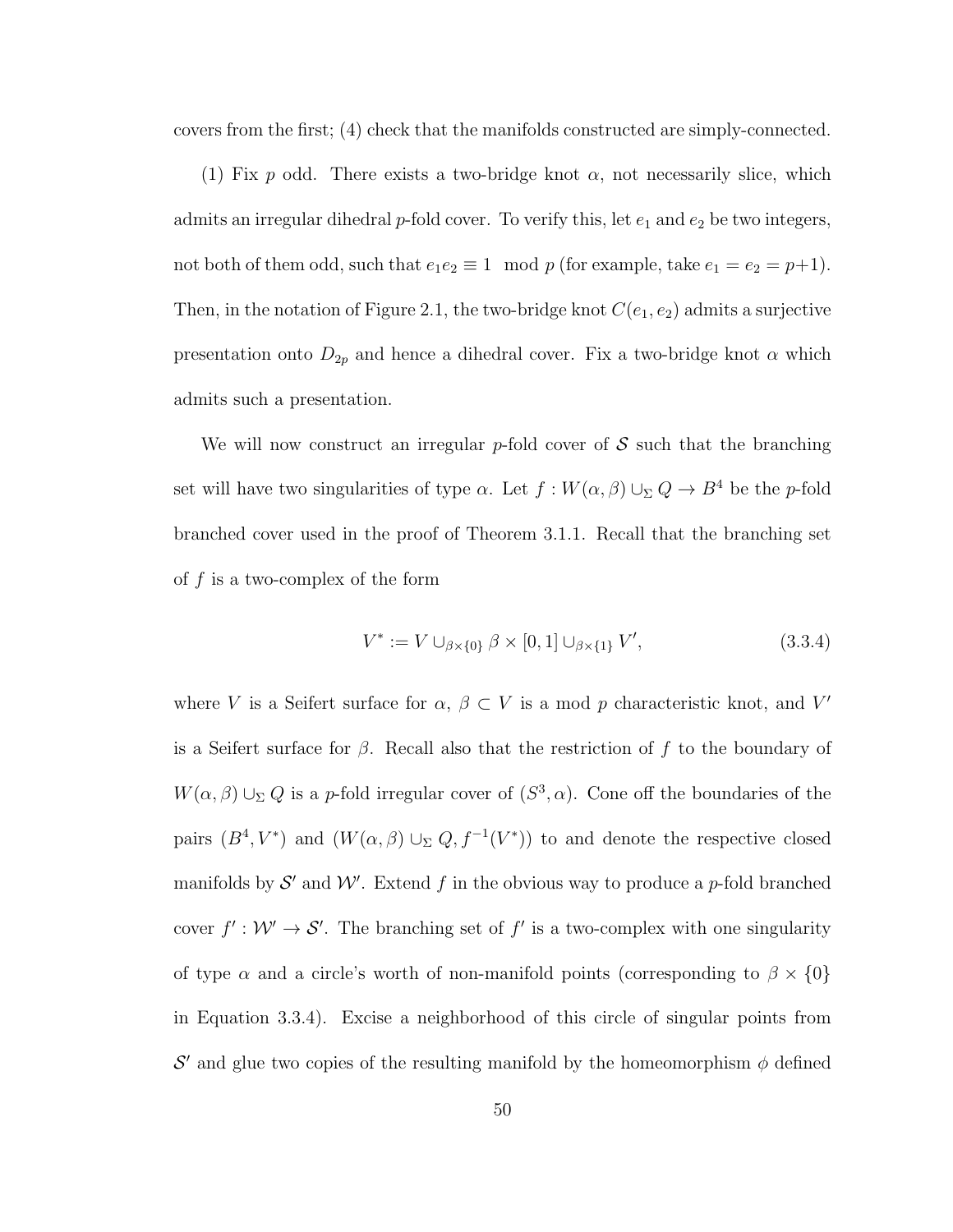covers from the first; (4) check that the manifolds constructed are simply-connected.

(1) Fix $p$ odd. There exists a two-bridge knot $\alpha$, not necessarily slice, which admits an irregular dihedral $p$-fold cover. To verify this, let $e_1$ and $e_2$ be two integers, not both of them odd, such that $e_1 e_2 \equiv 1 \mod p$ (for example, take $e_1 = e_2 = p+1$). Then, in the notation of Figure 2.1, the two-bridge knot $C(e_1, e_2)$ admits a surjective presentation onto $D_{2p}$ and hence a dihedral cover. Fix a two-bridge knot $\alpha$ which admits such a presentation.

We will now construct an irregular $p$-fold cover of $\mathcal{S}$ such that the branching set will have two singularities of type $\alpha$. Let $f : W(\alpha, \beta) \cup_\Sigma Q \to B^4$ be the $p$-fold branched cover used in the proof of Theorem 3.1.1. Recall that the branching set of $f$ is a two-complex of the form

$$V^* := V \cup_{\beta \times \{0\}} \beta \times [0,1] \cup_{\beta \times \{1\}} V', \tag{3.3.4}$$

where $V$ is a Seifert surface for $\alpha$, $\beta \subset V$ is a mod $p$ characteristic knot, and $V'$ is a Seifert surface for $\beta$. Recall also that the restriction of $f$ to the boundary of $W(\alpha, \beta) \cup_\Sigma Q$ is a $p$-fold irregular cover of $(S^3, \alpha)$. Cone off the boundaries of the pairs $(B^4, V^*)$ and $(W(\alpha, \beta) \cup_\Sigma Q, f^{-1}(V^*))$ to and denote the respective closed manifolds by $\mathcal{S}'$ and $\mathcal{W}'$. Extend $f$ in the obvious way to produce a $p$-fold branched cover $f' : \mathcal{W}' \to \mathcal{S}'$. The branching set of $f'$ is a two-complex with one singularity of type $\alpha$ and a circle's worth of non-manifold points (corresponding to $\beta \times \{0\}$ in Equation 3.3.4). Excise a neighborhood of this circle of singular points from $\mathcal{S}'$ and glue two copies of the resulting manifold by the homeomorphism $\phi$ defined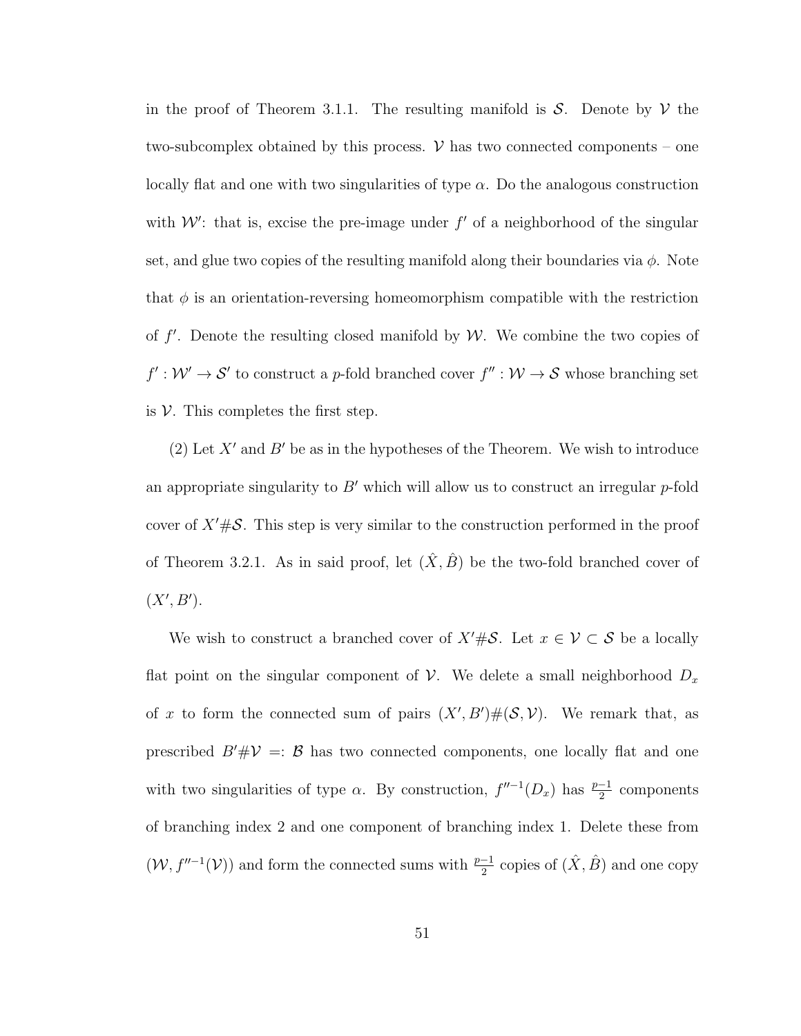in the proof of Theorem 3.1.1. The resulting manifold is $\mathcal{S}$. Denote by $\mathcal{V}$ the two-subcomplex obtained by this process. $\mathcal{V}$ has two connected components – one locally flat and one with two singularities of type $\alpha$. Do the analogous construction with $\mathcal{W}'$: that is, excise the pre-image under $f'$ of a neighborhood of the singular set, and glue two copies of the resulting manifold along their boundaries via $\phi$. Note that $\phi$ is an orientation-reversing homeomorphism compatible with the restriction of $f'$. Denote the resulting closed manifold by $\mathcal{W}$. We combine the two copies of $f' : \mathcal{W}' \to \mathcal{S}'$ to construct a $p$-fold branched cover $f'' : \mathcal{W} \to \mathcal{S}$ whose branching set is $\mathcal{V}$. This completes the first step.

(2) Let $X'$ and $B'$ be as in the hypotheses of the Theorem. We wish to introduce an appropriate singularity to $B'$ which will allow us to construct an irregular $p$-fold cover of $X'\#\mathcal{S}$. This step is very similar to the construction performed in the proof of Theorem 3.2.1. As in said proof, let $(\hat{X}, \hat{B})$ be the two-fold branched cover of $(X', B')$.

We wish to construct a branched cover of $X'\#\mathcal{S}$. Let $x \in \mathcal{V} \subset \mathcal{S}$ be a locally flat point on the singular component of $\mathcal{V}$. We delete a small neighborhood $D_x$ of $x$ to form the connected sum of pairs $(X', B')\#(\mathcal{S}, \mathcal{V})$. We remark that, as prescribed $B'\#\mathcal{V} =: \mathcal{B}$ has two connected components, one locally flat and one with two singularities of type $\alpha$. By construction, $f''^{-1}(D_x)$ has $\frac{p-1}{2}$ components of branching index 2 and one component of branching index 1. Delete these from $(\mathcal{W}, f''^{-1}(\mathcal{V}))$ and form the connected sums with $\frac{p-1}{2}$ copies of $(\hat{X}, \hat{B})$ and one copy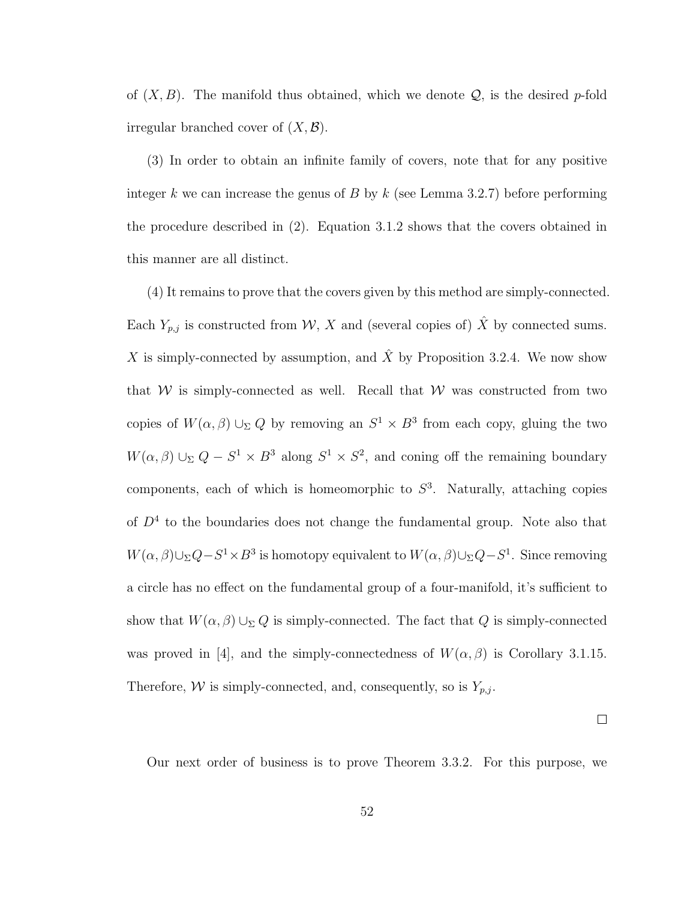of $(X, B)$. The manifold thus obtained, which we denote $\mathcal{Q}$, is the desired $p$-fold irregular branched cover of $(X, \mathcal{B})$.

(3) In order to obtain an infinite family of covers, note that for any positive integer $k$ we can increase the genus of $B$ by $k$ (see Lemma 3.2.7) before performing the procedure described in (2). Equation 3.1.2 shows that the covers obtained in this manner are all distinct.

(4) It remains to prove that the covers given by this method are simply-connected. Each $Y_{p,j}$ is constructed from $\mathcal{W}$, $X$ and (several copies of) $\hat{X}$ by connected sums. $X$ is simply-connected by assumption, and $\hat{X}$ by Proposition 3.2.4. We now show that $\mathcal{W}$ is simply-connected as well. Recall that $\mathcal{W}$ was constructed from two copies of $W(\alpha, \beta) \cup_\Sigma Q$ by removing an $S^1 \times B^3$ from each copy, gluing the two $W(\alpha, \beta) \cup_\Sigma Q - S^1 \times B^3$ along $S^1 \times S^2$, and coning off the remaining boundary components, each of which is homeomorphic to $S^3$. Naturally, attaching copies of $D^4$ to the boundaries does not change the fundamental group. Note also that $W(\alpha, \beta) \cup_\Sigma Q - S^1 \times B^3$ is homotopy equivalent to $W(\alpha, \beta) \cup_\Sigma Q - S^1$. Since removing a circle has no effect on the fundamental group of a four-manifold, it's sufficient to show that $W(\alpha, \beta) \cup_\Sigma Q$ is simply-connected. The fact that $Q$ is simply-connected was proved in [4], and the simply-connectedness of $W(\alpha, \beta)$ is Corollary 3.1.15. Therefore, $\mathcal{W}$ is simply-connected, and, consequently, so is $Y_{p,j}$.

$\square$

Our next order of business is to prove Theorem 3.3.2. For this purpose, we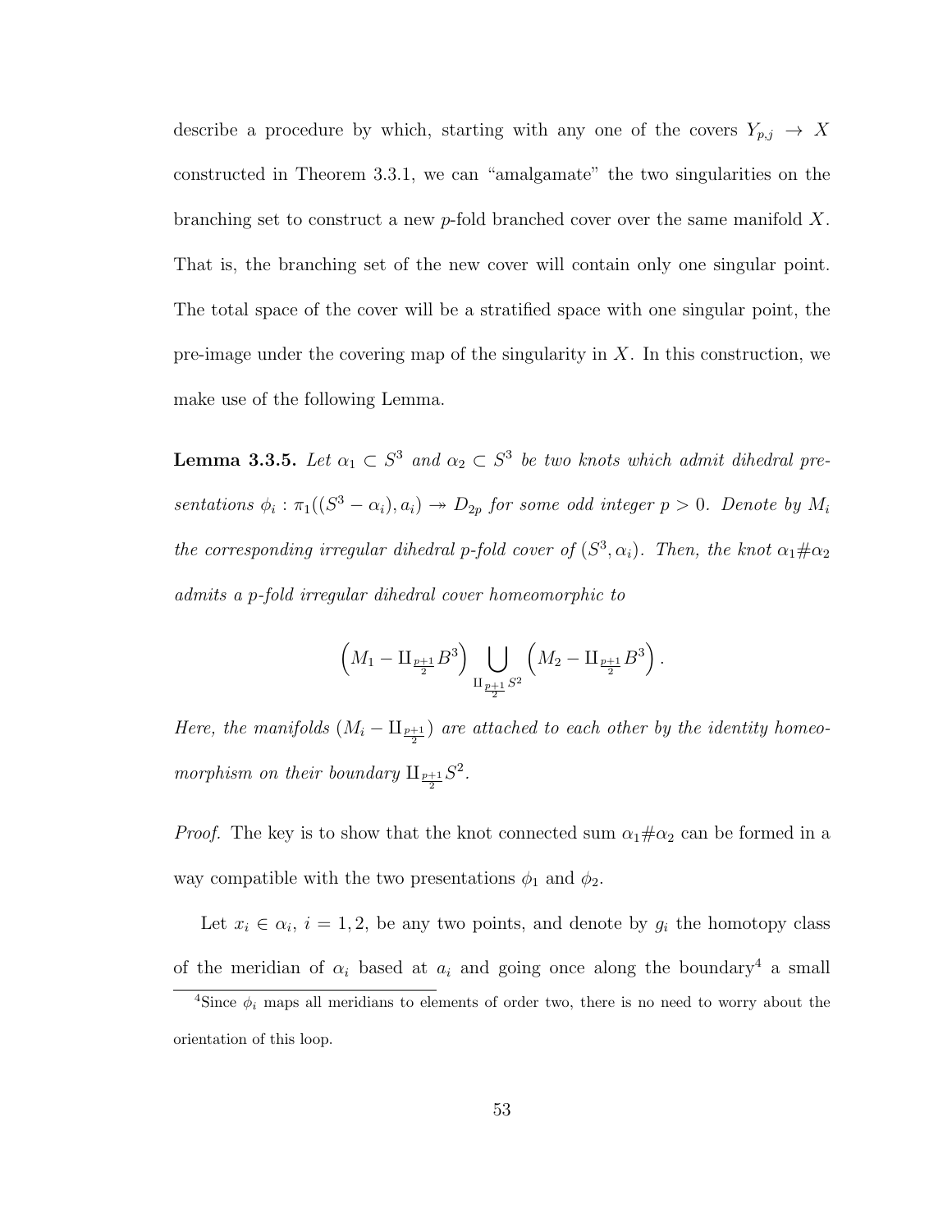describe a procedure by which, starting with any one of the covers $Y_{p,j} \to X$ constructed in Theorem 3.3.1, we can "amalgamate" the two singularities on the branching set to construct a new $p$-fold branched cover over the same manifold $X$. That is, the branching set of the new cover will contain only one singular point. The total space of the cover will be a stratified space with one singular point, the pre-image under the covering map of the singularity in $X$. In this construction, we make use of the following Lemma.

**Lemma 3.3.5.** *Let $\alpha_1 \subset S^3$ and $\alpha_2 \subset S^3$ be two knots which admit dihedral presentations $\phi_i : \pi_1((S^3 - \alpha_i), a_i) \twoheadrightarrow D_{2p}$ for some odd integer $p > 0$. Denote by $M_i$ the corresponding irregular dihedral $p$-fold cover of $(S^3, \alpha_i)$. Then, the knot $\alpha_1 \# \alpha_2$ admits a $p$-fold irregular dihedral cover homeomorphic to*

$$\left(M_1 - \amalg_{\frac{p+1}{2}} B^3\right) \bigcup_{\amalg_{\frac{p+1}{2}} S^2} \left(M_2 - \amalg_{\frac{p+1}{2}} B^3\right).$$

*Here, the manifolds $(M_i - \amalg_{\frac{p+1}{2}})$ are attached to each other by the identity homeomorphism on their boundary $\amalg_{\frac{p+1}{2}} S^2$.*

*Proof.* The key is to show that the knot connected sum $\alpha_1 \# \alpha_2$ can be formed in a way compatible with the two presentations $\phi_1$ and $\phi_2$.

Let $x_i \in \alpha_i$, $i = 1, 2$, be any two points, and denote by $g_i$ the homotopy class of the meridian of $\alpha_i$ based at $a_i$ and going once along the boundary[4] a small

[4] Since $\phi_i$ maps all meridians to elements of order two, there is no need to worry about the orientation of this loop.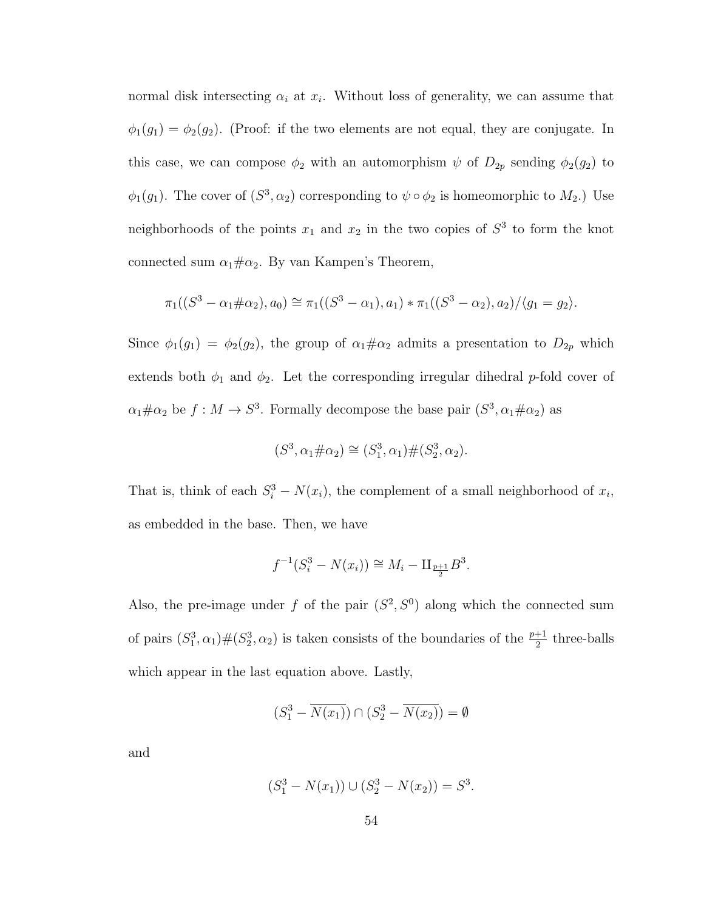normal disk intersecting $\alpha_i$ at $x_i$. Without loss of generality, we can assume that $\phi_1(g_1) = \phi_2(g_2)$. (Proof: if the two elements are not equal, they are conjugate. In this case, we can compose $\phi_2$ with an automorphism $\psi$ of $D_{2p}$ sending $\phi_2(g_2)$ to $\phi_1(g_1)$. The cover of $(S^3, \alpha_2)$ corresponding to $\psi \circ \phi_2$ is homeomorphic to $M_2$.) Use neighborhoods of the points $x_1$ and $x_2$ in the two copies of $S^3$ to form the knot connected sum $\alpha_1 \# \alpha_2$. By van Kampen's Theorem,

$$\pi_1((S^3 - \alpha_1 \# \alpha_2), a_0) \cong \pi_1((S^3 - \alpha_1), a_1) * \pi_1((S^3 - \alpha_2), a_2)/\langle g_1 = g_2 \rangle.$$

Since $\phi_1(g_1) = \phi_2(g_2)$, the group of $\alpha_1 \# \alpha_2$ admits a presentation to $D_{2p}$ which extends both $\phi_1$ and $\phi_2$. Let the corresponding irregular dihedral $p$-fold cover of $\alpha_1 \# \alpha_2$ be $f : M \to S^3$. Formally decompose the base pair $(S^3, \alpha_1 \# \alpha_2)$ as

$$(S^3, \alpha_1 \# \alpha_2) \cong (S^3_1, \alpha_1) \# (S^3_2, \alpha_2).$$

That is, think of each $S^3_i - N(x_i)$, the complement of a small neighborhood of $x_i$, as embedded in the base. Then, we have

$$f^{-1}(S^3_i - N(x_i)) \cong M_i - \amalg_{\frac{p+1}{2}} B^3.$$

Also, the pre-image under $f$ of the pair $(S^2, S^0)$ along which the connected sum of pairs $(S^3_1, \alpha_1) \# (S^3_2, \alpha_2)$ is taken consists of the boundaries of the $\frac{p+1}{2}$ three-balls which appear in the last equation above. Lastly,

$$(S^3_1 - \overline{N(x_1)}) \cap (S^3_2 - \overline{N(x_2)}) = \emptyset$$

and

$$(S^3_1 - N(x_1)) \cup (S^3_2 - N(x_2)) = S^3.$$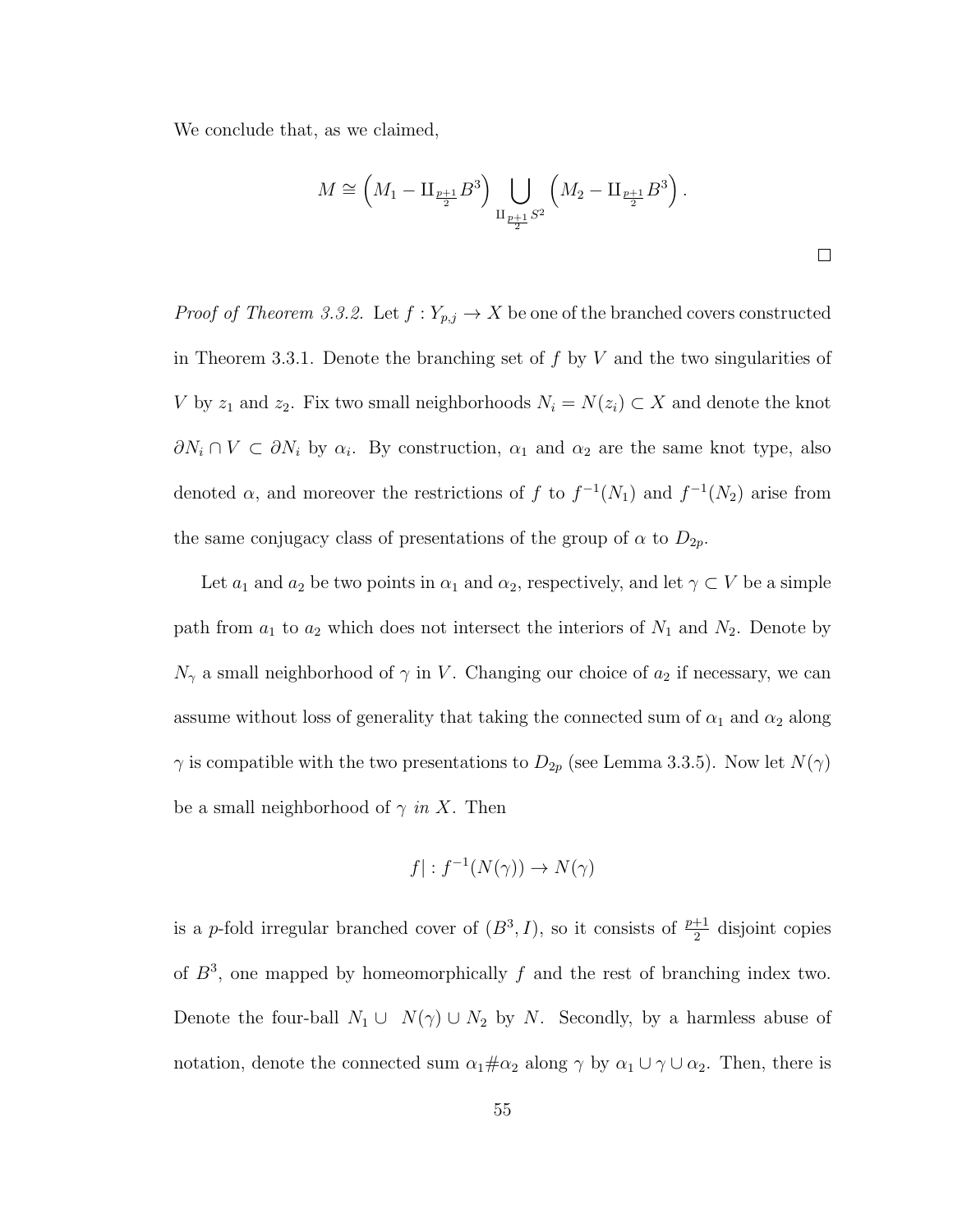We conclude that, as we claimed,

$$M \cong \left(M_1 - \amalg_{\frac{p+1}{2}} B^3\right) \bigcup_{\amalg_{\frac{p+1}{2}} S^2} \left(M_2 - \amalg_{\frac{p+1}{2}} B^3\right).$$

□

*Proof of Theorem 3.3.2.* Let $f : Y_{p,j} \to X$ be one of the branched covers constructed in Theorem 3.3.1. Denote the branching set of $f$ by $V$ and the two singularities of $V$ by $z_1$ and $z_2$. Fix two small neighborhoods $N_i = N(z_i) \subset X$ and denote the knot $\partial N_i \cap V \subset \partial N_i$ by $\alpha_i$. By construction, $\alpha_1$ and $\alpha_2$ are the same knot type, also denoted $\alpha$, and moreover the restrictions of $f$ to $f^{-1}(N_1)$ and $f^{-1}(N_2)$ arise from the same conjugacy class of presentations of the group of $\alpha$ to $D_{2p}$.

Let $a_1$ and $a_2$ be two points in $\alpha_1$ and $\alpha_2$, respectively, and let $\gamma \subset V$ be a simple path from $a_1$ to $a_2$ which does not intersect the interiors of $N_1$ and $N_2$. Denote by $N_\gamma$ a small neighborhood of $\gamma$ in $V$. Changing our choice of $a_2$ if necessary, we can assume without loss of generality that taking the connected sum of $\alpha_1$ and $\alpha_2$ along $\gamma$ is compatible with the two presentations to $D_{2p}$ (see Lemma 3.3.5). Now let $N(\gamma)$ be a small neighborhood of $\gamma$ *in* $X$. Then

$$f| : f^{-1}(N(\gamma)) \to N(\gamma)$$

is a $p$-fold irregular branched cover of $(B^3, I)$, so it consists of $\frac{p+1}{2}$ disjoint copies of $B^3$, one mapped by homeomorphically $f$ and the rest of branching index two. Denote the four-ball $N_1 \cup \ N(\gamma) \cup N_2$ by $N$. Secondly, by a harmless abuse of notation, denote the connected sum $\alpha_1 \# \alpha_2$ along $\gamma$ by $\alpha_1 \cup \gamma \cup \alpha_2$. Then, there is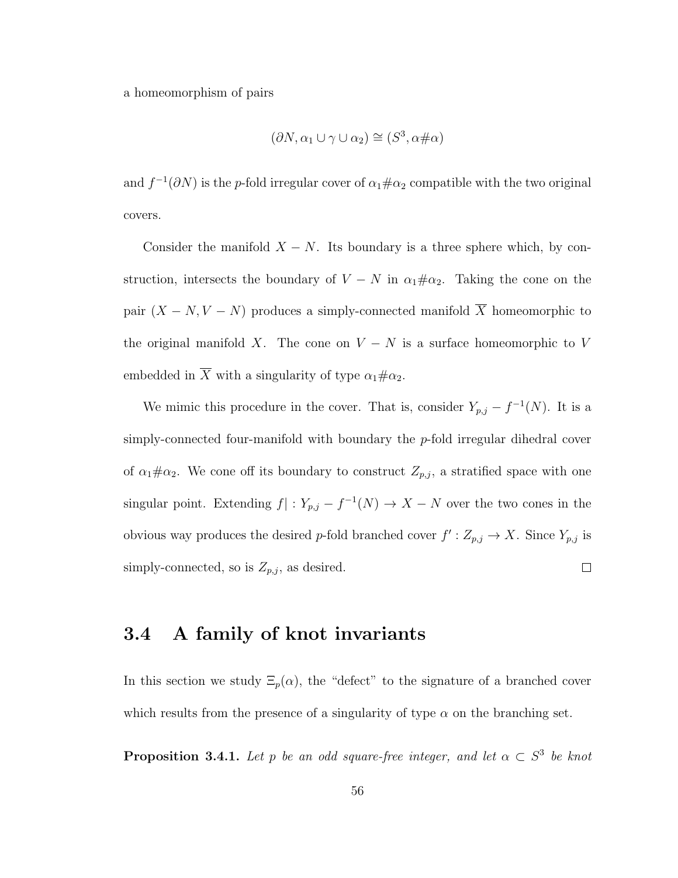a homeomorphism of pairs

$$(\partial N, \alpha_1 \cup \gamma \cup \alpha_2) \cong (S^3, \alpha \# \alpha)$$

and $f^{-1}(\partial N)$ is the $p$-fold irregular cover of $\alpha_1 \# \alpha_2$ compatible with the two original covers.

Consider the manifold $X - N$. Its boundary is a three sphere which, by construction, intersects the boundary of $V - N$ in $\alpha_1 \# \alpha_2$. Taking the cone on the pair $(X - N, V - N)$ produces a simply-connected manifold $\overline{X}$ homeomorphic to the original manifold $X$. The cone on $V - N$ is a surface homeomorphic to $V$ embedded in $\overline{X}$ with a singularity of type $\alpha_1 \# \alpha_2$.

We mimic this procedure in the cover. That is, consider $Y_{p,j} - f^{-1}(N)$. It is a simply-connected four-manifold with boundary the $p$-fold irregular dihedral cover of $\alpha_1 \# \alpha_2$. We cone off its boundary to construct $Z_{p,j}$, a stratified space with one singular point. Extending $f| : Y_{p,j} - f^{-1}(N) \to X - N$ over the two cones in the obvious way produces the desired $p$-fold branched cover $f' : Z_{p,j} \to X$. Since $Y_{p,j}$ is simply-connected, so is $Z_{p,j}$, as desired. □

## 3.4 A family of knot invariants

In this section we study $\Xi_p(\alpha)$, the "defect" to the signature of a branched cover which results from the presence of a singularity of type $\alpha$ on the branching set.

**Proposition 3.4.1.** *Let $p$ be an odd square-free integer, and let $\alpha \subset S^3$ be knot*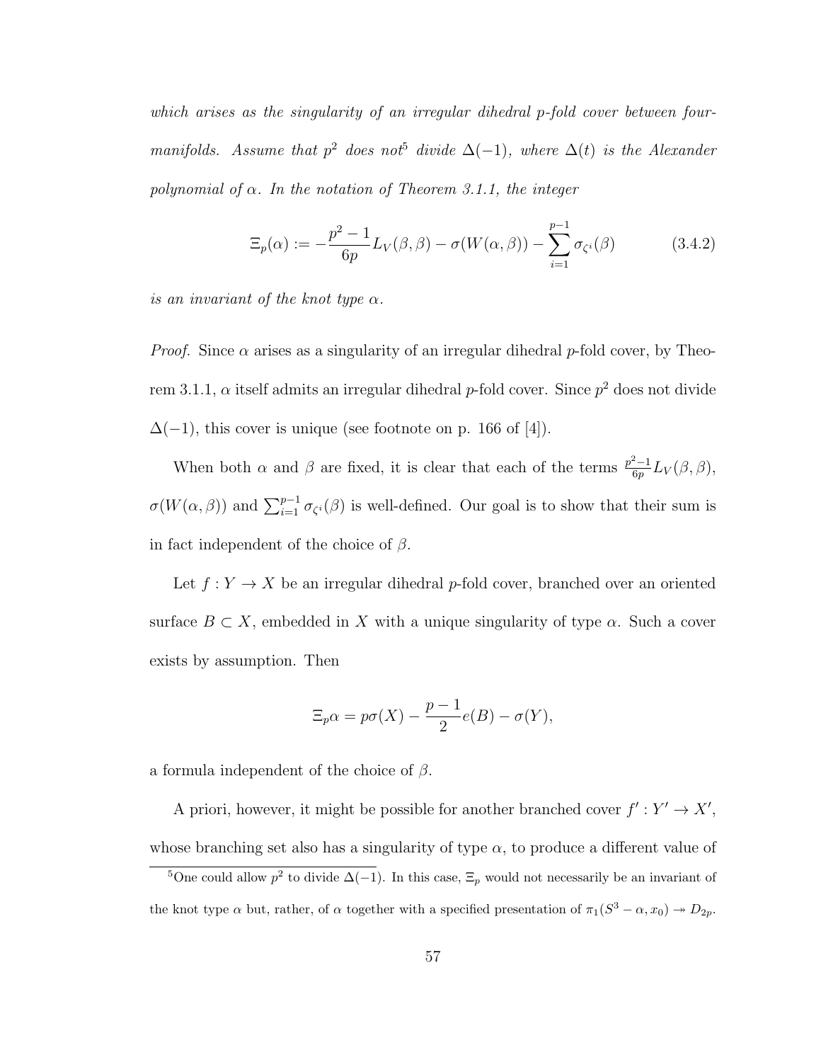*which arises as the singularity of an irregular dihedral $p$-fold cover between four-manifolds. Assume that $p^2$ does not*[5] *divide $\Delta(-1)$, where $\Delta(t)$ is the Alexander polynomial of $\alpha$. In the notation of Theorem 3.1.1, the integer*

$$\Xi_p(\alpha) := -\frac{p^2-1}{6p}L_V(\beta,\beta) - \sigma(W(\alpha,\beta)) - \sum_{i=1}^{p-1}\sigma_{\zeta^i}(\beta) \tag{3.4.2}$$

*is an invariant of the knot type $\alpha$.*

*Proof.* Since $\alpha$ arises as a singularity of an irregular dihedral $p$-fold cover, by Theorem 3.1.1, $\alpha$ itself admits an irregular dihedral $p$-fold cover. Since $p^2$ does not divide $\Delta(-1)$, this cover is unique (see footnote on p. 166 of [4]).

When both $\alpha$ and $\beta$ are fixed, it is clear that each of the terms $\frac{p^2-1}{6p}L_V(\beta,\beta)$, $\sigma(W(\alpha,\beta))$ and $\sum_{i=1}^{p-1}\sigma_{\zeta^i}(\beta)$ is well-defined. Our goal is to show that their sum is in fact independent of the choice of $\beta$.

Let $f : Y \to X$ be an irregular dihedral $p$-fold cover, branched over an oriented surface $B \subset X$, embedded in $X$ with a unique singularity of type $\alpha$. Such a cover exists by assumption. Then

$$\Xi_p\alpha = p\sigma(X) - \frac{p-1}{2}e(B) - \sigma(Y),$$

a formula independent of the choice of $\beta$.

A priori, however, it might be possible for another branched cover $f' : Y' \to X'$, whose branching set also has a singularity of type $\alpha$, to produce a different value of

---

[5] One could allow $p^2$ to divide $\Delta(-1)$. In this case, $\Xi_p$ would not necessarily be an invariant of the knot type $\alpha$ but, rather, of $\alpha$ together with a specified presentation of $\pi_1(S^3 - \alpha, x_0) \twoheadrightarrow D_{2p}$.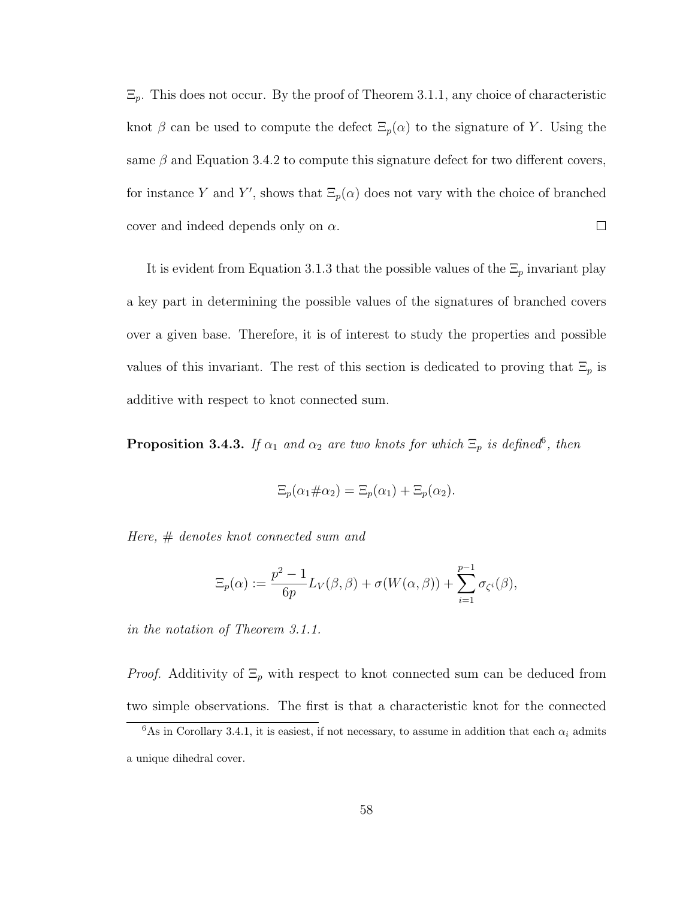$\Xi_p$. This does not occur. By the proof of Theorem 3.1.1, any choice of characteristic knot $\beta$ can be used to compute the defect $\Xi_p(\alpha)$ to the signature of $Y$. Using the same $\beta$ and Equation 3.4.2 to compute this signature defect for two different covers, for instance $Y$ and $Y'$, shows that $\Xi_p(\alpha)$ does not vary with the choice of branched cover and indeed depends only on $\alpha$. □

It is evident from Equation 3.1.3 that the possible values of the $\Xi_p$ invariant play a key part in determining the possible values of the signatures of branched covers over a given base. Therefore, it is of interest to study the properties and possible values of this invariant. The rest of this section is dedicated to proving that $\Xi_p$ is additive with respect to knot connected sum.

**Proposition 3.4.3.** *If $\alpha_1$ and $\alpha_2$ are two knots for which $\Xi_p$ is defined*[6]*, then*

$$\Xi_p(\alpha_1 \# \alpha_2) = \Xi_p(\alpha_1) + \Xi_p(\alpha_2).$$

*Here, # denotes knot connected sum and*

$$\Xi_p(\alpha) := \frac{p^2-1}{6p} L_V(\beta, \beta) + \sigma(W(\alpha, \beta)) + \sum_{i=1}^{p-1} \sigma_{\zeta^i}(\beta),$$

*in the notation of Theorem 3.1.1.*

*Proof.* Additivity of $\Xi_p$ with respect to knot connected sum can be deduced from two simple observations. The first is that a characteristic knot for the connected

[6] As in Corollary 3.4.1, it is easiest, if not necessary, to assume in addition that each $\alpha_i$ admits a unique dihedral cover.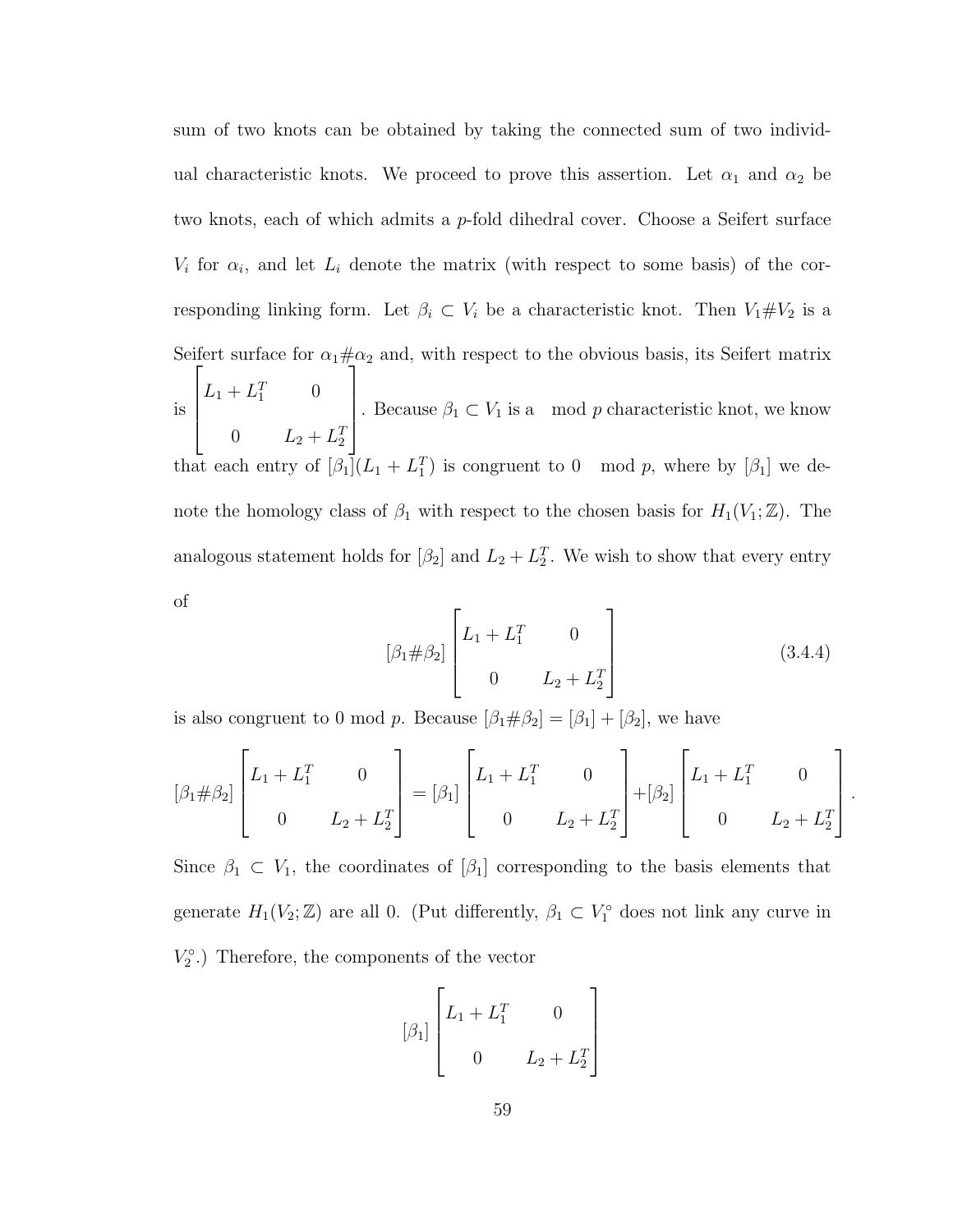sum of two knots can be obtained by taking the connected sum of two individual characteristic knots. We proceed to prove this assertion. Let $\alpha_1$ and $\alpha_2$ be two knots, each of which admits a $p$-fold dihedral cover. Choose a Seifert surface $V_i$ for $\alpha_i$, and let $L_i$ denote the matrix (with respect to some basis) of the corresponding linking form. Let $\beta_i \subset V_i$ be a characteristic knot. Then $V_1 \# V_2$ is a Seifert surface for $\alpha_1 \# \alpha_2$ and, with respect to the obvious basis, its Seifert matrix is $\begin{bmatrix} L_1 + L_1^T & 0 \\ 0 & L_2 + L_2^T \end{bmatrix}$. Because $\beta_1 \subset V_1$ is a $\mod p$ characteristic knot, we know that each entry of $[\beta_1](L_1 + L_1^T)$ is congruent to $0 \mod p$, where by $[\beta_1]$ we denote the homology class of $\beta_1$ with respect to the chosen basis for $H_1(V_1; \mathbb{Z})$. The analogous statement holds for $[\beta_2]$ and $L_2 + L_2^T$. We wish to show that every entry of

$$[\beta_1 \# \beta_2] \begin{bmatrix} L_1 + L_1^T & 0 \\ 0 & L_2 + L_2^T \end{bmatrix} \tag{3.4.4}$$

is also congruent to 0 mod $p$. Because $[\beta_1 \# \beta_2] = [\beta_1] + [\beta_2]$, we have

$$[\beta_1 \# \beta_2] \begin{bmatrix} L_1 + L_1^T & 0 \\ 0 & L_2 + L_2^T \end{bmatrix} = [\beta_1] \begin{bmatrix} L_1 + L_1^T & 0 \\ 0 & L_2 + L_2^T \end{bmatrix} + [\beta_2] \begin{bmatrix} L_1 + L_1^T & 0 \\ 0 & L_2 + L_2^T \end{bmatrix}.$$

Since $\beta_1 \subset V_1$, the coordinates of $[\beta_1]$ corresponding to the basis elements that generate $H_1(V_2; \mathbb{Z})$ are all 0. (Put differently, $\beta_1 \subset V_1^\circ$ does not link any curve in $V_2^\circ$.) Therefore, the components of the vector

$$[\beta_1] \begin{bmatrix} L_1 + L_1^T & 0 \\ 0 & L_2 + L_2^T \end{bmatrix}$$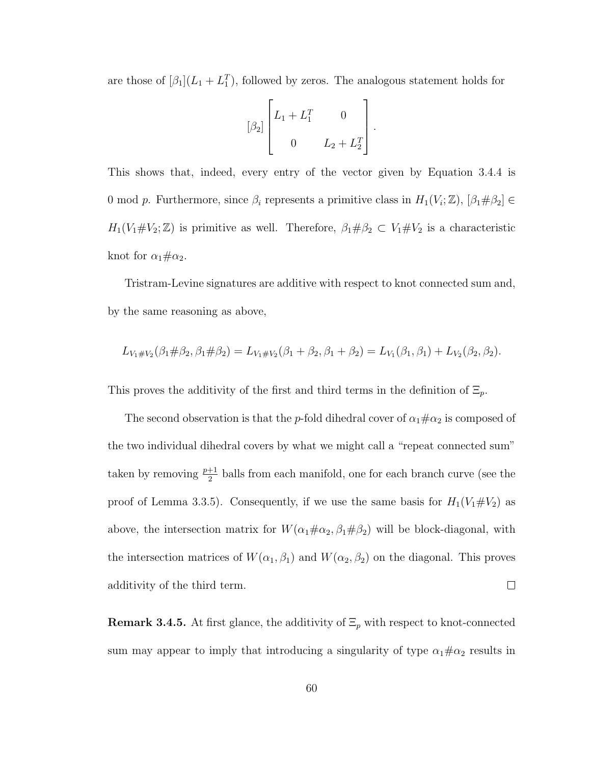are those of $[\beta_1](L_1 + L_1^T)$, followed by zeros. The analogous statement holds for

$$[\beta_2] \begin{bmatrix} L_1 + L_1^T & 0 \\ 0 & L_2 + L_2^T \end{bmatrix}.$$

This shows that, indeed, every entry of the vector given by Equation 3.4.4 is 0 mod $p$. Furthermore, since $\beta_i$ represents a primitive class in $H_1(V_i;\mathbb{Z})$, $[\beta_1\#\beta_2] \in H_1(V_1\#V_2;\mathbb{Z})$ is primitive as well. Therefore, $\beta_1\#\beta_2 \subset V_1\#V_2$ is a characteristic knot for $\alpha_1\#\alpha_2$.

Tristram-Levine signatures are additive with respect to knot connected sum and, by the same reasoning as above,

$$L_{V_1\#V_2}(\beta_1\#\beta_2, \beta_1\#\beta_2) = L_{V_1\#V_2}(\beta_1+\beta_2, \beta_1+\beta_2) = L_{V_1}(\beta_1,\beta_1) + L_{V_2}(\beta_2,\beta_2).$$

This proves the additivity of the first and third terms in the definition of $\Xi_p$.

The second observation is that the $p$-fold dihedral cover of $\alpha_1\#\alpha_2$ is composed of the two individual dihedral covers by what we might call a "repeat connected sum" taken by removing $\frac{p+1}{2}$ balls from each manifold, one for each branch curve (see the proof of Lemma 3.3.5). Consequently, if we use the same basis for $H_1(V_1\#V_2)$ as above, the intersection matrix for $W(\alpha_1\#\alpha_2, \beta_1\#\beta_2)$ will be block-diagonal, with the intersection matrices of $W(\alpha_1,\beta_1)$ and $W(\alpha_2,\beta_2)$ on the diagonal. This proves additivity of the third term. □

**Remark 3.4.5.** At first glance, the additivity of $\Xi_p$ with respect to knot-connected sum may appear to imply that introducing a singularity of type $\alpha_1\#\alpha_2$ results in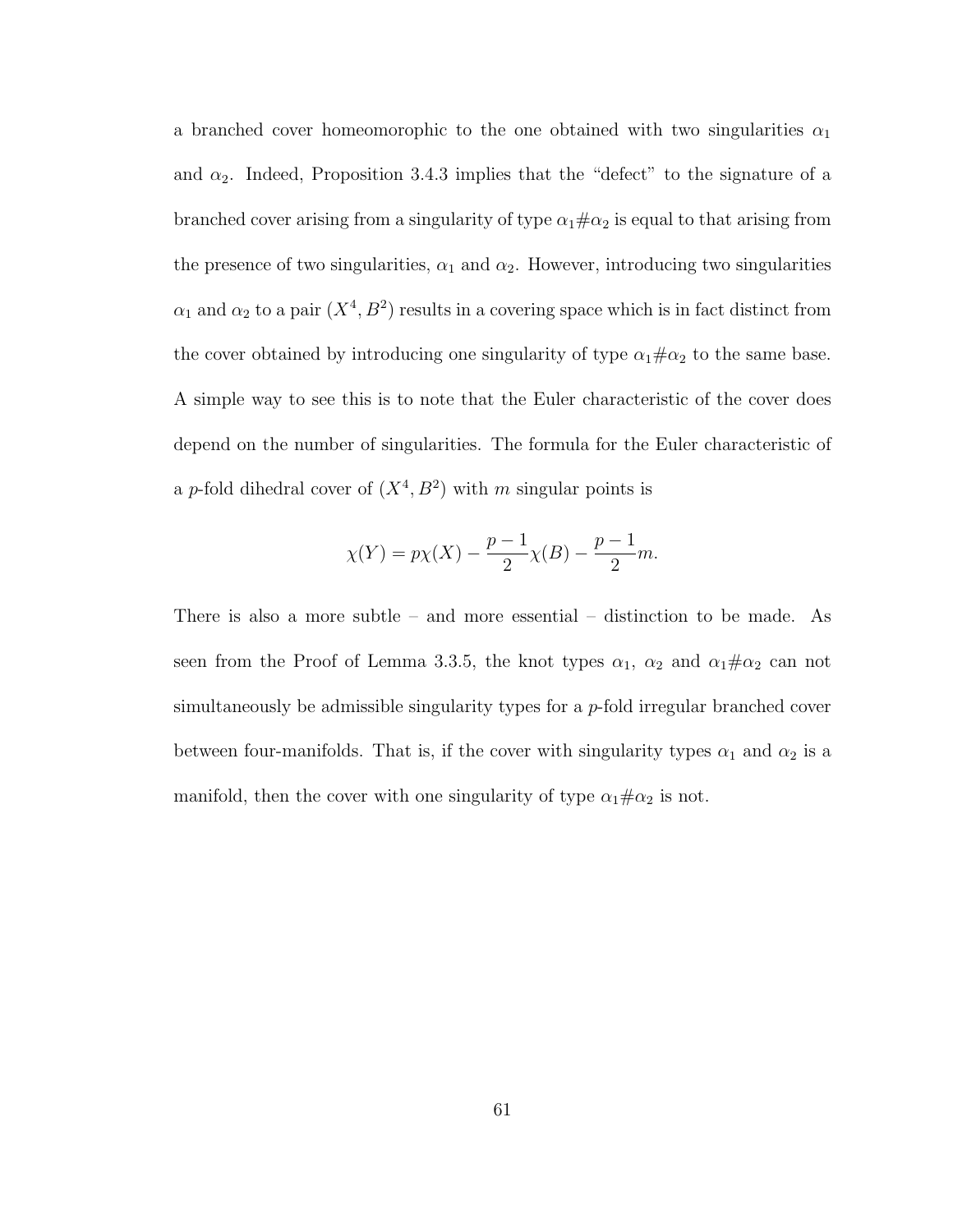a branched cover homeomorophic to the one obtained with two singularities $\alpha_1$ and $\alpha_2$. Indeed, Proposition 3.4.3 implies that the "defect" to the signature of a branched cover arising from a singularity of type $\alpha_1\#\alpha_2$ is equal to that arising from the presence of two singularities, $\alpha_1$ and $\alpha_2$. However, introducing two singularities $\alpha_1$ and $\alpha_2$ to a pair $(X^4, B^2)$ results in a covering space which is in fact distinct from the cover obtained by introducing one singularity of type $\alpha_1\#\alpha_2$ to the same base. A simple way to see this is to note that the Euler characteristic of the cover does depend on the number of singularities. The formula for the Euler characteristic of a $p$-fold dihedral cover of $(X^4, B^2)$ with $m$ singular points is

$$\chi(Y) = p\chi(X) - \frac{p-1}{2}\chi(B) - \frac{p-1}{2}m.$$

There is also a more subtle – and more essential – distinction to be made. As seen from the Proof of Lemma 3.3.5, the knot types $\alpha_1$, $\alpha_2$ and $\alpha_1\#\alpha_2$ can not simultaneously be admissible singularity types for a $p$-fold irregular branched cover between four-manifolds. That is, if the cover with singularity types $\alpha_1$ and $\alpha_2$ is a manifold, then the cover with one singularity of type $\alpha_1\#\alpha_2$ is not.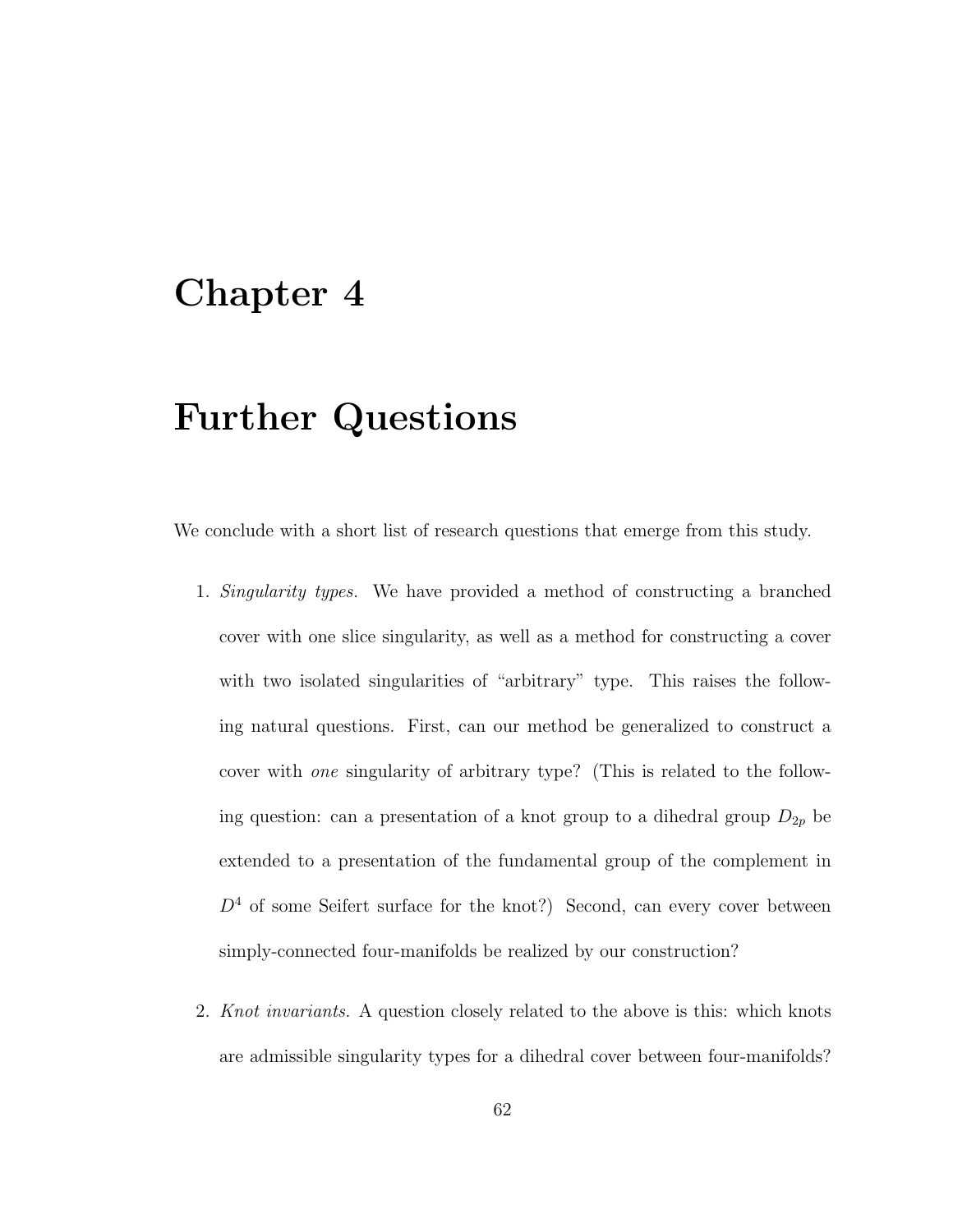# Chapter 4

# Further Questions

We conclude with a short list of research questions that emerge from this study.

1. *Singularity types.* We have provided a method of constructing a branched cover with one slice singularity, as well as a method for constructing a cover with two isolated singularities of "arbitrary" type. This raises the following natural questions. First, can our method be generalized to construct a cover with *one* singularity of arbitrary type? (This is related to the following question: can a presentation of a knot group to a dihedral group $D_{2p}$ be extended to a presentation of the fundamental group of the complement in $D^4$ of some Seifert surface for the knot?) Second, can every cover between simply-connected four-manifolds be realized by our construction?

2. *Knot invariants.* A question closely related to the above is this: which knots are admissible singularity types for a dihedral cover between four-manifolds?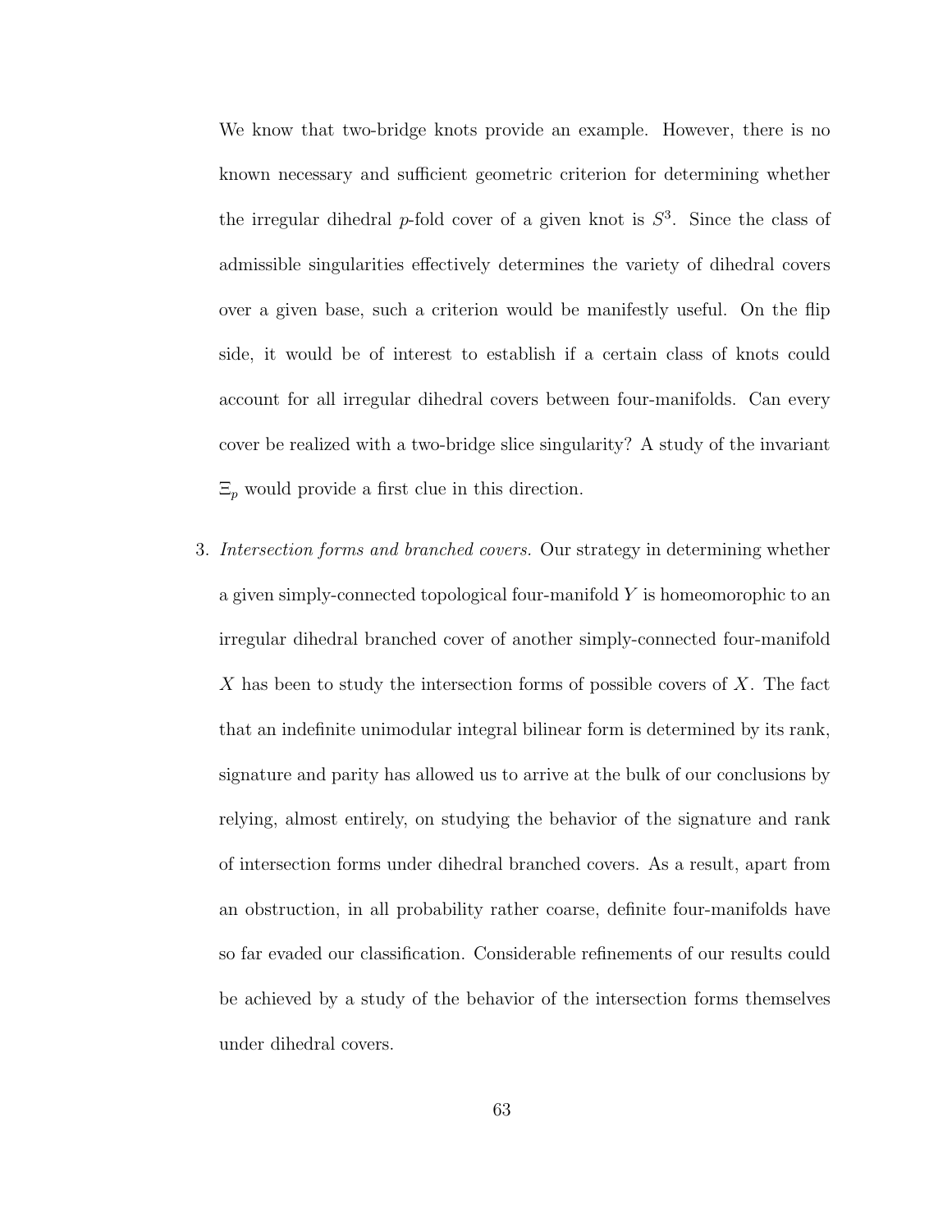We know that two-bridge knots provide an example. However, there is no known necessary and sufficient geometric criterion for determining whether the irregular dihedral $p$-fold cover of a given knot is $S^3$. Since the class of admissible singularities effectively determines the variety of dihedral covers over a given base, such a criterion would be manifestly useful. On the flip side, it would be of interest to establish if a certain class of knots could account for all irregular dihedral covers between four-manifolds. Can every cover be realized with a two-bridge slice singularity? A study of the invariant $\Xi_p$ would provide a first clue in this direction.

3. *Intersection forms and branched covers.* Our strategy in determining whether a given simply-connected topological four-manifold $Y$ is homeomorophic to an irregular dihedral branched cover of another simply-connected four-manifold $X$ has been to study the intersection forms of possible covers of $X$. The fact that an indefinite unimodular integral bilinear form is determined by its rank, signature and parity has allowed us to arrive at the bulk of our conclusions by relying, almost entirely, on studying the behavior of the signature and rank of intersection forms under dihedral branched covers. As a result, apart from an obstruction, in all probability rather coarse, definite four-manifolds have so far evaded our classification. Considerable refinements of our results could be achieved by a study of the behavior of the intersection forms themselves under dihedral covers.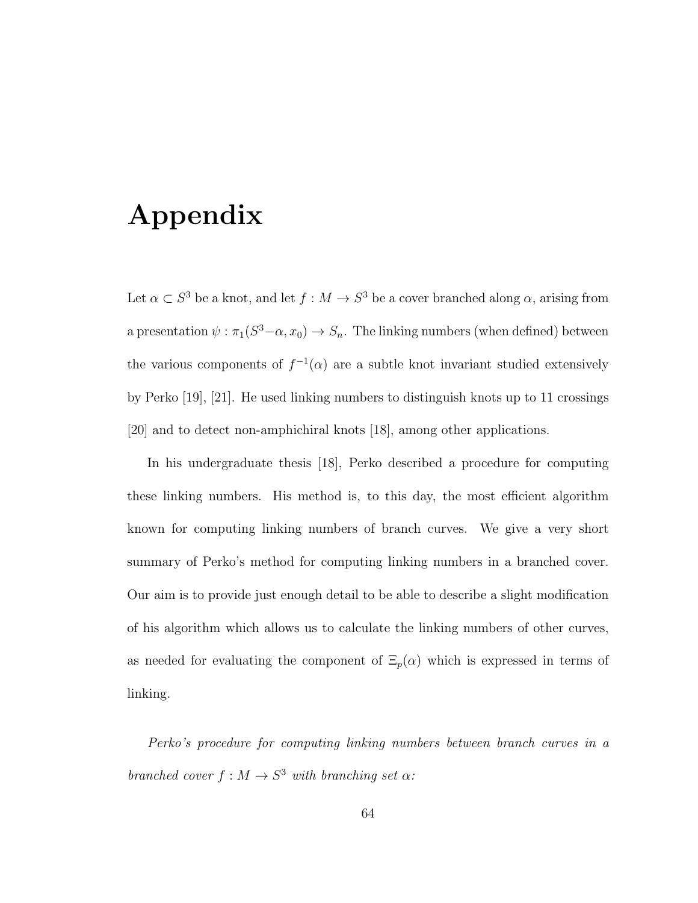# Appendix

Let $\alpha \subset S^3$ be a knot, and let $f : M \to S^3$ be a cover branched along $\alpha$, arising from a presentation $\psi : \pi_1(S^3 - \alpha, x_0) \to S_n$. The linking numbers (when defined) between the various components of $f^{-1}(\alpha)$ are a subtle knot invariant studied extensively by Perko [19], [21]. He used linking numbers to distinguish knots up to 11 crossings [20] and to detect non-amphichiral knots [18], among other applications.

In his undergraduate thesis [18], Perko described a procedure for computing these linking numbers. His method is, to this day, the most efficient algorithm known for computing linking numbers of branch curves. We give a very short summary of Perko's method for computing linking numbers in a branched cover. Our aim is to provide just enough detail to be able to describe a slight modification of his algorithm which allows us to calculate the linking numbers of other curves, as needed for evaluating the component of $\Xi_p(\alpha)$ which is expressed in terms of linking.

*Perko's procedure for computing linking numbers between branch curves in a branched cover $f : M \to S^3$ with branching set $\alpha$:*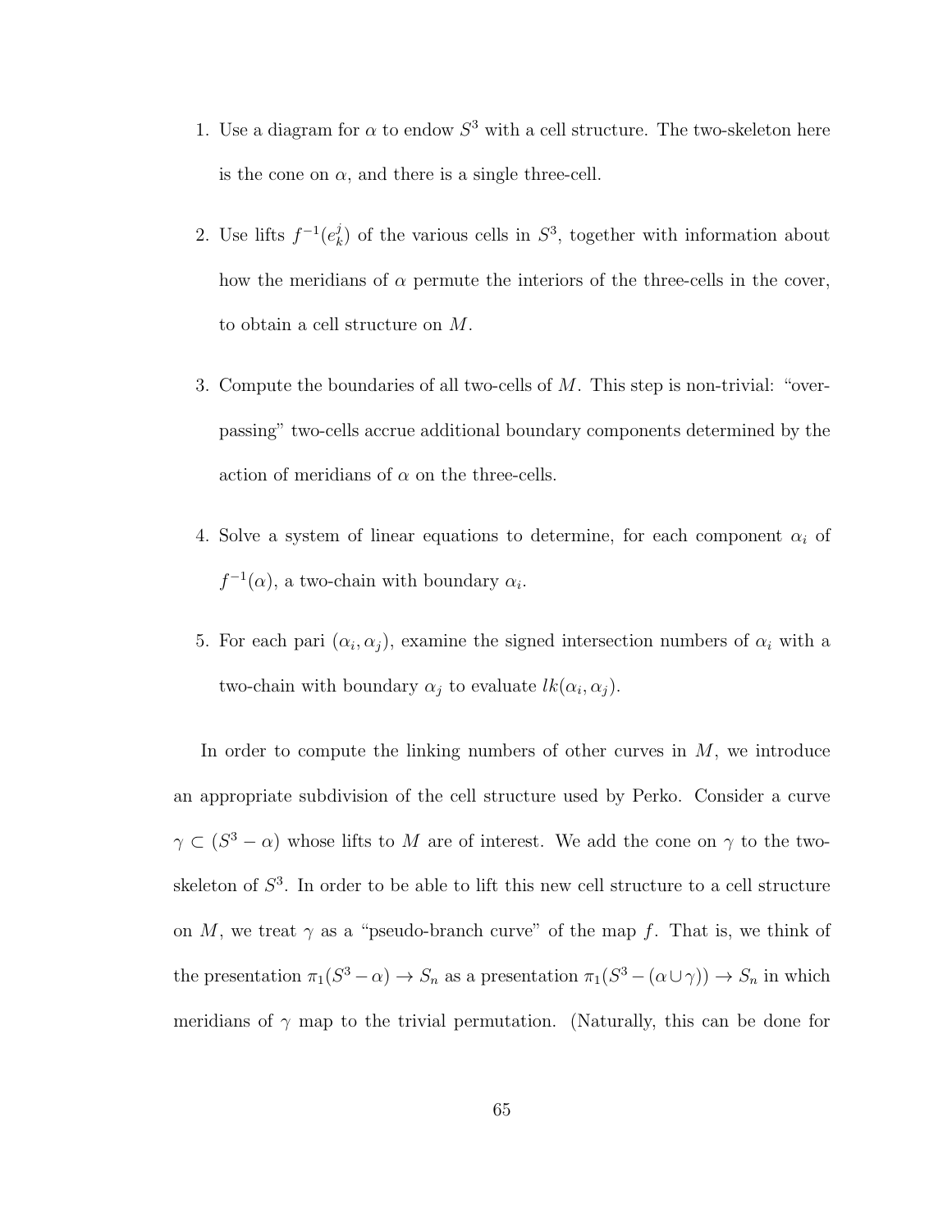1. Use a diagram for $\alpha$ to endow $S^3$ with a cell structure. The two-skeleton here is the cone on $\alpha$, and there is a single three-cell.

2. Use lifts $f^{-1}(e_k^j)$ of the various cells in $S^3$, together with information about how the meridians of $\alpha$ permute the interiors of the three-cells in the cover, to obtain a cell structure on $M$.

3. Compute the boundaries of all two-cells of $M$. This step is non-trivial: "over-passing" two-cells accrue additional boundary components determined by the action of meridians of $\alpha$ on the three-cells.

4. Solve a system of linear equations to determine, for each component $\alpha_i$ of $f^{-1}(\alpha)$, a two-chain with boundary $\alpha_i$.

5. For each pari $(\alpha_i, \alpha_j)$, examine the signed intersection numbers of $\alpha_i$ with a two-chain with boundary $\alpha_j$ to evaluate $lk(\alpha_i, \alpha_j)$.

In order to compute the linking numbers of other curves in $M$, we introduce an appropriate subdivision of the cell structure used by Perko. Consider a curve $\gamma \subset (S^3 - \alpha)$ whose lifts to $M$ are of interest. We add the cone on $\gamma$ to the two-skeleton of $S^3$. In order to be able to lift this new cell structure to a cell structure on $M$, we treat $\gamma$ as a "pseudo-branch curve" of the map $f$. That is, we think of the presentation $\pi_1(S^3 - \alpha) \to S_n$ as a presentation $\pi_1(S^3 - (\alpha \cup \gamma)) \to S_n$ in which meridians of $\gamma$ map to the trivial permutation. (Naturally, this can be done for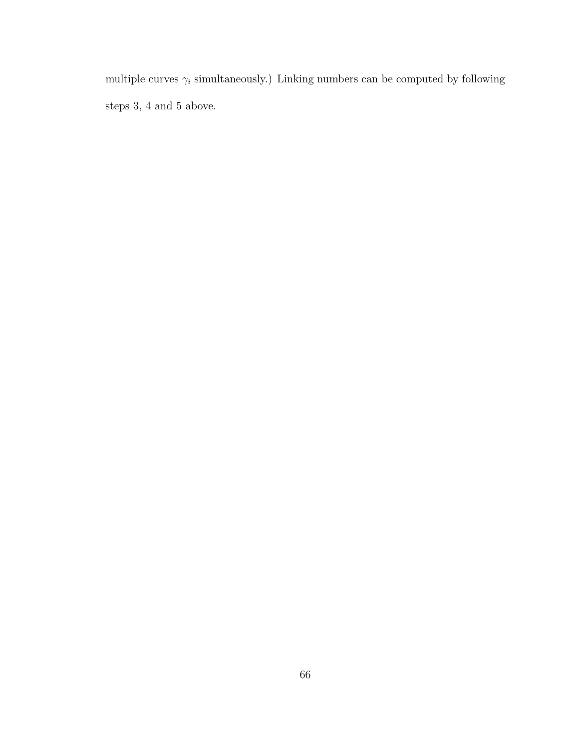multiple curves $\gamma_i$ simultaneously.) Linking numbers can be computed by following steps 3, 4 and 5 above.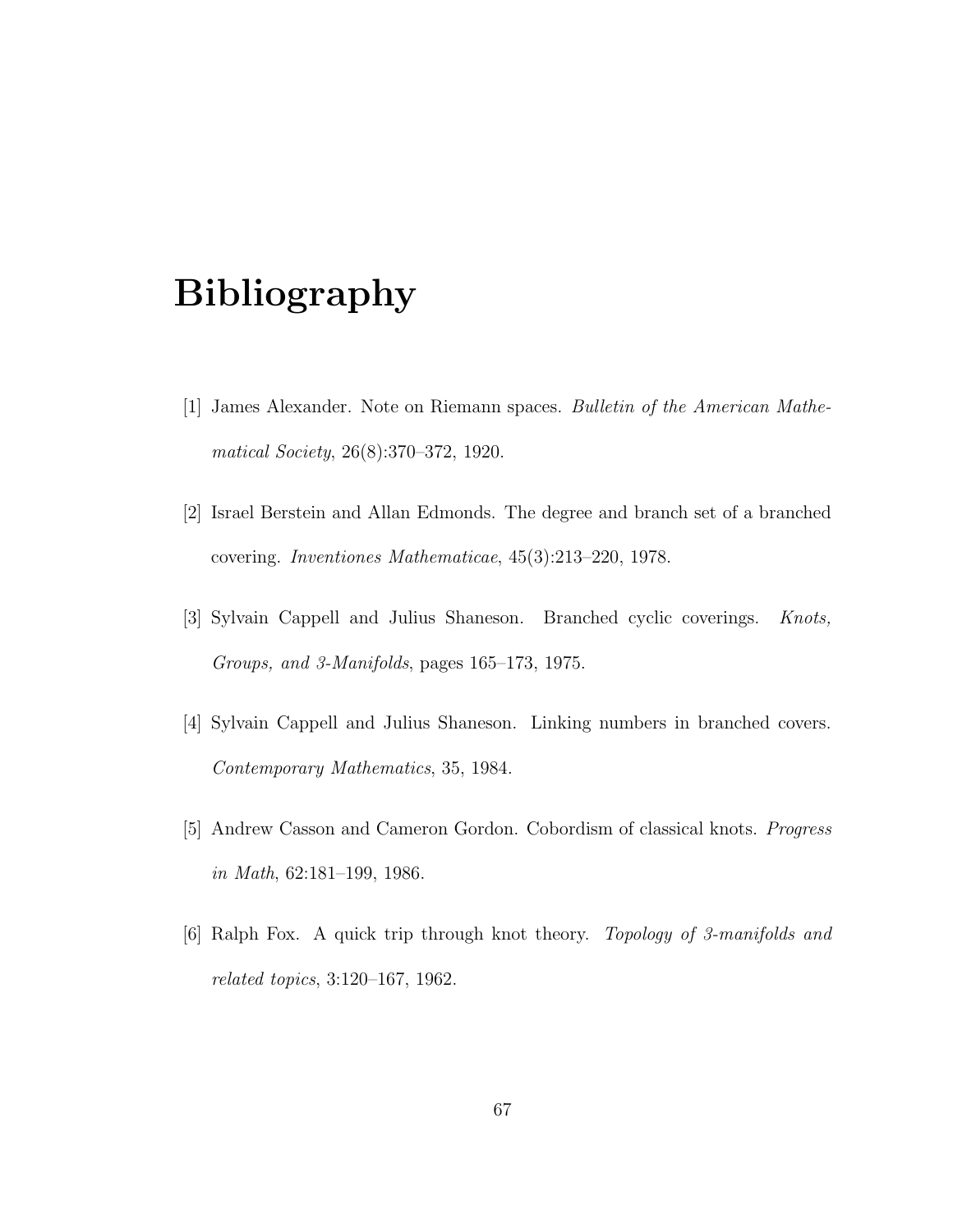# Bibliography

[1] James Alexander. Note on Riemann spaces. *Bulletin of the American Mathematical Society*, 26(8):370–372, 1920.

[2] Israel Berstein and Allan Edmonds. The degree and branch set of a branched covering. *Inventiones Mathematicae*, 45(3):213–220, 1978.

[3] Sylvain Cappell and Julius Shaneson. Branched cyclic coverings. *Knots, Groups, and 3-Manifolds*, pages 165–173, 1975.

[4] Sylvain Cappell and Julius Shaneson. Linking numbers in branched covers. *Contemporary Mathematics*, 35, 1984.

[5] Andrew Casson and Cameron Gordon. Cobordism of classical knots. *Progress in Math*, 62:181–199, 1986.

[6] Ralph Fox. A quick trip through knot theory. *Topology of 3-manifolds and related topics*, 3:120–167, 1962.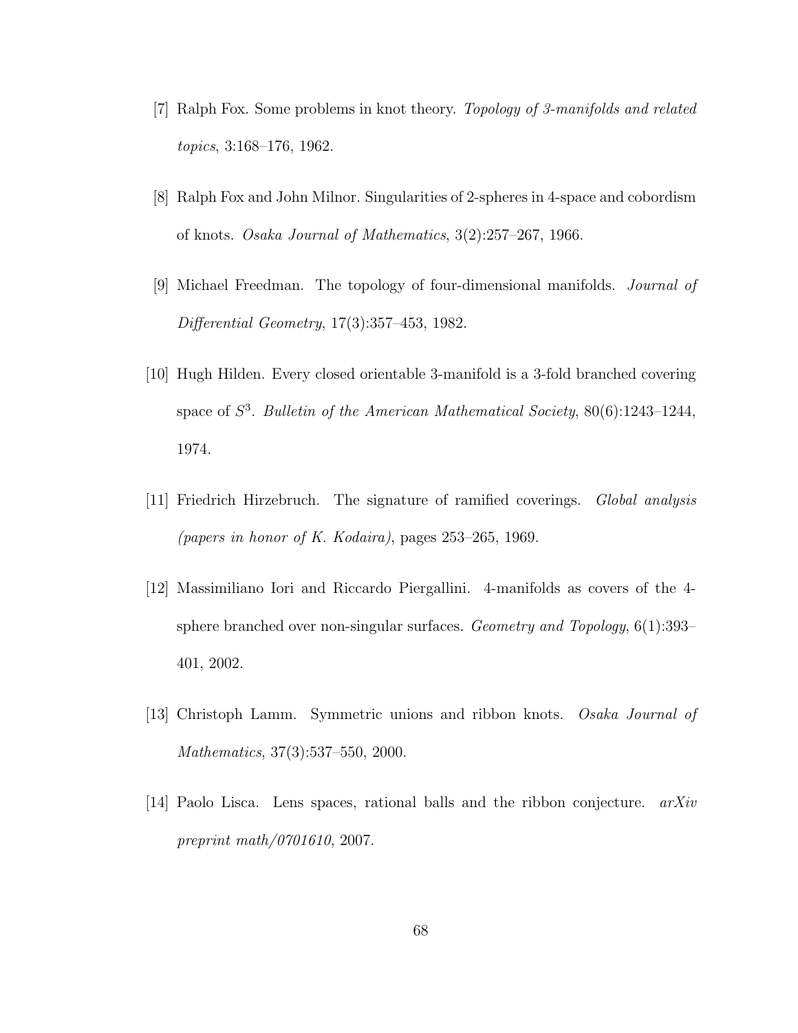[7] Ralph Fox. Some problems in knot theory. *Topology of 3-manifolds and related topics*, 3:168–176, 1962.

[8] Ralph Fox and John Milnor. Singularities of 2-spheres in 4-space and cobordism of knots. *Osaka Journal of Mathematics*, 3(2):257–267, 1966.

[9] Michael Freedman. The topology of four-dimensional manifolds. *Journal of Differential Geometry*, 17(3):357–453, 1982.

[10] Hugh Hilden. Every closed orientable 3-manifold is a 3-fold branched covering space of $S^3$. *Bulletin of the American Mathematical Society*, 80(6):1243–1244, 1974.

[11] Friedrich Hirzebruch. The signature of ramified coverings. *Global analysis (papers in honor of K. Kodaira)*, pages 253–265, 1969.

[12] Massimiliano Iori and Riccardo Piergallini. 4-manifolds as covers of the 4-sphere branched over non-singular surfaces. *Geometry and Topology*, 6(1):393–401, 2002.

[13] Christoph Lamm. Symmetric unions and ribbon knots. *Osaka Journal of Mathematics*, 37(3):537–550, 2000.

[14] Paolo Lisca. Lens spaces, rational balls and the ribbon conjecture. *arXiv preprint math/0701610*, 2007.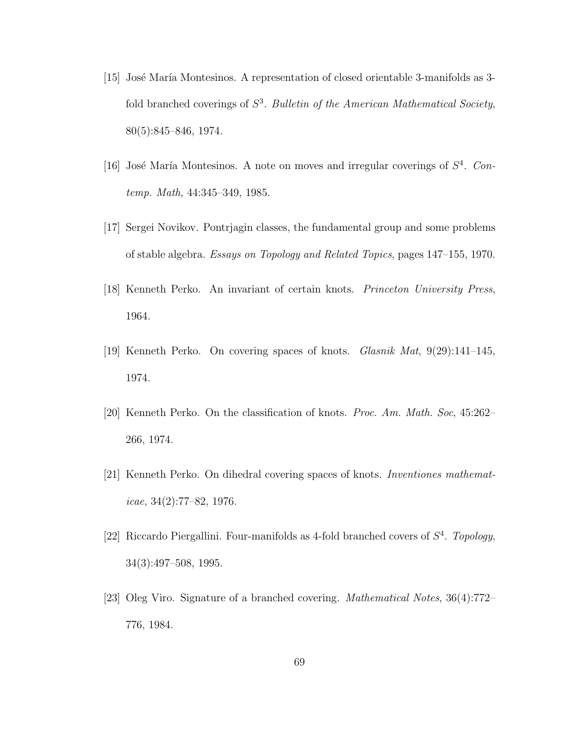[15] José María Montesinos. A representation of closed orientable 3-manifolds as 3-fold branched coverings of $S^3$. *Bulletin of the American Mathematical Society*, 80(5):845–846, 1974.

[16] José María Montesinos. A note on moves and irregular coverings of $S^4$. *Contemp. Math*, 44:345–349, 1985.

[17] Sergei Novikov. Pontrjagin classes, the fundamental group and some problems of stable algebra. *Essays on Topology and Related Topics*, pages 147–155, 1970.

[18] Kenneth Perko. An invariant of certain knots. *Princeton University Press*, 1964.

[19] Kenneth Perko. On covering spaces of knots. *Glasnik Mat*, 9(29):141–145, 1974.

[20] Kenneth Perko. On the classification of knots. *Proc. Am. Math. Soc*, 45:262–266, 1974.

[21] Kenneth Perko. On dihedral covering spaces of knots. *Inventiones mathematicae*, 34(2):77–82, 1976.

[22] Riccardo Piergallini. Four-manifolds as 4-fold branched covers of $S^4$. *Topology*, 34(3):497–508, 1995.

[23] Oleg Viro. Signature of a branched covering. *Mathematical Notes*, 36(4):772–776, 1984.